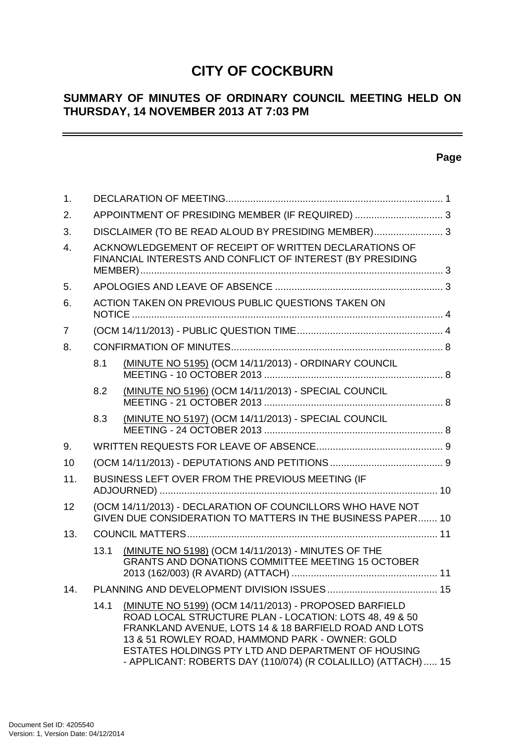# CITY OF COCKBURN

## SUMMARY OF MINUTES OF ORDINARY COUNCIL MEETING HELD ON THURSDAY, 14 NOVEMBER 2013 AT 7:03 PM

**Page**

| | | | |
|---|---|---|---|
| 1. | DECLARATION OF MEETING | | 1 |
| 2. | APPOINTMENT OF PRESIDING MEMBER (IF REQUIRED) | | 3 |
| 3. | DISCLAIMER (TO BE READ ALOUD BY PRESIDING MEMBER) | | 3 |
| 4. | ACKNOWLEDGEMENT OF RECEIPT OF WRITTEN DECLARATIONS OF FINANCIAL INTERESTS AND CONFLICT OF INTEREST (BY PRESIDING MEMBER) | | 3 |
| 5. | APOLOGIES AND LEAVE OF ABSENCE | | 3 |
| 6. | ACTION TAKEN ON PREVIOUS PUBLIC QUESTIONS TAKEN ON NOTICE | | 4 |
| 7 | (OCM 14/11/2013) - PUBLIC QUESTION TIME | | 4 |
| 8. | CONFIRMATION OF MINUTES | | 8 |
| | 8.1 | (MINUTE NO 5195) (OCM 14/11/2013) - ORDINARY COUNCIL MEETING - 10 OCTOBER 2013 | 8 |
| | 8.2 | (MINUTE NO 5196) (OCM 14/11/2013) - SPECIAL COUNCIL MEETING - 21 OCTOBER 2013 | 8 |
| | 8.3 | (MINUTE NO 5197) (OCM 14/11/2013) - SPECIAL COUNCIL MEETING - 24 OCTOBER 2013 | 8 |
| 9. | WRITTEN REQUESTS FOR LEAVE OF ABSENCE | | 9 |
| 10 | (OCM 14/11/2013) - DEPUTATIONS AND PETITIONS | | 9 |
| 11. | BUSINESS LEFT OVER FROM THE PREVIOUS MEETING (IF ADJOURNED) | | 10 |
| 12 | (OCM 14/11/2013) - DECLARATION OF COUNCILLORS WHO HAVE NOT GIVEN DUE CONSIDERATION TO MATTERS IN THE BUSINESS PAPER | | 10 |
| 13. | COUNCIL MATTERS | | 11 |
| | 13.1 | (MINUTE NO 5198) (OCM 14/11/2013) - MINUTES OF THE GRANTS AND DONATIONS COMMITTEE MEETING 15 OCTOBER 2013 (162/003) (R AVARD) (ATTACH) | 11 |
| 14. | PLANNING AND DEVELOPMENT DIVISION ISSUES | | 15 |
| | 14.1 | (MINUTE NO 5199) (OCM 14/11/2013) - PROPOSED BARFIELD ROAD LOCAL STRUCTURE PLAN - LOCATION: LOTS 48, 49 & 50 FRANKLAND AVENUE, LOTS 14 & 18 BARFIELD ROAD AND LOTS 13 & 51 ROWLEY ROAD, HAMMOND PARK - OWNER: GOLD ESTATES HOLDINGS PTY LTD AND DEPARTMENT OF HOUSING - APPLICANT: ROBERTS DAY (110/074) (R COLALILLO) (ATTACH) | 15 |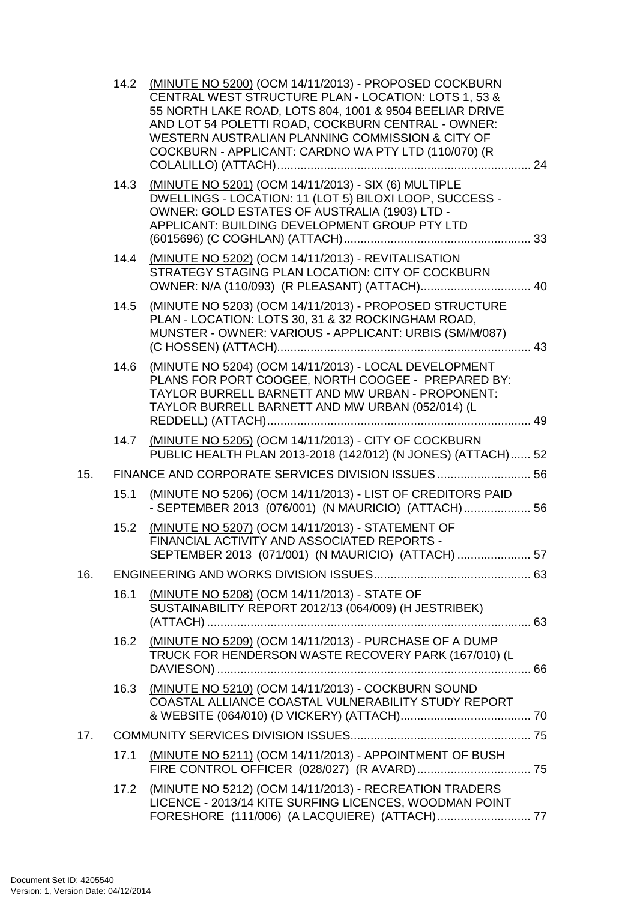14.2 (MINUTE NO 5200) (OCM 14/11/2013) - PROPOSED COCKBURN CENTRAL WEST STRUCTURE PLAN - LOCATION: LOTS 1, 53 & 55 NORTH LAKE ROAD, LOTS 804, 1001 & 9504 BEELIAR DRIVE AND LOT 54 POLETTI ROAD, COCKBURN CENTRAL - OWNER: WESTERN AUSTRALIAN PLANNING COMMISSION & CITY OF COCKBURN - APPLICANT: CARDNO WA PTY LTD (110/070) (R COLALILLO) (ATTACH) ............................................................................ 24

14.3 (MINUTE NO 5201) (OCM 14/11/2013) - SIX (6) MULTIPLE DWELLINGS - LOCATION: 11 (LOT 5) BILOXI LOOP, SUCCESS - OWNER: GOLD ESTATES OF AUSTRALIA (1903) LTD - APPLICANT: BUILDING DEVELOPMENT GROUP PTY LTD (6015696) (C COGHLAN) (ATTACH)........................................................ 33

14.4 (MINUTE NO 5202) (OCM 14/11/2013) - REVITALISATION STRATEGY STAGING PLAN LOCATION: CITY OF COCKBURN OWNER: N/A (110/093) (R PLEASANT) (ATTACH)................................. 40

14.5 (MINUTE NO 5203) (OCM 14/11/2013) - PROPOSED STRUCTURE PLAN - LOCATION: LOTS 30, 31 & 32 ROCKINGHAM ROAD, MUNSTER - OWNER: VARIOUS - APPLICANT: URBIS (SM/M/087) (C HOSSEN) (ATTACH)............................................................................ 43

14.6 (MINUTE NO 5204) (OCM 14/11/2013) - LOCAL DEVELOPMENT PLANS FOR PORT COOGEE, NORTH COOGEE - PREPARED BY: TAYLOR BURRELL BARNETT AND MW URBAN - PROPONENT: TAYLOR BURRELL BARNETT AND MW URBAN (052/014) (L REDDELL) (ATTACH)............................................................................... 49

14.7 (MINUTE NO 5205) (OCM 14/11/2013) - CITY OF COCKBURN PUBLIC HEALTH PLAN 2013-2018 (142/012) (N JONES) (ATTACH)...... 52

15. FINANCE AND CORPORATE SERVICES DIVISION ISSUES ............................ 56

15.1 (MINUTE NO 5206) (OCM 14/11/2013) - LIST OF CREDITORS PAID - SEPTEMBER 2013 (076/001) (N MAURICIO) (ATTACH).................... 56

15.2 (MINUTE NO 5207) (OCM 14/11/2013) - STATEMENT OF FINANCIAL ACTIVITY AND ASSOCIATED REPORTS - SEPTEMBER 2013 (071/001) (N MAURICIO) (ATTACH) ...................... 57

16. ENGINEERING AND WORKS DIVISION ISSUES............................................... 63

16.1 (MINUTE NO 5208) (OCM 14/11/2013) - STATE OF SUSTAINABILITY REPORT 2012/13 (064/009) (H JESTRIBEK) (ATTACH) ................................................................................................. 63

16.2 (MINUTE NO 5209) (OCM 14/11/2013) - PURCHASE OF A DUMP TRUCK FOR HENDERSON WASTE RECOVERY PARK (167/010) (L DAVIESON) .............................................................................................. 66

16.3 (MINUTE NO 5210) (OCM 14/11/2013) - COCKBURN SOUND COASTAL ALLIANCE COASTAL VULNERABILITY STUDY REPORT & WEBSITE (064/010) (D VICKERY) (ATTACH)....................................... 70

17. COMMUNITY SERVICES DIVISION ISSUES...................................................... 75

17.1 (MINUTE NO 5211) (OCM 14/11/2013) - APPOINTMENT OF BUSH FIRE CONTROL OFFICER (028/027) (R AVARD).................................. 75

17.2 (MINUTE NO 5212) (OCM 14/11/2013) - RECREATION TRADERS LICENCE - 2013/14 KITE SURFING LICENCES, WOODMAN POINT FORESHORE (111/006) (A LACQUIERE) (ATTACH)............................ 77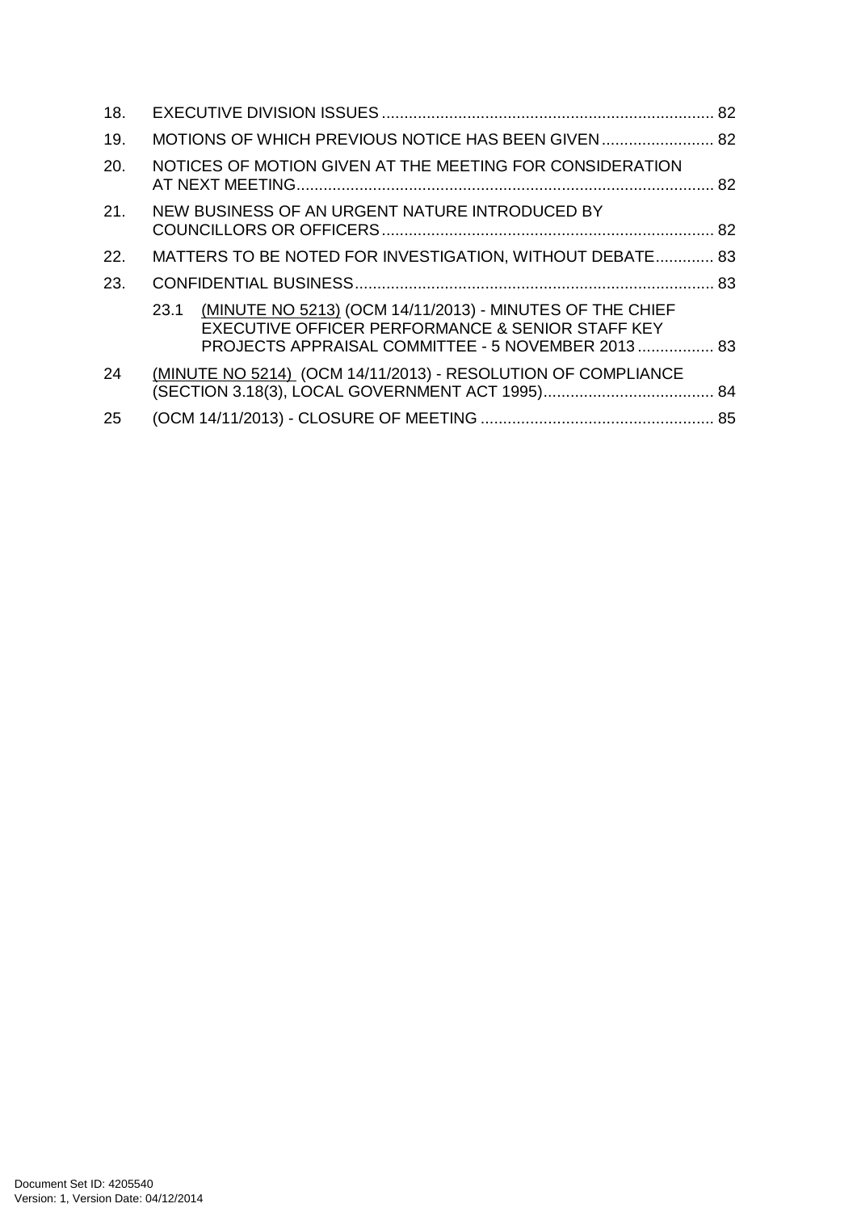18. EXECUTIVE DIVISION ISSUES ........................................................................ 82

19. MOTIONS OF WHICH PREVIOUS NOTICE HAS BEEN GIVEN ......................... 82

20. NOTICES OF MOTION GIVEN AT THE MEETING FOR CONSIDERATION AT NEXT MEETING............................................................................................. 82

21. NEW BUSINESS OF AN URGENT NATURE INTRODUCED BY COUNCILLORS OR OFFICERS ......................................................................... 82

22. MATTERS TO BE NOTED FOR INVESTIGATION, WITHOUT DEBATE............. 83

23. CONFIDENTIAL BUSINESS................................................................................ 83

    23.1 (MINUTE NO 5213) (OCM 14/11/2013) - MINUTES OF THE CHIEF EXECUTIVE OFFICER PERFORMANCE & SENIOR STAFF KEY PROJECTS APPRAISAL COMMITTEE - 5 NOVEMBER 2013 ................. 83

24 (MINUTE NO 5214) (OCM 14/11/2013) - RESOLUTION OF COMPLIANCE (SECTION 3.18(3), LOCAL GOVERNMENT ACT 1995)...................................... 84

25 (OCM 14/11/2013) - CLOSURE OF MEETING .................................................... 85

Document Set ID: 4205540
Version: 1, Version Date: 04/12/2014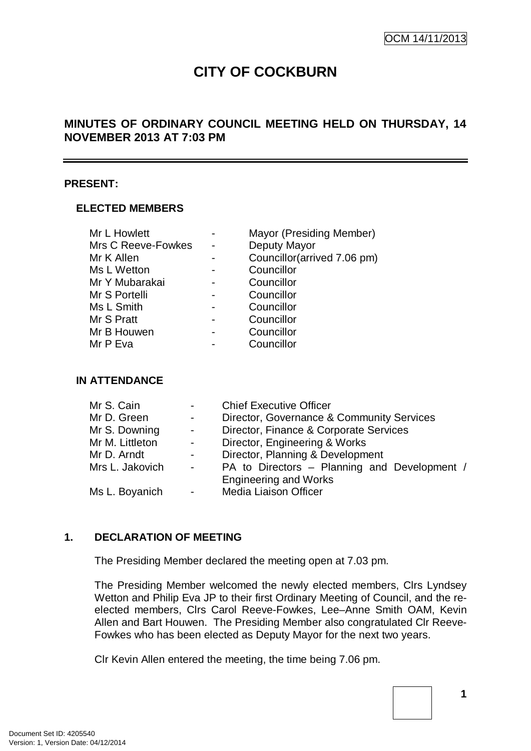# CITY OF COCKBURN

## MINUTES OF ORDINARY COUNCIL MEETING HELD ON THURSDAY, 14 NOVEMBER 2013 AT 7:03 PM

**PRESENT:**

**ELECTED MEMBERS**

| | | |
|---|---|---|
| Mr L Howlett | - | Mayor (Presiding Member) |
| Mrs C Reeve-Fowkes | - | Deputy Mayor |
| Mr K Allen | - | Councillor(arrived 7.06 pm) |
| Ms L Wetton | - | Councillor |
| Mr Y Mubarakai | - | Councillor |
| Mr S Portelli | - | Councillor |
| Ms L Smith | - | Councillor |
| Mr S Pratt | - | Councillor |
| Mr B Houwen | - | Councillor |
| Mr P Eva | - | Councillor |

**IN ATTENDANCE**

| | | |
|---|---|---|
| Mr S. Cain | - | Chief Executive Officer |
| Mr D. Green | - | Director, Governance & Community Services |
| Mr S. Downing | - | Director, Finance & Corporate Services |
| Mr M. Littleton | - | Director, Engineering & Works |
| Mr D. Arndt | - | Director, Planning & Development |
| Mrs L. Jakovich | - | PA to Directors – Planning and Development / Engineering and Works |
| Ms L. Boyanich | - | Media Liaison Officer |

## 1. DECLARATION OF MEETING

The Presiding Member declared the meeting open at 7.03 pm.

The Presiding Member welcomed the newly elected members, Clrs Lyndsey Wetton and Philip Eva JP to their first Ordinary Meeting of Council, and the re-elected members, Clrs Carol Reeve-Fowkes, Lee–Anne Smith OAM, Kevin Allen and Bart Houwen. The Presiding Member also congratulated Clr Reeve-Fowkes who has been elected as Deputy Mayor for the next two years.

Clr Kevin Allen entered the meeting, the time being 7.06 pm.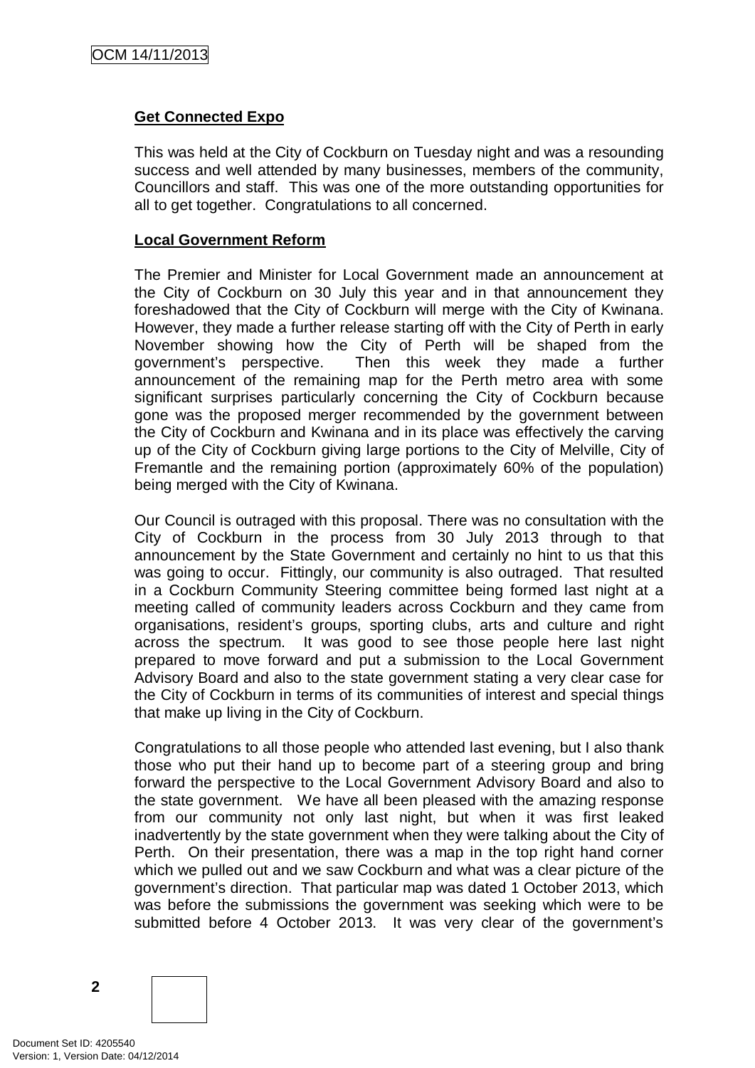**Get Connected Expo**

This was held at the City of Cockburn on Tuesday night and was a resounding success and well attended by many businesses, members of the community, Councillors and staff. This was one of the more outstanding opportunities for all to get together. Congratulations to all concerned.

**Local Government Reform**

The Premier and Minister for Local Government made an announcement at the City of Cockburn on 30 July this year and in that announcement they foreshadowed that the City of Cockburn will merge with the City of Kwinana. However, they made a further release starting off with the City of Perth in early November showing how the City of Perth will be shaped from the government's perspective. Then this week they made a further announcement of the remaining map for the Perth metro area with some significant surprises particularly concerning the City of Cockburn because gone was the proposed merger recommended by the government between the City of Cockburn and Kwinana and in its place was effectively the carving up of the City of Cockburn giving large portions to the City of Melville, City of Fremantle and the remaining portion (approximately 60% of the population) being merged with the City of Kwinana.

Our Council is outraged with this proposal. There was no consultation with the City of Cockburn in the process from 30 July 2013 through to that announcement by the State Government and certainly no hint to us that this was going to occur. Fittingly, our community is also outraged. That resulted in a Cockburn Community Steering committee being formed last night at a meeting called of community leaders across Cockburn and they came from organisations, resident's groups, sporting clubs, arts and culture and right across the spectrum. It was good to see those people here last night prepared to move forward and put a submission to the Local Government Advisory Board and also to the state government stating a very clear case for the City of Cockburn in terms of its communities of interest and special things that make up living in the City of Cockburn.

Congratulations to all those people who attended last evening, but I also thank those who put their hand up to become part of a steering group and bring forward the perspective to the Local Government Advisory Board and also to the state government. We have all been pleased with the amazing response from our community not only last night, but when it was first leaked inadvertently by the state government when they were talking about the City of Perth. On their presentation, there was a map in the top right hand corner which we pulled out and we saw Cockburn and what was a clear picture of the government's direction. That particular map was dated 1 October 2013, which was before the submissions the government was seeking which were to be submitted before 4 October 2013. It was very clear of the government's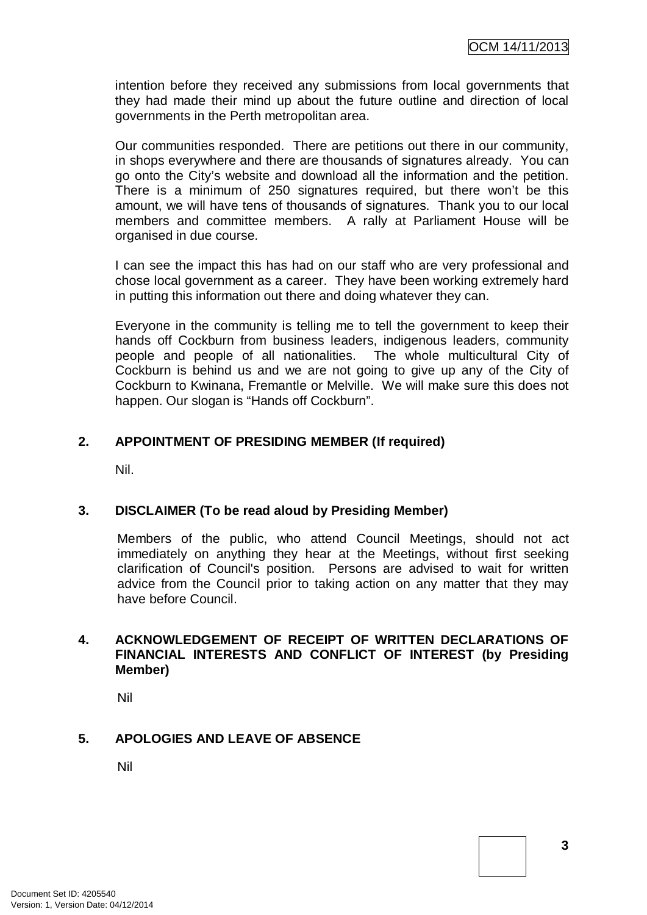intention before they received any submissions from local governments that they had made their mind up about the future outline and direction of local governments in the Perth metropolitan area.

Our communities responded. There are petitions out there in our community, in shops everywhere and there are thousands of signatures already. You can go onto the City's website and download all the information and the petition. There is a minimum of 250 signatures required, but there won't be this amount, we will have tens of thousands of signatures. Thank you to our local members and committee members. A rally at Parliament House will be organised in due course.

I can see the impact this has had on our staff who are very professional and chose local government as a career. They have been working extremely hard in putting this information out there and doing whatever they can.

Everyone in the community is telling me to tell the government to keep their hands off Cockburn from business leaders, indigenous leaders, community people and people of all nationalities. The whole multicultural City of Cockburn is behind us and we are not going to give up any of the City of Cockburn to Kwinana, Fremantle or Melville. We will make sure this does not happen. Our slogan is "Hands off Cockburn".

## 2. APPOINTMENT OF PRESIDING MEMBER (If required)

Nil.

## 3. DISCLAIMER (To be read aloud by Presiding Member)

Members of the public, who attend Council Meetings, should not act immediately on anything they hear at the Meetings, without first seeking clarification of Council's position. Persons are advised to wait for written advice from the Council prior to taking action on any matter that they may have before Council.

## 4. ACKNOWLEDGEMENT OF RECEIPT OF WRITTEN DECLARATIONS OF FINANCIAL INTERESTS AND CONFLICT OF INTEREST (by Presiding Member)

Nil

## 5. APOLOGIES AND LEAVE OF ABSENCE

Nil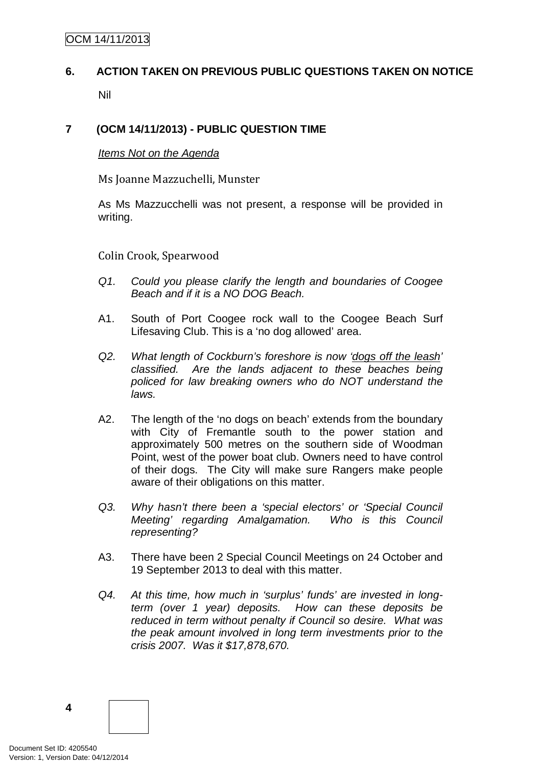## 6. ACTION TAKEN ON PREVIOUS PUBLIC QUESTIONS TAKEN ON NOTICE

Nil

## 7 (OCM 14/11/2013) - PUBLIC QUESTION TIME

*Items Not on the Agenda*

Ms Joanne Mazzuchelli, Munster

As Ms Mazzucchelli was not present, a response will be provided in writing.

Colin Crook, Spearwood

*Q1. Could you please clarify the length and boundaries of Coogee Beach and if it is a NO DOG Beach.*

A1. South of Port Coogee rock wall to the Coogee Beach Surf Lifesaving Club. This is a 'no dog allowed' area.

*Q2. What length of Cockburn's foreshore is now '<u>dogs off the leash</u>' classified. Are the lands adjacent to these beaches being policed for law breaking owners who do NOT understand the laws.*

A2. The length of the 'no dogs on beach' extends from the boundary with City of Fremantle south to the power station and approximately 500 metres on the southern side of Woodman Point, west of the power boat club. Owners need to have control of their dogs. The City will make sure Rangers make people aware of their obligations on this matter.

*Q3. Why hasn't there been a 'special electors' or 'Special Council Meeting' regarding Amalgamation. Who is this Council representing?*

A3. There have been 2 Special Council Meetings on 24 October and 19 September 2013 to deal with this matter.

*Q4. At this time, how much in 'surplus' funds' are invested in long-term (over 1 year) deposits. How can these deposits be reduced in term without penalty if Council so desire. What was the peak amount involved in long term investments prior to the crisis 2007. Was it $17,878,670.*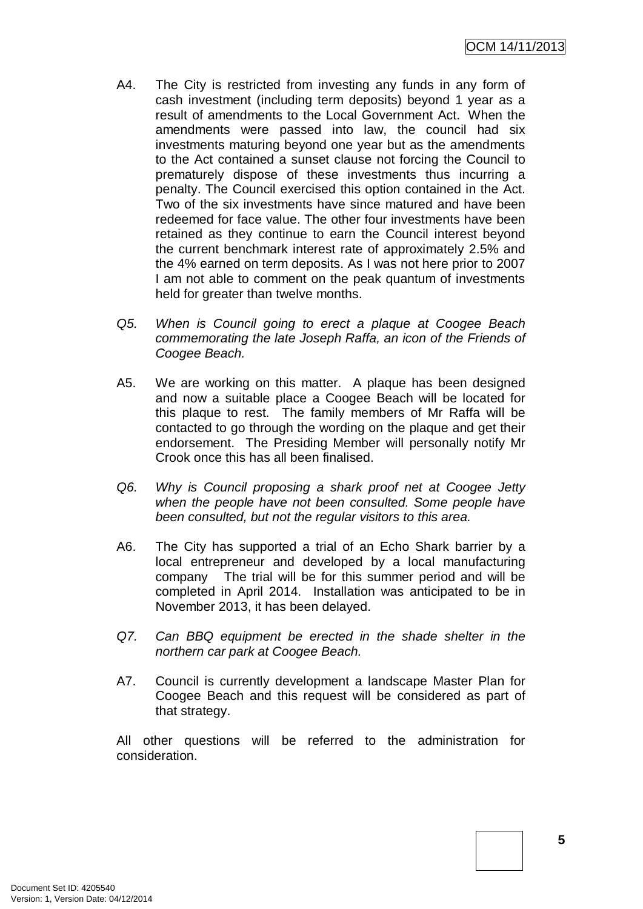A4. The City is restricted from investing any funds in any form of cash investment (including term deposits) beyond 1 year as a result of amendments to the Local Government Act. When the amendments were passed into law, the council had six investments maturing beyond one year but as the amendments to the Act contained a sunset clause not forcing the Council to prematurely dispose of these investments thus incurring a penalty. The Council exercised this option contained in the Act. Two of the six investments have since matured and have been redeemed for face value. The other four investments have been retained as they continue to earn the Council interest beyond the current benchmark interest rate of approximately 2.5% and the 4% earned on term deposits. As I was not here prior to 2007 I am not able to comment on the peak quantum of investments held for greater than twelve months.

*Q5. When is Council going to erect a plaque at Coogee Beach commemorating the late Joseph Raffa, an icon of the Friends of Coogee Beach.*

A5. We are working on this matter. A plaque has been designed and now a suitable place a Coogee Beach will be located for this plaque to rest. The family members of Mr Raffa will be contacted to go through the wording on the plaque and get their endorsement. The Presiding Member will personally notify Mr Crook once this has all been finalised.

*Q6. Why is Council proposing a shark proof net at Coogee Jetty when the people have not been consulted. Some people have been consulted, but not the regular visitors to this area.*

A6. The City has supported a trial of an Echo Shark barrier by a local entrepreneur and developed by a local manufacturing company The trial will be for this summer period and will be completed in April 2014. Installation was anticipated to be in November 2013, it has been delayed.

*Q7. Can BBQ equipment be erected in the shade shelter in the northern car park at Coogee Beach.*

A7. Council is currently development a landscape Master Plan for Coogee Beach and this request will be considered as part of that strategy.

All other questions will be referred to the administration for consideration.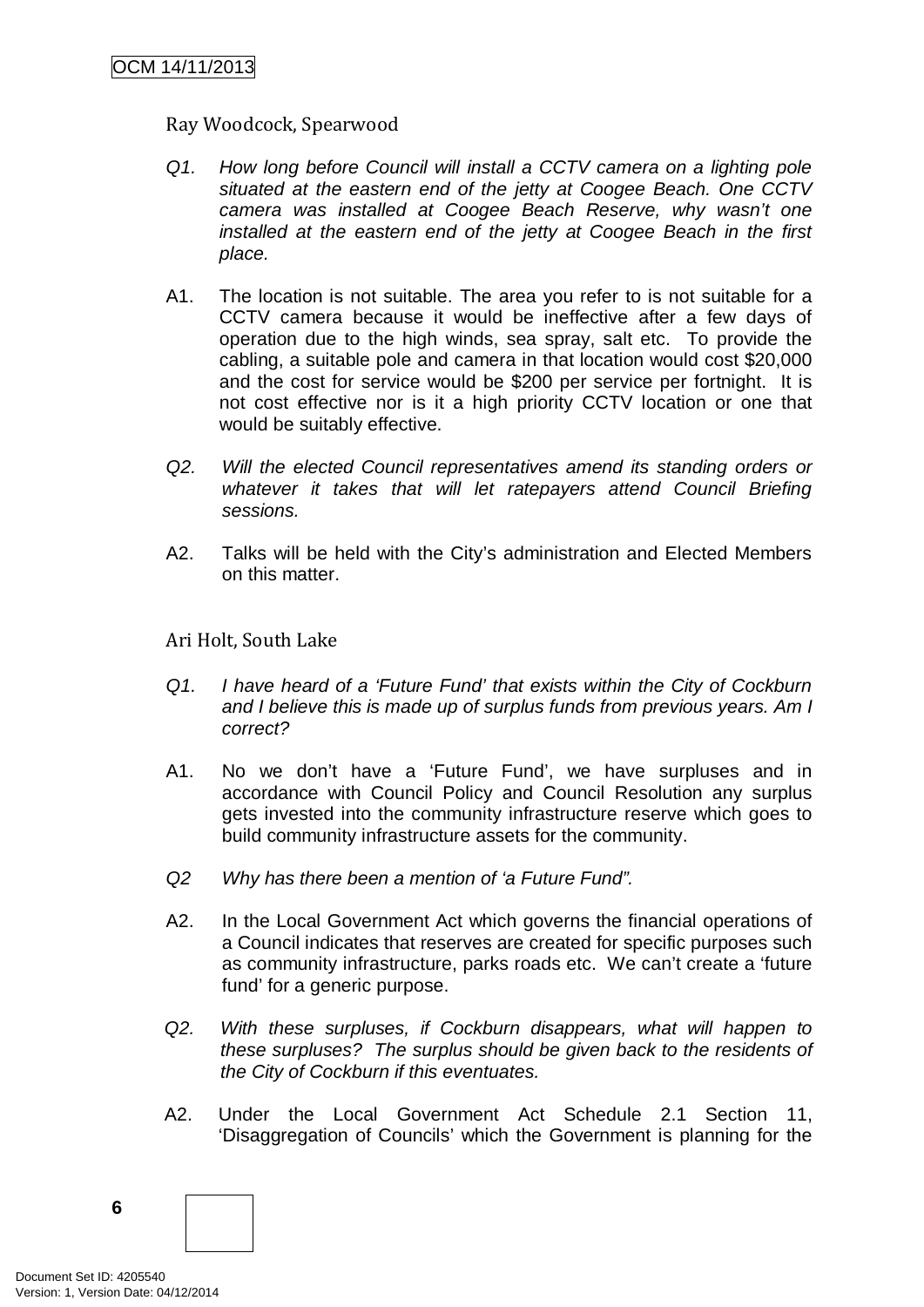Ray Woodcock, Spearwood

*Q1. How long before Council will install a CCTV camera on a lighting pole situated at the eastern end of the jetty at Coogee Beach. One CCTV camera was installed at Coogee Beach Reserve, why wasn't one installed at the eastern end of the jetty at Coogee Beach in the first place.*

A1. The location is not suitable. The area you refer to is not suitable for a CCTV camera because it would be ineffective after a few days of operation due to the high winds, sea spray, salt etc. To provide the cabling, a suitable pole and camera in that location would cost $20,000 and the cost for service would be $200 per service per fortnight. It is not cost effective nor is it a high priority CCTV location or one that would be suitably effective.

*Q2. Will the elected Council representatives amend its standing orders or whatever it takes that will let ratepayers attend Council Briefing sessions.*

A2. Talks will be held with the City's administration and Elected Members on this matter.

Ari Holt, South Lake

*Q1. I have heard of a 'Future Fund' that exists within the City of Cockburn and I believe this is made up of surplus funds from previous years. Am I correct?*

A1. No we don't have a 'Future Fund', we have surpluses and in accordance with Council Policy and Council Resolution any surplus gets invested into the community infrastructure reserve which goes to build community infrastructure assets for the community.

*Q2 Why has there been a mention of 'a Future Fund".*

A2. In the Local Government Act which governs the financial operations of a Council indicates that reserves are created for specific purposes such as community infrastructure, parks roads etc. We can't create a 'future fund' for a generic purpose.

*Q2. With these surpluses, if Cockburn disappears, what will happen to these surpluses? The surplus should be given back to the residents of the City of Cockburn if this eventuates.*

A2. Under the Local Government Act Schedule 2.1 Section 11, 'Disaggregation of Councils' which the Government is planning for the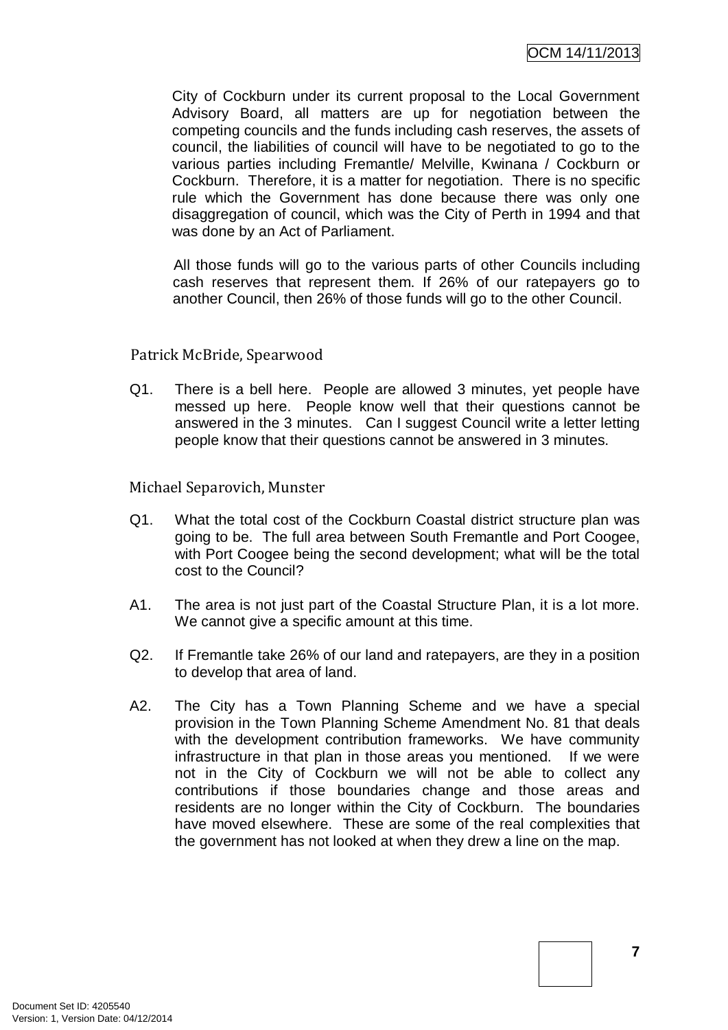City of Cockburn under its current proposal to the Local Government Advisory Board, all matters are up for negotiation between the competing councils and the funds including cash reserves, the assets of council, the liabilities of council will have to be negotiated to go to the various parties including Fremantle/ Melville, Kwinana / Cockburn or Cockburn. Therefore, it is a matter for negotiation. There is no specific rule which the Government has done because there was only one disaggregation of council, which was the City of Perth in 1994 and that was done by an Act of Parliament.

All those funds will go to the various parts of other Councils including cash reserves that represent them. If 26% of our ratepayers go to another Council, then 26% of those funds will go to the other Council.

### Patrick McBride, Spearwood

Q1. There is a bell here. People are allowed 3 minutes, yet people have messed up here. People know well that their questions cannot be answered in the 3 minutes. Can I suggest Council write a letter letting people know that their questions cannot be answered in 3 minutes.

### Michael Separovich, Munster

Q1. What the total cost of the Cockburn Coastal district structure plan was going to be. The full area between South Fremantle and Port Coogee, with Port Coogee being the second development; what will be the total cost to the Council?

A1. The area is not just part of the Coastal Structure Plan, it is a lot more. We cannot give a specific amount at this time.

Q2. If Fremantle take 26% of our land and ratepayers, are they in a position to develop that area of land.

A2. The City has a Town Planning Scheme and we have a special provision in the Town Planning Scheme Amendment No. 81 that deals with the development contribution frameworks. We have community infrastructure in that plan in those areas you mentioned. If we were not in the City of Cockburn we will not be able to collect any contributions if those boundaries change and those areas and residents are no longer within the City of Cockburn. The boundaries have moved elsewhere. These are some of the real complexities that the government has not looked at when they drew a line on the map.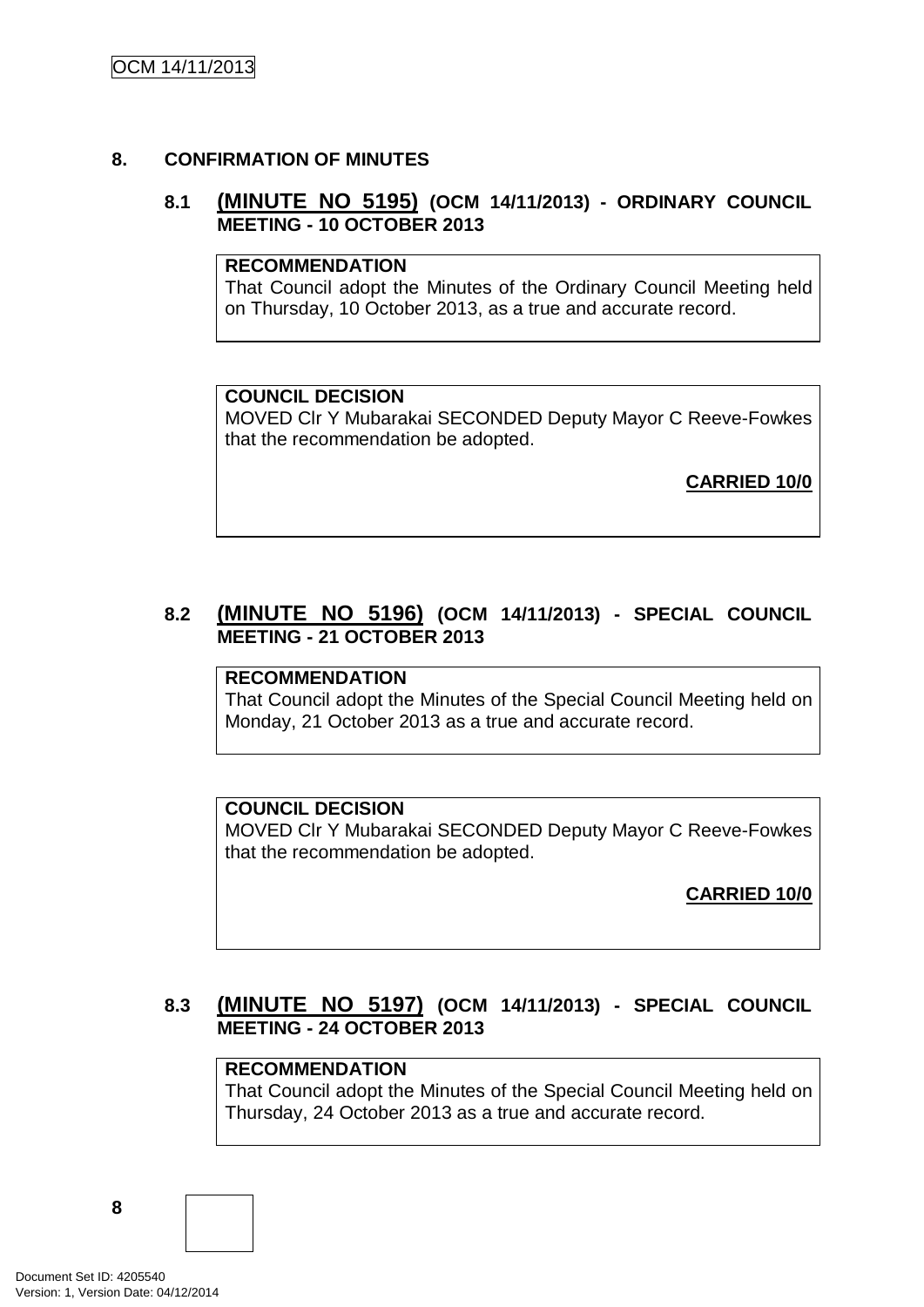## 8. CONFIRMATION OF MINUTES

### 8.1 (MINUTE NO 5195) (OCM 14/11/2013) - ORDINARY COUNCIL MEETING - 10 OCTOBER 2013

**RECOMMENDATION**
That Council adopt the Minutes of the Ordinary Council Meeting held on Thursday, 10 October 2013, as a true and accurate record.

**COUNCIL DECISION**
MOVED Clr Y Mubarakai SECONDED Deputy Mayor C Reeve-Fowkes that the recommendation be adopted.

**CARRIED 10/0**

### 8.2 (MINUTE NO 5196) (OCM 14/11/2013) - SPECIAL COUNCIL MEETING - 21 OCTOBER 2013

**RECOMMENDATION**
That Council adopt the Minutes of the Special Council Meeting held on Monday, 21 October 2013 as a true and accurate record.

**COUNCIL DECISION**
MOVED Clr Y Mubarakai SECONDED Deputy Mayor C Reeve-Fowkes that the recommendation be adopted.

**CARRIED 10/0**

### 8.3 (MINUTE NO 5197) (OCM 14/11/2013) - SPECIAL COUNCIL MEETING - 24 OCTOBER 2013

**RECOMMENDATION**
That Council adopt the Minutes of the Special Council Meeting held on Thursday, 24 October 2013 as a true and accurate record.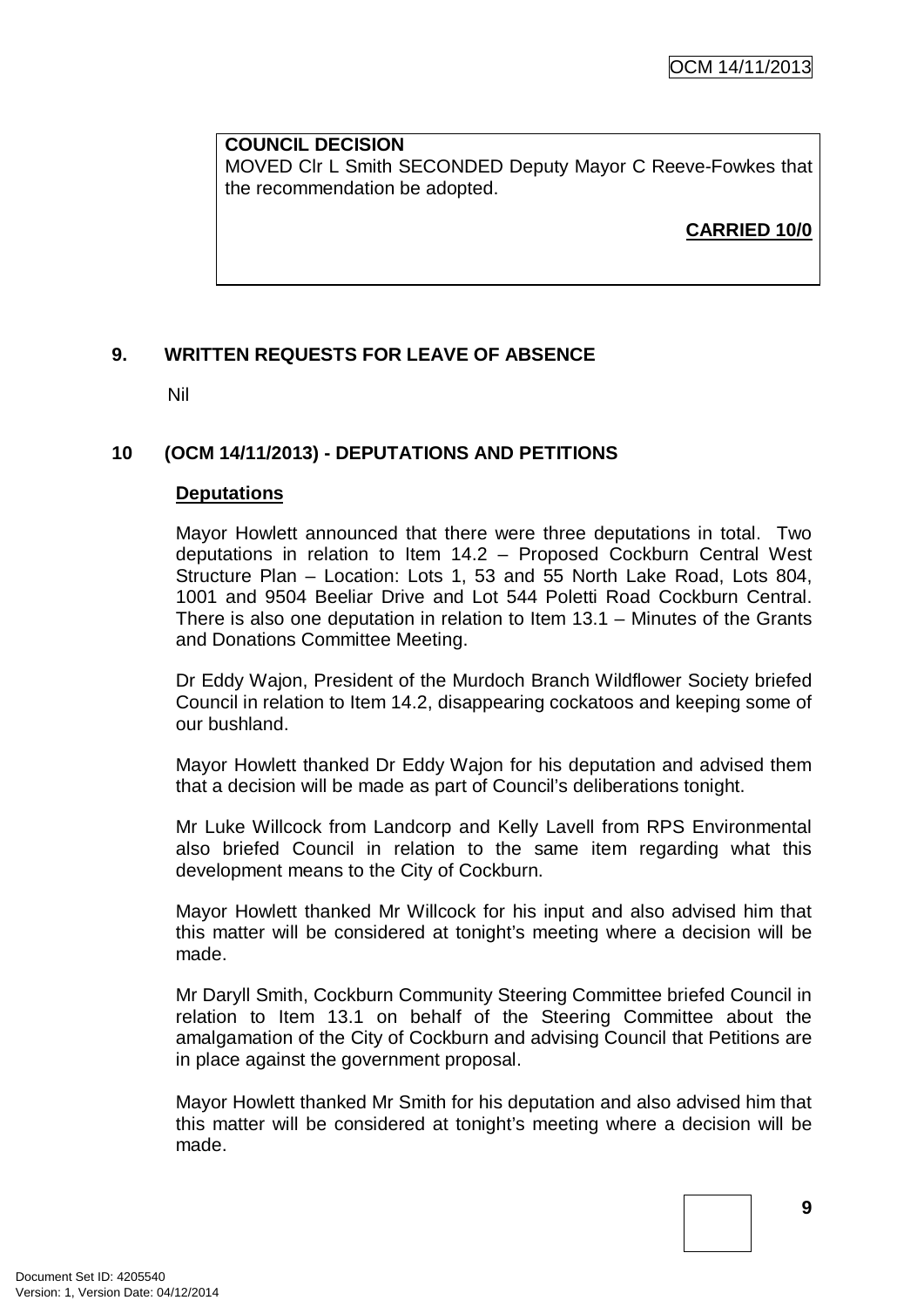**COUNCIL DECISION**
MOVED Clr L Smith SECONDED Deputy Mayor C Reeve-Fowkes that the recommendation be adopted.

**CARRIED 10/0**

## 9. WRITTEN REQUESTS FOR LEAVE OF ABSENCE

Nil

## 10 (OCM 14/11/2013) - DEPUTATIONS AND PETITIONS

**Deputations**

Mayor Howlett announced that there were three deputations in total. Two deputations in relation to Item 14.2 – Proposed Cockburn Central West Structure Plan – Location: Lots 1, 53 and 55 North Lake Road, Lots 804, 1001 and 9504 Beeliar Drive and Lot 544 Poletti Road Cockburn Central. There is also one deputation in relation to Item 13.1 – Minutes of the Grants and Donations Committee Meeting.

Dr Eddy Wajon, President of the Murdoch Branch Wildflower Society briefed Council in relation to Item 14.2, disappearing cockatoos and keeping some of our bushland.

Mayor Howlett thanked Dr Eddy Wajon for his deputation and advised them that a decision will be made as part of Council's deliberations tonight.

Mr Luke Willcock from Landcorp and Kelly Lavell from RPS Environmental also briefed Council in relation to the same item regarding what this development means to the City of Cockburn.

Mayor Howlett thanked Mr Willcock for his input and also advised him that this matter will be considered at tonight's meeting where a decision will be made.

Mr Daryll Smith, Cockburn Community Steering Committee briefed Council in relation to Item 13.1 on behalf of the Steering Committee about the amalgamation of the City of Cockburn and advising Council that Petitions are in place against the government proposal.

Mayor Howlett thanked Mr Smith for his deputation and also advised him that this matter will be considered at tonight's meeting where a decision will be made.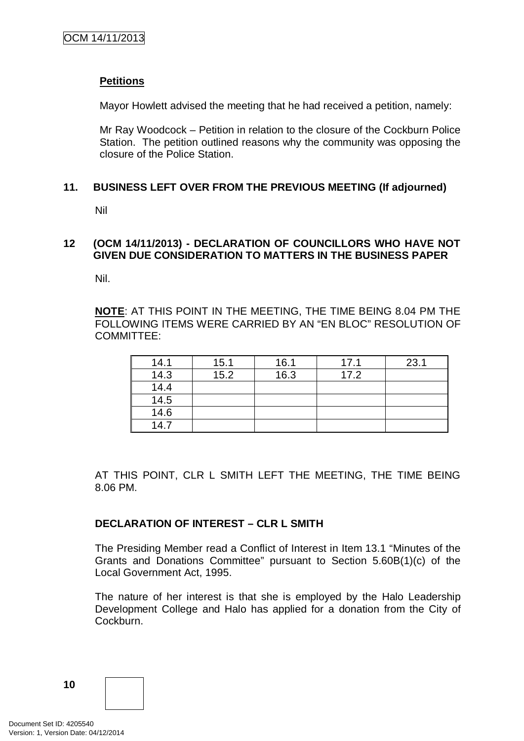**Petitions**

Mayor Howlett advised the meeting that he had received a petition, namely:

Mr Ray Woodcock – Petition in relation to the closure of the Cockburn Police Station. The petition outlined reasons why the community was opposing the closure of the Police Station.

## 11. BUSINESS LEFT OVER FROM THE PREVIOUS MEETING (If adjourned)

Nil

## 12 (OCM 14/11/2013) - DECLARATION OF COUNCILLORS WHO HAVE NOT GIVEN DUE CONSIDERATION TO MATTERS IN THE BUSINESS PAPER

Nil.

**NOTE**: AT THIS POINT IN THE MEETING, THE TIME BEING 8.04 PM THE FOLLOWING ITEMS WERE CARRIED BY AN "EN BLOC" RESOLUTION OF COMMITTEE:

| 14.1 | 15.1 | 16.1 | 17.1 | 23.1 |
|---|---|---|---|---|
| 14.3 | 15.2 | 16.3 | 17.2 | |
| 14.4 | | | | |
| 14.5 | | | | |
| 14.6 | | | | |
| 14.7 | | | | |

AT THIS POINT, CLR L SMITH LEFT THE MEETING, THE TIME BEING 8.06 PM.

**DECLARATION OF INTEREST – CLR L SMITH**

The Presiding Member read a Conflict of Interest in Item 13.1 "Minutes of the Grants and Donations Committee" pursuant to Section 5.60B(1)(c) of the Local Government Act, 1995.

The nature of her interest is that she is employed by the Halo Leadership Development College and Halo has applied for a donation from the City of Cockburn.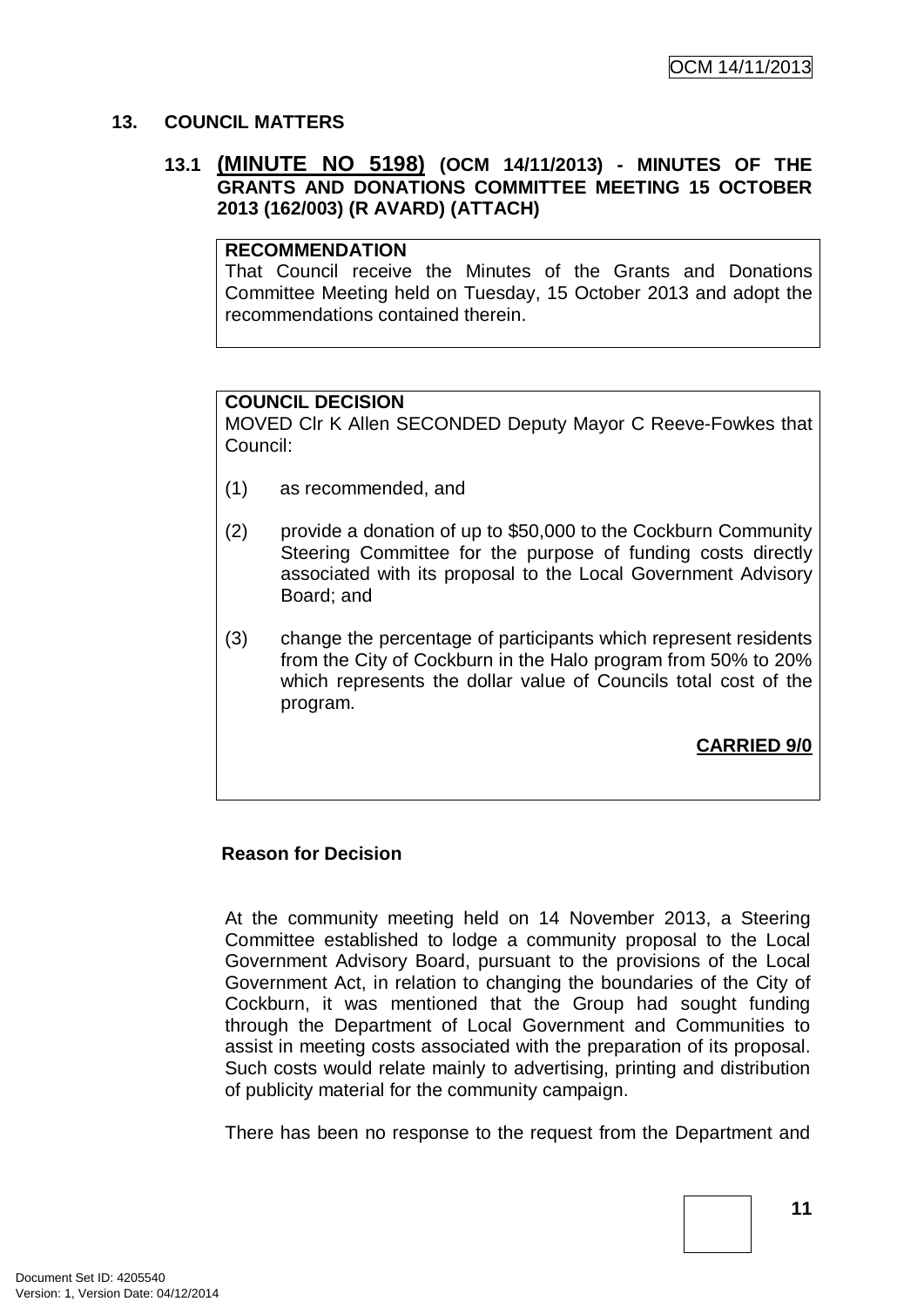## 13. COUNCIL MATTERS

### 13.1 (MINUTE NO 5198) (OCM 14/11/2013) - MINUTES OF THE GRANTS AND DONATIONS COMMITTEE MEETING 15 OCTOBER 2013 (162/003) (R AVARD) (ATTACH)

**RECOMMENDATION**
That Council receive the Minutes of the Grants and Donations Committee Meeting held on Tuesday, 15 October 2013 and adopt the recommendations contained therein.

**COUNCIL DECISION**
MOVED Clr K Allen SECONDED Deputy Mayor C Reeve-Fowkes that Council:

(1) as recommended, and

(2) provide a donation of up to $50,000 to the Cockburn Community Steering Committee for the purpose of funding costs directly associated with its proposal to the Local Government Advisory Board; and

(3) change the percentage of participants which represent residents from the City of Cockburn in the Halo program from 50% to 20% which represents the dollar value of Councils total cost of the program.

**CARRIED 9/0**

**Reason for Decision**

At the community meeting held on 14 November 2013, a Steering Committee established to lodge a community proposal to the Local Government Advisory Board, pursuant to the provisions of the Local Government Act, in relation to changing the boundaries of the City of Cockburn, it was mentioned that the Group had sought funding through the Department of Local Government and Communities to assist in meeting costs associated with the preparation of its proposal. Such costs would relate mainly to advertising, printing and distribution of publicity material for the community campaign.

There has been no response to the request from the Department and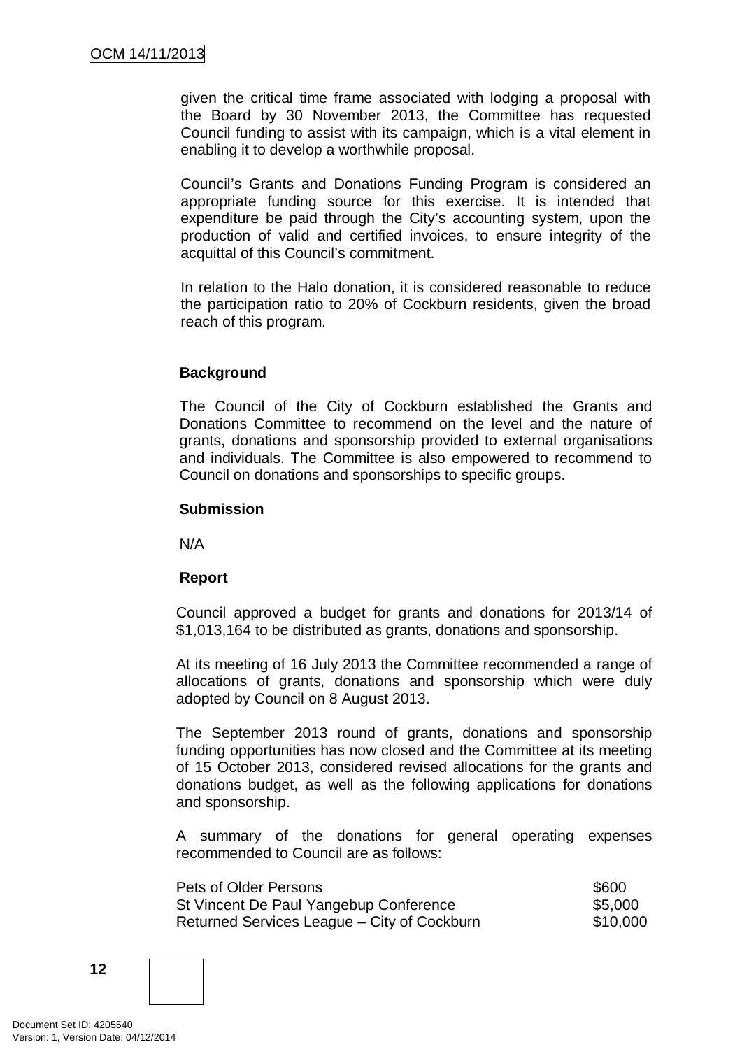given the critical time frame associated with lodging a proposal with the Board by 30 November 2013, the Committee has requested Council funding to assist with its campaign, which is a vital element in enabling it to develop a worthwhile proposal.

Council's Grants and Donations Funding Program is considered an appropriate funding source for this exercise. It is intended that expenditure be paid through the City's accounting system, upon the production of valid and certified invoices, to ensure integrity of the acquittal of this Council's commitment.

In relation to the Halo donation, it is considered reasonable to reduce the participation ratio to 20% of Cockburn residents, given the broad reach of this program.

**Background**

The Council of the City of Cockburn established the Grants and Donations Committee to recommend on the level and the nature of grants, donations and sponsorship provided to external organisations and individuals. The Committee is also empowered to recommend to Council on donations and sponsorships to specific groups.

**Submission**

N/A

**Report**

Council approved a budget for grants and donations for 2013/14 of $1,013,164 to be distributed as grants, donations and sponsorship.

At its meeting of 16 July 2013 the Committee recommended a range of allocations of grants, donations and sponsorship which were duly adopted by Council on 8 August 2013.

The September 2013 round of grants, donations and sponsorship funding opportunities has now closed and the Committee at its meeting of 15 October 2013, considered revised allocations for the grants and donations budget, as well as the following applications for donations and sponsorship.

A summary of the donations for general operating expenses recommended to Council are as follows:

| | |
|---|---|
| Pets of Older Persons | $600 |
| St Vincent De Paul Yangebup Conference | $5,000 |
| Returned Services League – City of Cockburn | $10,000 |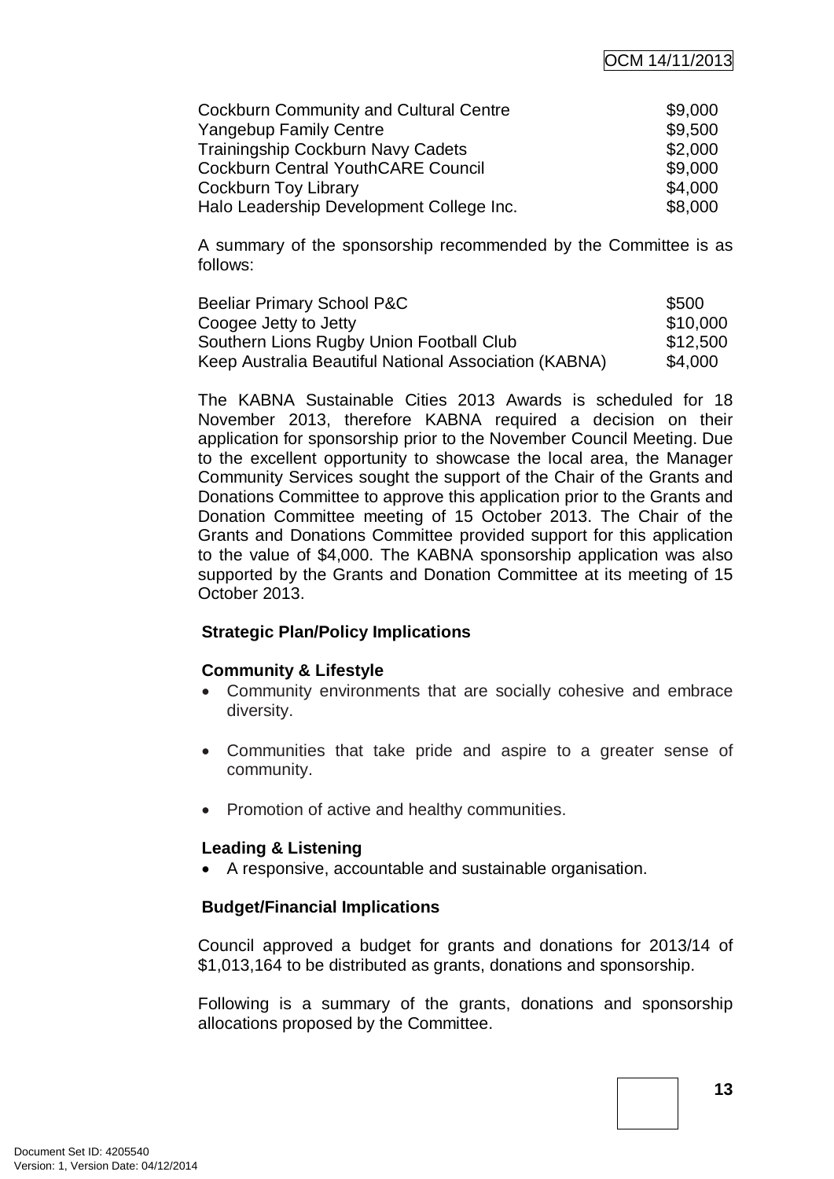| | |
|---|---|
| Cockburn Community and Cultural Centre | $9,000 |
| Yangebup Family Centre | $9,500 |
| Trainingship Cockburn Navy Cadets | $2,000 |
| Cockburn Central YouthCARE Council | $9,000 |
| Cockburn Toy Library | $4,000 |
| Halo Leadership Development College Inc. | $8,000 |

A summary of the sponsorship recommended by the Committee is as follows:

| | |
|---|---|
| Beeliar Primary School P&C | $500 |
| Coogee Jetty to Jetty | $10,000 |
| Southern Lions Rugby Union Football Club | $12,500 |
| Keep Australia Beautiful National Association (KABNA) | $4,000 |

The KABNA Sustainable Cities 2013 Awards is scheduled for 18 November 2013, therefore KABNA required a decision on their application for sponsorship prior to the November Council Meeting. Due to the excellent opportunity to showcase the local area, the Manager Community Services sought the support of the Chair of the Grants and Donations Committee to approve this application prior to the Grants and Donation Committee meeting of 15 October 2013. The Chair of the Grants and Donations Committee provided support for this application to the value of $4,000. The KABNA sponsorship application was also supported by the Grants and Donation Committee at its meeting of 15 October 2013.

**Strategic Plan/Policy Implications**

**Community & Lifestyle**

- Community environments that are socially cohesive and embrace diversity.
- Communities that take pride and aspire to a greater sense of community.
- Promotion of active and healthy communities.

**Leading & Listening**

- A responsive, accountable and sustainable organisation.

**Budget/Financial Implications**

Council approved a budget for grants and donations for 2013/14 of $1,013,164 to be distributed as grants, donations and sponsorship.

Following is a summary of the grants, donations and sponsorship allocations proposed by the Committee.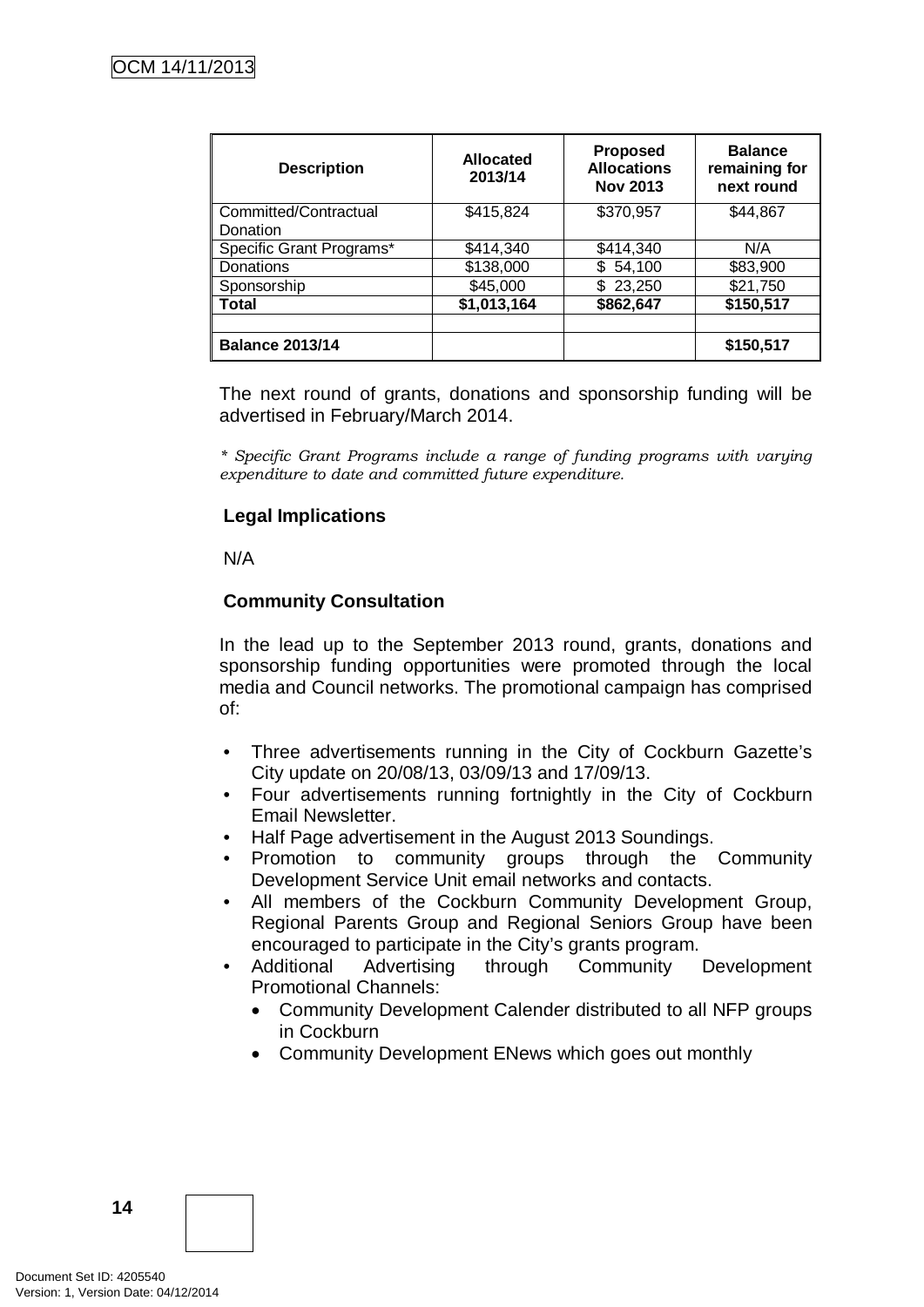| Description | Allocated 2013/14 | Proposed Allocations Nov 2013 | Balance remaining for next round |
|---|---|---|---|
| Committed/Contractual Donation | $415,824 | $370,957 | $44,867 |
| Specific Grant Programs* | $414,340 | $414,340 | N/A |
| Donations | $138,000 | $ 54,100 | $83,900 |
| Sponsorship | $45,000 | $ 23,250 | $21,750 |
| **Total** | **$1,013,164** | **$862,647** | **$150,517** |
| | | | |
| **Balance 2013/14** | | | **$150,517** |

The next round of grants, donations and sponsorship funding will be advertised in February/March 2014.

*\* Specific Grant Programs include a range of funding programs with varying expenditure to date and committed future expenditure.*

**Legal Implications**

N/A

**Community Consultation**

In the lead up to the September 2013 round, grants, donations and sponsorship funding opportunities were promoted through the local media and Council networks. The promotional campaign has comprised of:

- Three advertisements running in the City of Cockburn Gazette's City update on 20/08/13, 03/09/13 and 17/09/13.
- Four advertisements running fortnightly in the City of Cockburn Email Newsletter.
- Half Page advertisement in the August 2013 Soundings.
- Promotion to community groups through the Community Development Service Unit email networks and contacts.
- All members of the Cockburn Community Development Group, Regional Parents Group and Regional Seniors Group have been encouraged to participate in the City's grants program.
- Additional Advertising through Community Development Promotional Channels:
  - Community Development Calender distributed to all NFP groups in Cockburn
  - Community Development ENews which goes out monthly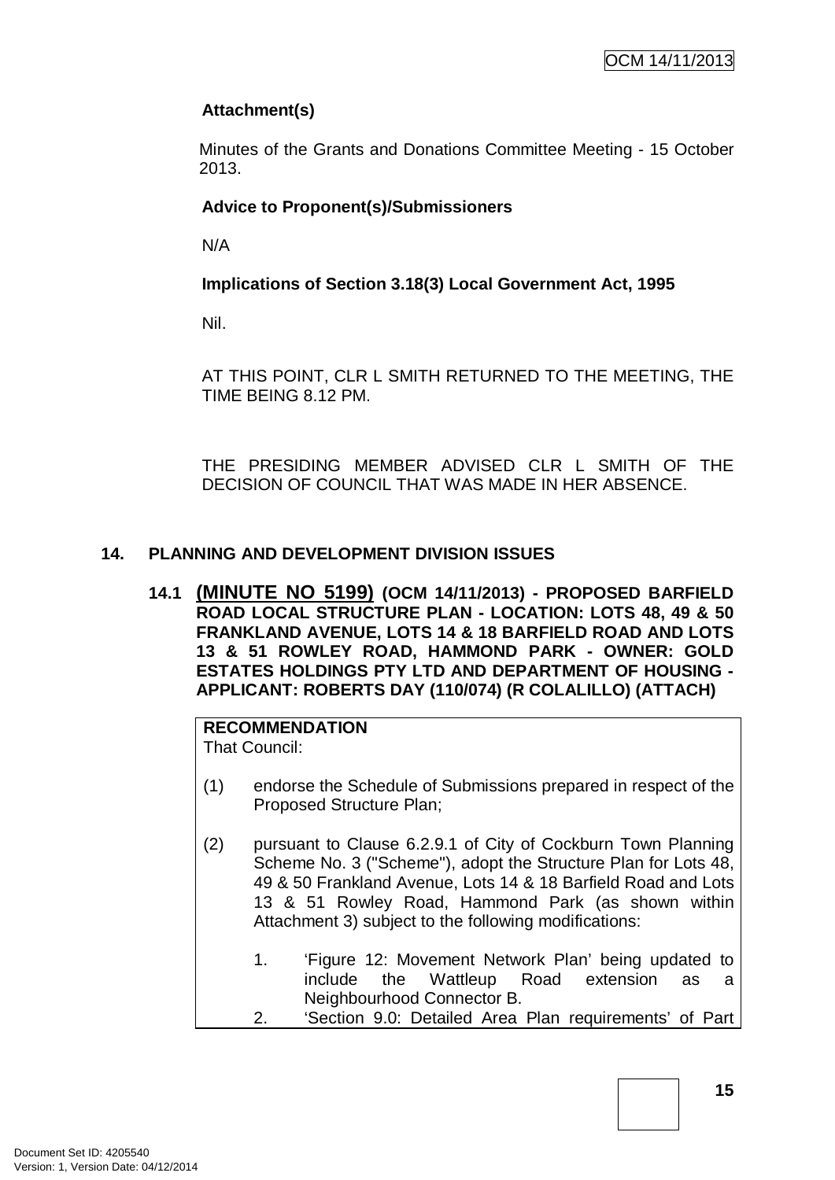**Attachment(s)**

Minutes of the Grants and Donations Committee Meeting - 15 October 2013.

**Advice to Proponent(s)/Submissioners**

N/A

**Implications of Section 3.18(3) Local Government Act, 1995**

Nil.

AT THIS POINT, CLR L SMITH RETURNED TO THE MEETING, THE TIME BEING 8.12 PM.

THE PRESIDING MEMBER ADVISED CLR L SMITH OF THE DECISION OF COUNCIL THAT WAS MADE IN HER ABSENCE.

## 14. PLANNING AND DEVELOPMENT DIVISION ISSUES

### 14.1 (MINUTE NO 5199) (OCM 14/11/2013) - PROPOSED BARFIELD ROAD LOCAL STRUCTURE PLAN - LOCATION: LOTS 48, 49 & 50 FRANKLAND AVENUE, LOTS 14 & 18 BARFIELD ROAD AND LOTS 13 & 51 ROWLEY ROAD, HAMMOND PARK - OWNER: GOLD ESTATES HOLDINGS PTY LTD AND DEPARTMENT OF HOUSING - APPLICANT: ROBERTS DAY (110/074) (R COLALILLO) (ATTACH)

**RECOMMENDATION**

That Council:

(1) endorse the Schedule of Submissions prepared in respect of the Proposed Structure Plan;

(2) pursuant to Clause 6.2.9.1 of City of Cockburn Town Planning Scheme No. 3 ("Scheme"), adopt the Structure Plan for Lots 48, 49 & 50 Frankland Avenue, Lots 14 & 18 Barfield Road and Lots 13 & 51 Rowley Road, Hammond Park (as shown within Attachment 3) subject to the following modifications:

1. 'Figure 12: Movement Network Plan' being updated to include the Wattleup Road extension as a Neighbourhood Connector B.
2. 'Section 9.0: Detailed Area Plan requirements' of Part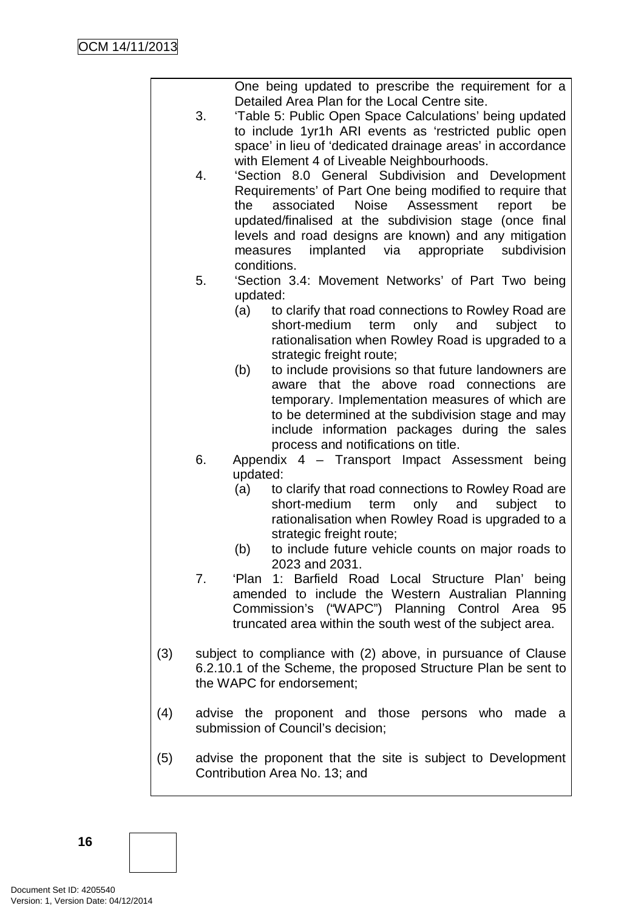One being updated to prescribe the requirement for a Detailed Area Plan for the Local Centre site.

3. 'Table 5: Public Open Space Calculations' being updated to include 1yr1h ARI events as 'restricted public open space' in lieu of 'dedicated drainage areas' in accordance with Element 4 of Liveable Neighbourhoods.
4. 'Section 8.0 General Subdivision and Development Requirements' of Part One being modified to require that the associated Noise Assessment report be updated/finalised at the subdivision stage (once final levels and road designs are known) and any mitigation measures implanted via appropriate subdivision conditions.
5. 'Section 3.4: Movement Networks' of Part Two being updated:
   (a) to clarify that road connections to Rowley Road are short-medium term only and subject to rationalisation when Rowley Road is upgraded to a strategic freight route;
   (b) to include provisions so that future landowners are aware that the above road connections are temporary. Implementation measures of which are to be determined at the subdivision stage and may include information packages during the sales process and notifications on title.
6. Appendix 4 – Transport Impact Assessment being updated:
   (a) to clarify that road connections to Rowley Road are short-medium term only and subject to rationalisation when Rowley Road is upgraded to a strategic freight route;
   (b) to include future vehicle counts on major roads to 2023 and 2031.
7. 'Plan 1: Barfield Road Local Structure Plan' being amended to include the Western Australian Planning Commission's ("WAPC") Planning Control Area 95 truncated area within the south west of the subject area.

(3) subject to compliance with (2) above, in pursuance of Clause 6.2.10.1 of the Scheme, the proposed Structure Plan be sent to the WAPC for endorsement;

(4) advise the proponent and those persons who made a submission of Council's decision;

(5) advise the proponent that the site is subject to Development Contribution Area No. 13; and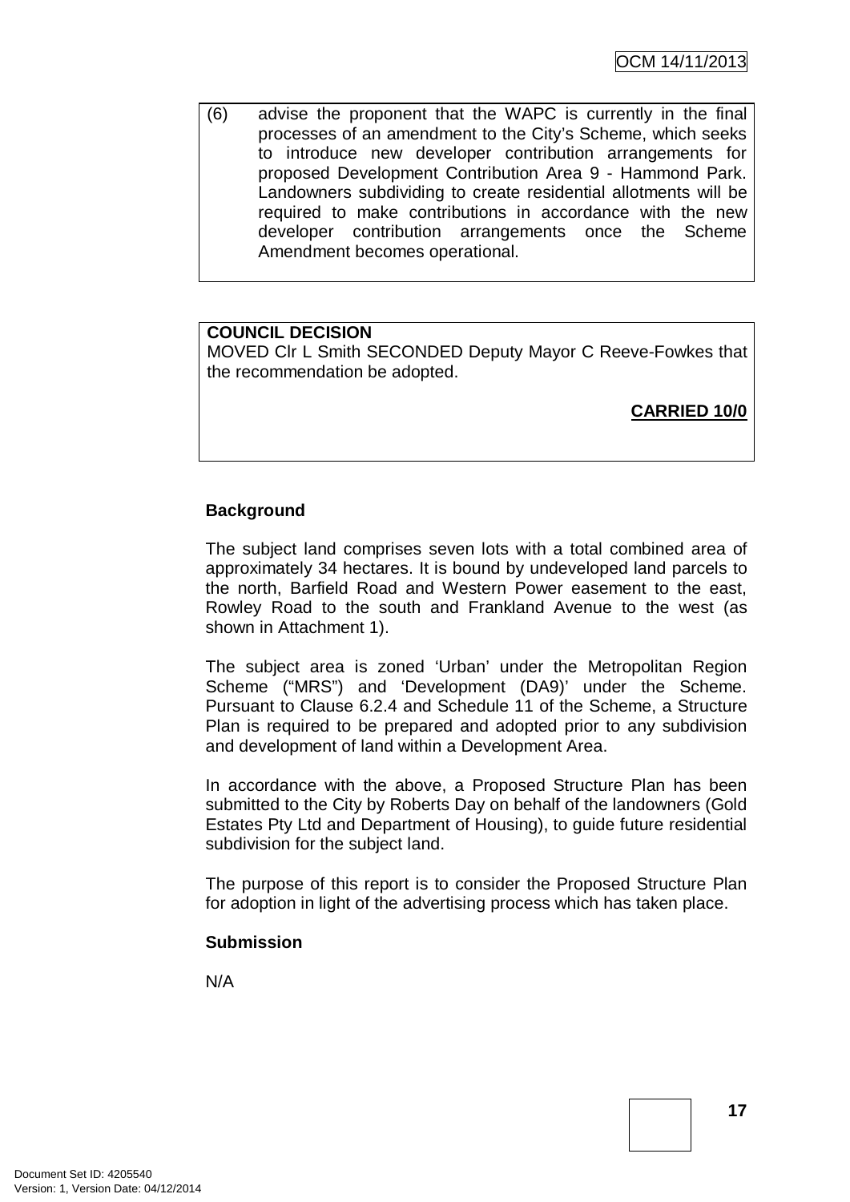(6) advise the proponent that the WAPC is currently in the final processes of an amendment to the City's Scheme, which seeks to introduce new developer contribution arrangements for proposed Development Contribution Area 9 - Hammond Park. Landowners subdividing to create residential allotments will be required to make contributions in accordance with the new developer contribution arrangements once the Scheme Amendment becomes operational.

**COUNCIL DECISION**

MOVED Clr L Smith SECONDED Deputy Mayor C Reeve-Fowkes that the recommendation be adopted.

**CARRIED 10/0**

**Background**

The subject land comprises seven lots with a total combined area of approximately 34 hectares. It is bound by undeveloped land parcels to the north, Barfield Road and Western Power easement to the east, Rowley Road to the south and Frankland Avenue to the west (as shown in Attachment 1).

The subject area is zoned 'Urban' under the Metropolitan Region Scheme ("MRS") and 'Development (DA9)' under the Scheme. Pursuant to Clause 6.2.4 and Schedule 11 of the Scheme, a Structure Plan is required to be prepared and adopted prior to any subdivision and development of land within a Development Area.

In accordance with the above, a Proposed Structure Plan has been submitted to the City by Roberts Day on behalf of the landowners (Gold Estates Pty Ltd and Department of Housing), to guide future residential subdivision for the subject land.

The purpose of this report is to consider the Proposed Structure Plan for adoption in light of the advertising process which has taken place.

**Submission**

N/A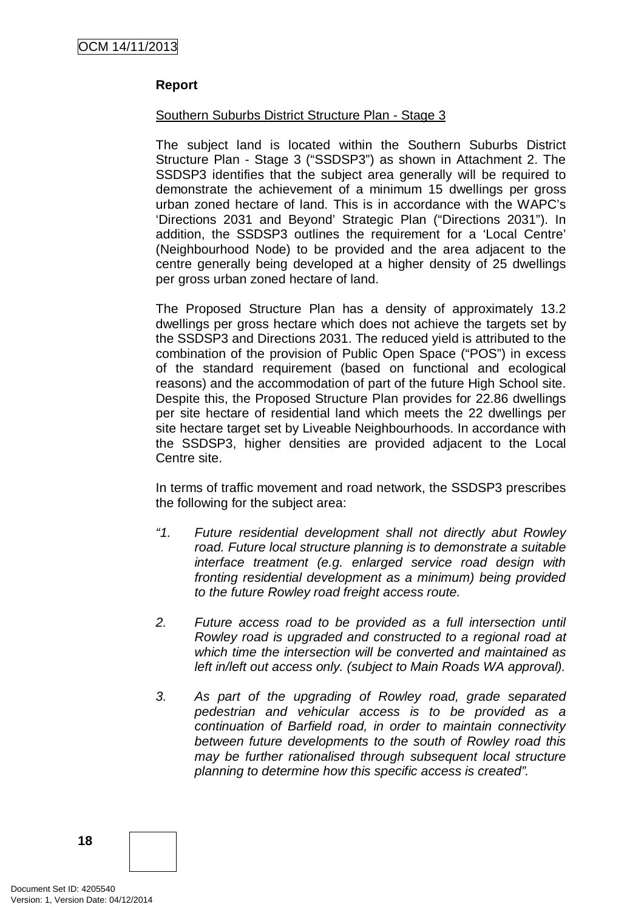**Report**

Southern Suburbs District Structure Plan - Stage 3

The subject land is located within the Southern Suburbs District Structure Plan - Stage 3 ("SSDSP3") as shown in Attachment 2. The SSDSP3 identifies that the subject area generally will be required to demonstrate the achievement of a minimum 15 dwellings per gross urban zoned hectare of land. This is in accordance with the WAPC's 'Directions 2031 and Beyond' Strategic Plan ("Directions 2031"). In addition, the SSDSP3 outlines the requirement for a 'Local Centre' (Neighbourhood Node) to be provided and the area adjacent to the centre generally being developed at a higher density of 25 dwellings per gross urban zoned hectare of land.

The Proposed Structure Plan has a density of approximately 13.2 dwellings per gross hectare which does not achieve the targets set by the SSDSP3 and Directions 2031. The reduced yield is attributed to the combination of the provision of Public Open Space ("POS") in excess of the standard requirement (based on functional and ecological reasons) and the accommodation of part of the future High School site. Despite this, the Proposed Structure Plan provides for 22.86 dwellings per site hectare of residential land which meets the 22 dwellings per site hectare target set by Liveable Neighbourhoods. In accordance with the SSDSP3, higher densities are provided adjacent to the Local Centre site.

In terms of traffic movement and road network, the SSDSP3 prescribes the following for the subject area:

*"1. Future residential development shall not directly abut Rowley road. Future local structure planning is to demonstrate a suitable interface treatment (e.g. enlarged service road design with fronting residential development as a minimum) being provided to the future Rowley road freight access route.*

*2. Future access road to be provided as a full intersection until Rowley road is upgraded and constructed to a regional road at which time the intersection will be converted and maintained as left in/left out access only. (subject to Main Roads WA approval).*

*3. As part of the upgrading of Rowley road, grade separated pedestrian and vehicular access is to be provided as a continuation of Barfield road, in order to maintain connectivity between future developments to the south of Rowley road this may be further rationalised through subsequent local structure planning to determine how this specific access is created".*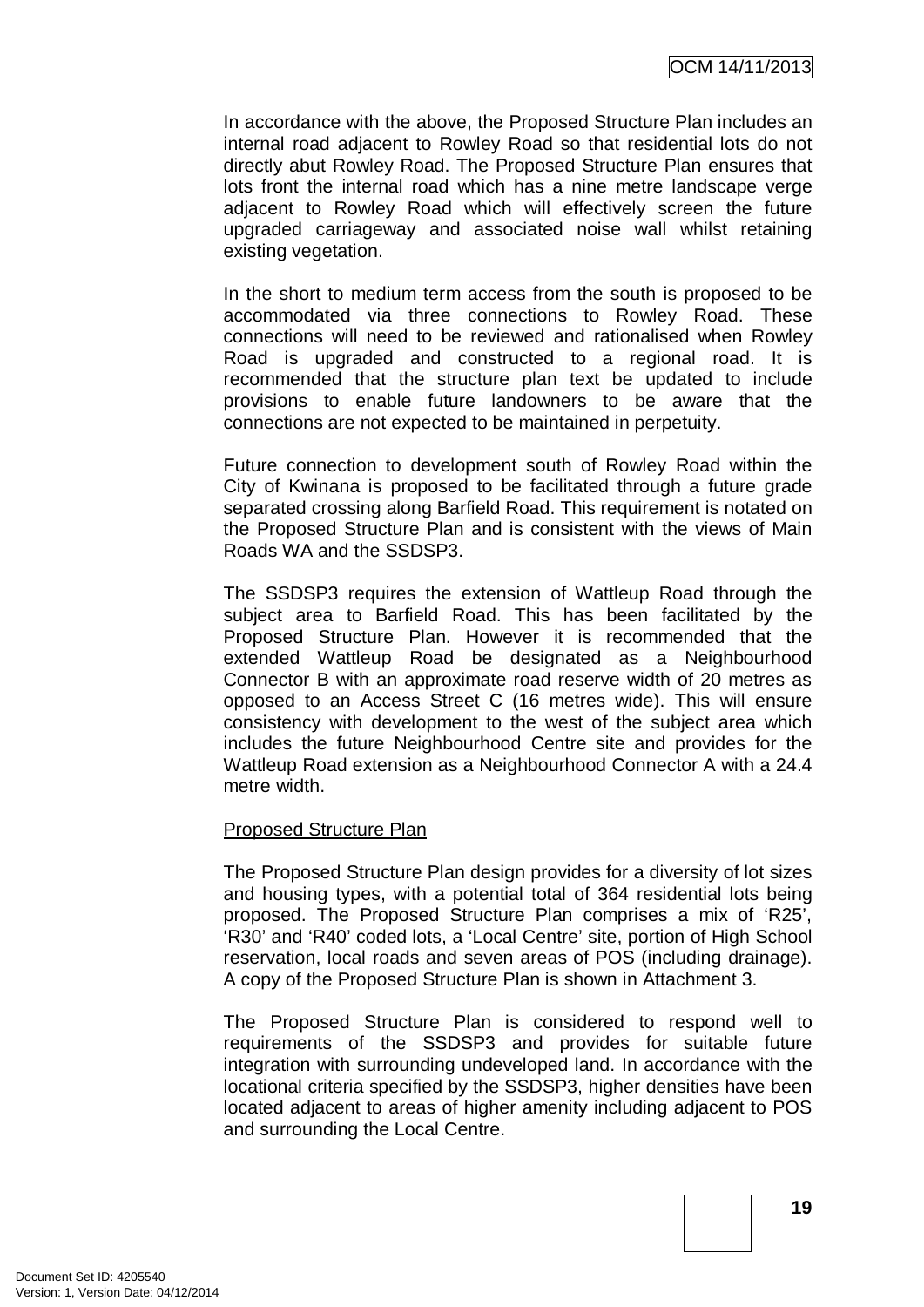In accordance with the above, the Proposed Structure Plan includes an internal road adjacent to Rowley Road so that residential lots do not directly abut Rowley Road. The Proposed Structure Plan ensures that lots front the internal road which has a nine metre landscape verge adjacent to Rowley Road which will effectively screen the future upgraded carriageway and associated noise wall whilst retaining existing vegetation.

In the short to medium term access from the south is proposed to be accommodated via three connections to Rowley Road. These connections will need to be reviewed and rationalised when Rowley Road is upgraded and constructed to a regional road. It is recommended that the structure plan text be updated to include provisions to enable future landowners to be aware that the connections are not expected to be maintained in perpetuity.

Future connection to development south of Rowley Road within the City of Kwinana is proposed to be facilitated through a future grade separated crossing along Barfield Road. This requirement is notated on the Proposed Structure Plan and is consistent with the views of Main Roads WA and the SSDSP3.

The SSDSP3 requires the extension of Wattleup Road through the subject area to Barfield Road. This has been facilitated by the Proposed Structure Plan. However it is recommended that the extended Wattleup Road be designated as a Neighbourhood Connector B with an approximate road reserve width of 20 metres as opposed to an Access Street C (16 metres wide). This will ensure consistency with development to the west of the subject area which includes the future Neighbourhood Centre site and provides for the Wattleup Road extension as a Neighbourhood Connector A with a 24.4 metre width.

<u>Proposed Structure Plan</u>

The Proposed Structure Plan design provides for a diversity of lot sizes and housing types, with a potential total of 364 residential lots being proposed. The Proposed Structure Plan comprises a mix of 'R25', 'R30' and 'R40' coded lots, a 'Local Centre' site, portion of High School reservation, local roads and seven areas of POS (including drainage). A copy of the Proposed Structure Plan is shown in Attachment 3.

The Proposed Structure Plan is considered to respond well to requirements of the SSDSP3 and provides for suitable future integration with surrounding undeveloped land. In accordance with the locational criteria specified by the SSDSP3, higher densities have been located adjacent to areas of higher amenity including adjacent to POS and surrounding the Local Centre.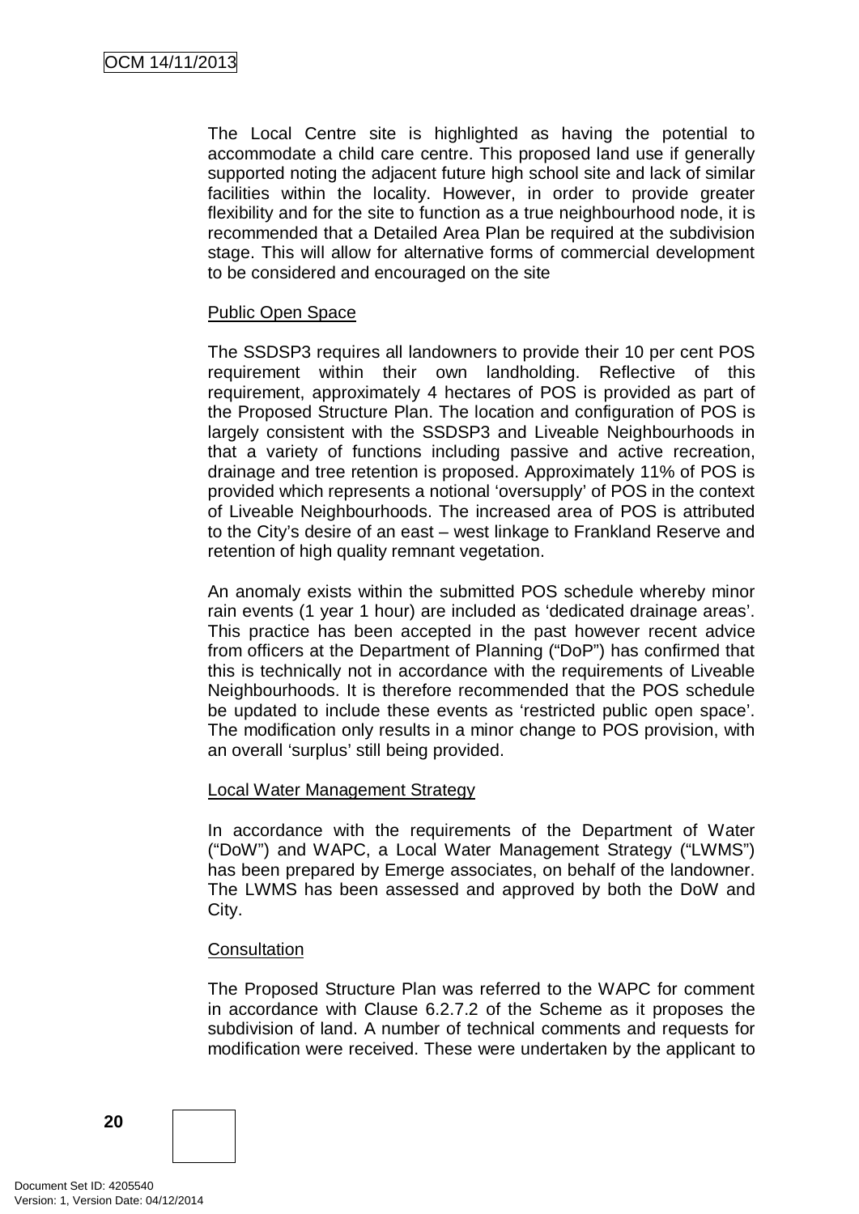The Local Centre site is highlighted as having the potential to accommodate a child care centre. This proposed land use if generally supported noting the adjacent future high school site and lack of similar facilities within the locality. However, in order to provide greater flexibility and for the site to function as a true neighbourhood node, it is recommended that a Detailed Area Plan be required at the subdivision stage. This will allow for alternative forms of commercial development to be considered and encouraged on the site

<u>Public Open Space</u>

The SSDSP3 requires all landowners to provide their 10 per cent POS requirement within their own landholding. Reflective of this requirement, approximately 4 hectares of POS is provided as part of the Proposed Structure Plan. The location and configuration of POS is largely consistent with the SSDSP3 and Liveable Neighbourhoods in that a variety of functions including passive and active recreation, drainage and tree retention is proposed. Approximately 11% of POS is provided which represents a notional 'oversupply' of POS in the context of Liveable Neighbourhoods. The increased area of POS is attributed to the City's desire of an east – west linkage to Frankland Reserve and retention of high quality remnant vegetation.

An anomaly exists within the submitted POS schedule whereby minor rain events (1 year 1 hour) are included as 'dedicated drainage areas'. This practice has been accepted in the past however recent advice from officers at the Department of Planning ("DoP") has confirmed that this is technically not in accordance with the requirements of Liveable Neighbourhoods. It is therefore recommended that the POS schedule be updated to include these events as 'restricted public open space'. The modification only results in a minor change to POS provision, with an overall 'surplus' still being provided.

<u>Local Water Management Strategy</u>

In accordance with the requirements of the Department of Water ("DoW") and WAPC, a Local Water Management Strategy ("LWMS") has been prepared by Emerge associates, on behalf of the landowner. The LWMS has been assessed and approved by both the DoW and City.

<u>Consultation</u>

The Proposed Structure Plan was referred to the WAPC for comment in accordance with Clause 6.2.7.2 of the Scheme as it proposes the subdivision of land. A number of technical comments and requests for modification were received. These were undertaken by the applicant to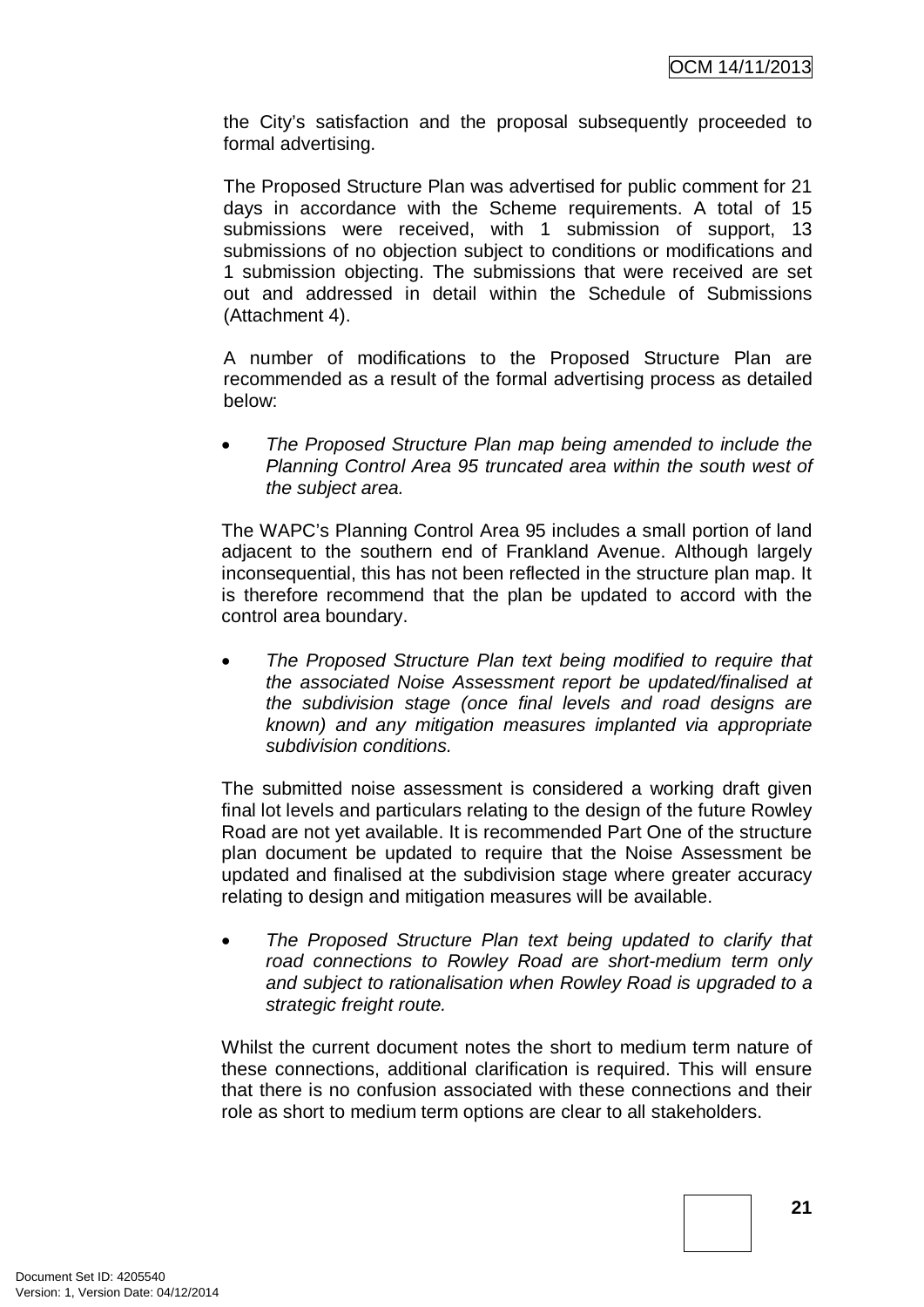the City's satisfaction and the proposal subsequently proceeded to formal advertising.

The Proposed Structure Plan was advertised for public comment for 21 days in accordance with the Scheme requirements. A total of 15 submissions were received, with 1 submission of support, 13 submissions of no objection subject to conditions or modifications and 1 submission objecting. The submissions that were received are set out and addressed in detail within the Schedule of Submissions (Attachment 4).

A number of modifications to the Proposed Structure Plan are recommended as a result of the formal advertising process as detailed below:

- *The Proposed Structure Plan map being amended to include the Planning Control Area 95 truncated area within the south west of the subject area.*

The WAPC's Planning Control Area 95 includes a small portion of land adjacent to the southern end of Frankland Avenue. Although largely inconsequential, this has not been reflected in the structure plan map. It is therefore recommend that the plan be updated to accord with the control area boundary.

- *The Proposed Structure Plan text being modified to require that the associated Noise Assessment report be updated/finalised at the subdivision stage (once final levels and road designs are known) and any mitigation measures implanted via appropriate subdivision conditions.*

The submitted noise assessment is considered a working draft given final lot levels and particulars relating to the design of the future Rowley Road are not yet available. It is recommended Part One of the structure plan document be updated to require that the Noise Assessment be updated and finalised at the subdivision stage where greater accuracy relating to design and mitigation measures will be available.

- *The Proposed Structure Plan text being updated to clarify that road connections to Rowley Road are short-medium term only and subject to rationalisation when Rowley Road is upgraded to a strategic freight route.*

Whilst the current document notes the short to medium term nature of these connections, additional clarification is required. This will ensure that there is no confusion associated with these connections and their role as short to medium term options are clear to all stakeholders.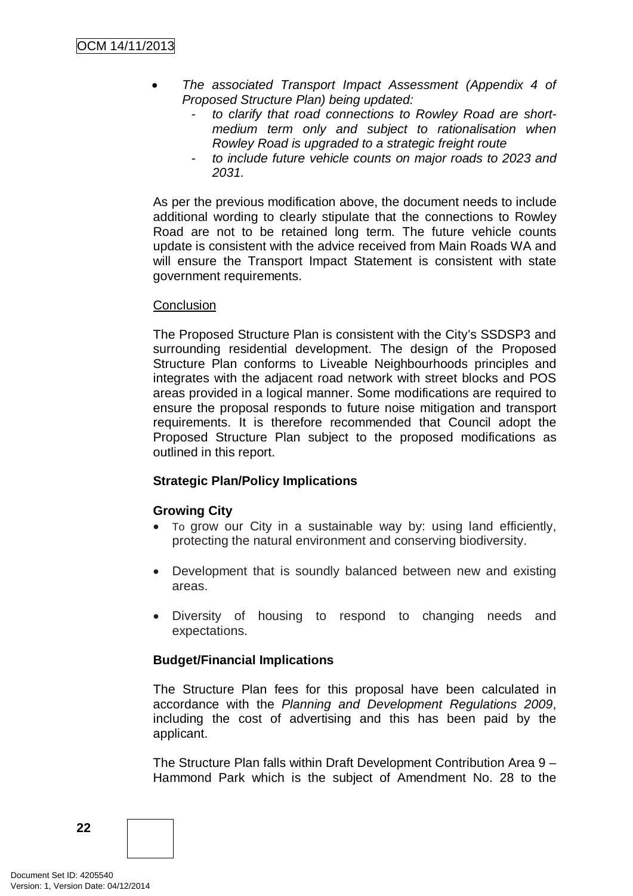- *The associated Transport Impact Assessment (Appendix 4 of Proposed Structure Plan) being updated:*
  - *to clarify that road connections to Rowley Road are short-medium term only and subject to rationalisation when Rowley Road is upgraded to a strategic freight route*
  - *to include future vehicle counts on major roads to 2023 and 2031.*

As per the previous modification above, the document needs to include additional wording to clearly stipulate that the connections to Rowley Road are not to be retained long term. The future vehicle counts update is consistent with the advice received from Main Roads WA and will ensure the Transport Impact Statement is consistent with state government requirements.

Conclusion

The Proposed Structure Plan is consistent with the City's SSDSP3 and surrounding residential development. The design of the Proposed Structure Plan conforms to Liveable Neighbourhoods principles and integrates with the adjacent road network with street blocks and POS areas provided in a logical manner. Some modifications are required to ensure the proposal responds to future noise mitigation and transport requirements. It is therefore recommended that Council adopt the Proposed Structure Plan subject to the proposed modifications as outlined in this report.

**Strategic Plan/Policy Implications**

**Growing City**

- To grow our City in a sustainable way by: using land efficiently, protecting the natural environment and conserving biodiversity.
- Development that is soundly balanced between new and existing areas.
- Diversity of housing to respond to changing needs and expectations.

**Budget/Financial Implications**

The Structure Plan fees for this proposal have been calculated in accordance with the *Planning and Development Regulations 2009*, including the cost of advertising and this has been paid by the applicant.

The Structure Plan falls within Draft Development Contribution Area 9 – Hammond Park which is the subject of Amendment No. 28 to the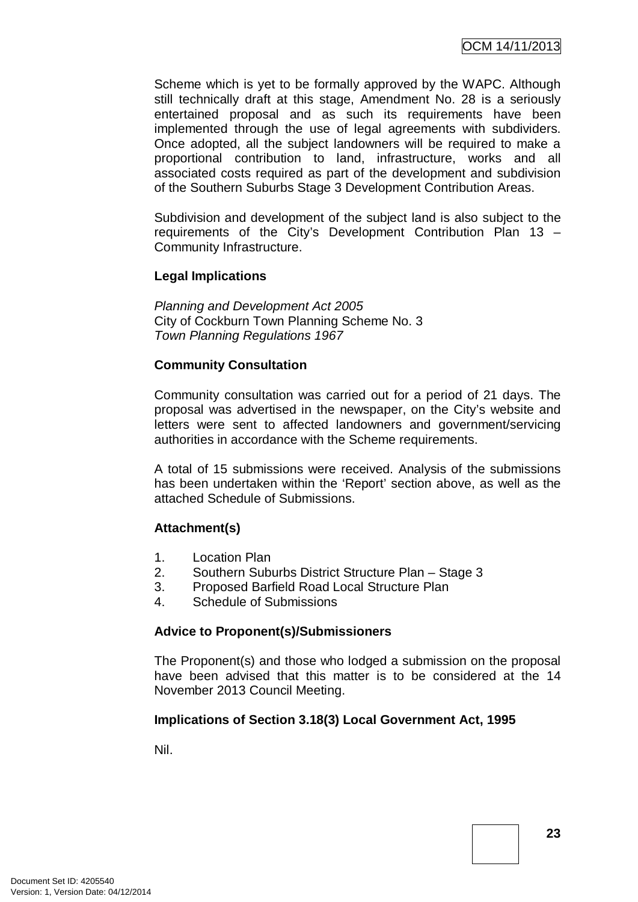Scheme which is yet to be formally approved by the WAPC. Although still technically draft at this stage, Amendment No. 28 is a seriously entertained proposal and as such its requirements have been implemented through the use of legal agreements with subdividers. Once adopted, all the subject landowners will be required to make a proportional contribution to land, infrastructure, works and all associated costs required as part of the development and subdivision of the Southern Suburbs Stage 3 Development Contribution Areas.

Subdivision and development of the subject land is also subject to the requirements of the City's Development Contribution Plan 13 – Community Infrastructure.

**Legal Implications**

*Planning and Development Act 2005*
City of Cockburn Town Planning Scheme No. 3
*Town Planning Regulations 1967*

**Community Consultation**

Community consultation was carried out for a period of 21 days. The proposal was advertised in the newspaper, on the City's website and letters were sent to affected landowners and government/servicing authorities in accordance with the Scheme requirements.

A total of 15 submissions were received. Analysis of the submissions has been undertaken within the 'Report' section above, as well as the attached Schedule of Submissions.

**Attachment(s)**

1. Location Plan
2. Southern Suburbs District Structure Plan – Stage 3
3. Proposed Barfield Road Local Structure Plan
4. Schedule of Submissions

**Advice to Proponent(s)/Submissioners**

The Proponent(s) and those who lodged a submission on the proposal have been advised that this matter is to be considered at the 14 November 2013 Council Meeting.

**Implications of Section 3.18(3) Local Government Act, 1995**

Nil.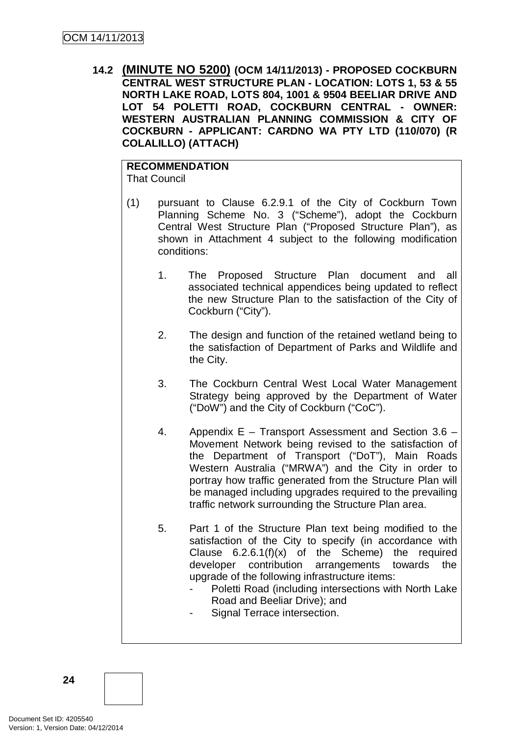**14.2 (MINUTE NO 5200) (OCM 14/11/2013) - PROPOSED COCKBURN CENTRAL WEST STRUCTURE PLAN - LOCATION: LOTS 1, 53 & 55 NORTH LAKE ROAD, LOTS 804, 1001 & 9504 BEELIAR DRIVE AND LOT 54 POLETTI ROAD, COCKBURN CENTRAL - OWNER: WESTERN AUSTRALIAN PLANNING COMMISSION & CITY OF COCKBURN - APPLICANT: CARDNO WA PTY LTD (110/070) (R COLALILLO) (ATTACH)**

**RECOMMENDATION**
That Council

(1) pursuant to Clause 6.2.9.1 of the City of Cockburn Town Planning Scheme No. 3 ("Scheme"), adopt the Cockburn Central West Structure Plan ("Proposed Structure Plan"), as shown in Attachment 4 subject to the following modification conditions:

1. The Proposed Structure Plan document and all associated technical appendices being updated to reflect the new Structure Plan to the satisfaction of the City of Cockburn ("City").

2. The design and function of the retained wetland being to the satisfaction of Department of Parks and Wildlife and the City.

3. The Cockburn Central West Local Water Management Strategy being approved by the Department of Water ("DoW") and the City of Cockburn ("CoC").

4. Appendix E – Transport Assessment and Section 3.6 – Movement Network being revised to the satisfaction of the Department of Transport ("DoT"), Main Roads Western Australia ("MRWA") and the City in order to portray how traffic generated from the Structure Plan will be managed including upgrades required to the prevailing traffic network surrounding the Structure Plan area.

5. Part 1 of the Structure Plan text being modified to the satisfaction of the City to specify (in accordance with Clause 6.2.6.1(f)(x) of the Scheme) the required developer contribution arrangements towards the upgrade of the following infrastructure items:
   - Poletti Road (including intersections with North Lake Road and Beeliar Drive); and
   - Signal Terrace intersection.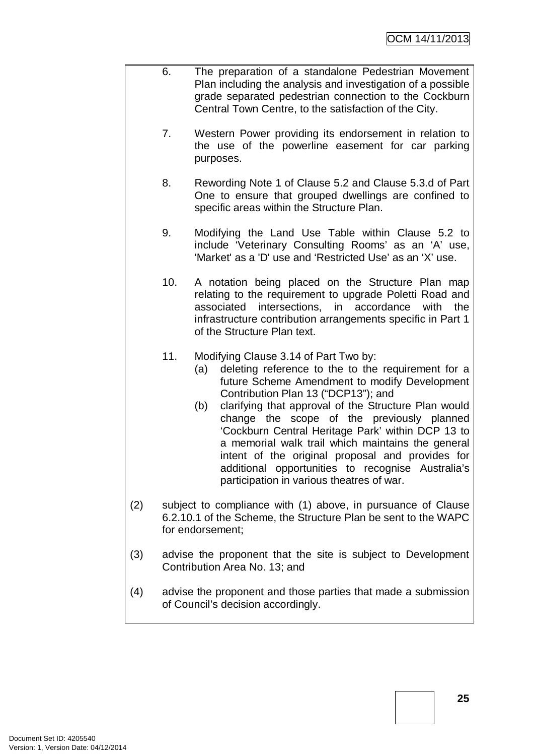6. The preparation of a standalone Pedestrian Movement Plan including the analysis and investigation of a possible grade separated pedestrian connection to the Cockburn Central Town Centre, to the satisfaction of the City.

7. Western Power providing its endorsement in relation to the use of the powerline easement for car parking purposes.

8. Rewording Note 1 of Clause 5.2 and Clause 5.3.d of Part One to ensure that grouped dwellings are confined to specific areas within the Structure Plan.

9. Modifying the Land Use Table within Clause 5.2 to include 'Veterinary Consulting Rooms' as an 'A' use, 'Market' as a 'D' use and 'Restricted Use' as an 'X' use.

10. A notation being placed on the Structure Plan map relating to the requirement to upgrade Poletti Road and associated intersections, in accordance with the infrastructure contribution arrangements specific in Part 1 of the Structure Plan text.

11. Modifying Clause 3.14 of Part Two by:
    (a) deleting reference to the to the requirement for a future Scheme Amendment to modify Development Contribution Plan 13 ("DCP13"); and
    (b) clarifying that approval of the Structure Plan would change the scope of the previously planned 'Cockburn Central Heritage Park' within DCP 13 to a memorial walk trail which maintains the general intent of the original proposal and provides for additional opportunities to recognise Australia's participation in various theatres of war.

(2) subject to compliance with (1) above, in pursuance of Clause 6.2.10.1 of the Scheme, the Structure Plan be sent to the WAPC for endorsement;

(3) advise the proponent that the site is subject to Development Contribution Area No. 13; and

(4) advise the proponent and those parties that made a submission of Council's decision accordingly.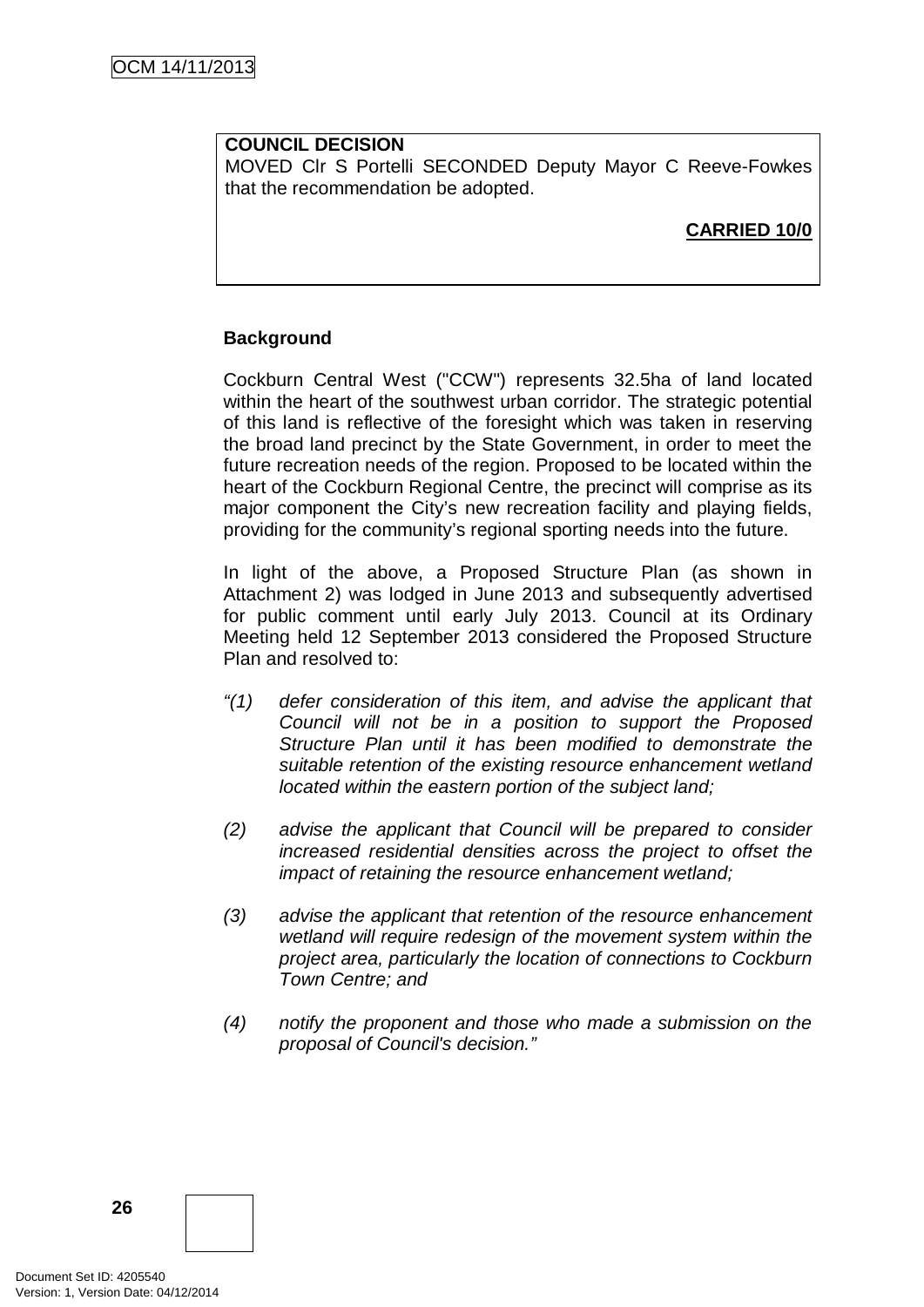**COUNCIL DECISION**
MOVED Clr S Portelli SECONDED Deputy Mayor C Reeve-Fowkes that the recommendation be adopted.

**CARRIED 10/0**

**Background**

Cockburn Central West ("CCW") represents 32.5ha of land located within the heart of the southwest urban corridor. The strategic potential of this land is reflective of the foresight which was taken in reserving the broad land precinct by the State Government, in order to meet the future recreation needs of the region. Proposed to be located within the heart of the Cockburn Regional Centre, the precinct will comprise as its major component the City's new recreation facility and playing fields, providing for the community's regional sporting needs into the future.

In light of the above, a Proposed Structure Plan (as shown in Attachment 2) was lodged in June 2013 and subsequently advertised for public comment until early July 2013. Council at its Ordinary Meeting held 12 September 2013 considered the Proposed Structure Plan and resolved to:

*"(1) defer consideration of this item, and advise the applicant that Council will not be in a position to support the Proposed Structure Plan until it has been modified to demonstrate the suitable retention of the existing resource enhancement wetland located within the eastern portion of the subject land;*

*(2) advise the applicant that Council will be prepared to consider increased residential densities across the project to offset the impact of retaining the resource enhancement wetland;*

*(3) advise the applicant that retention of the resource enhancement wetland will require redesign of the movement system within the project area, particularly the location of connections to Cockburn Town Centre; and*

*(4) notify the proponent and those who made a submission on the proposal of Council's decision."*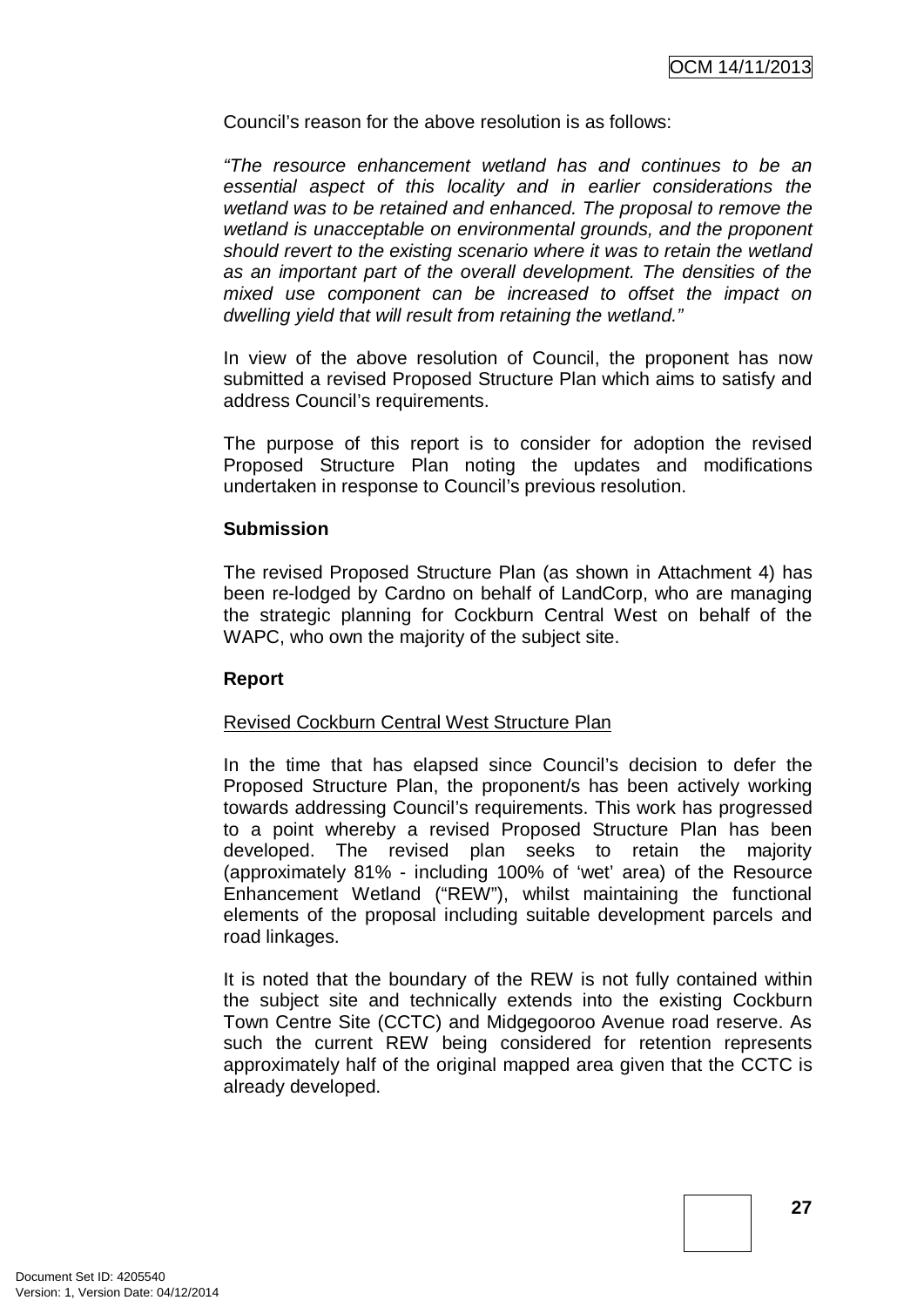Council's reason for the above resolution is as follows:

*"The resource enhancement wetland has and continues to be an essential aspect of this locality and in earlier considerations the wetland was to be retained and enhanced. The proposal to remove the wetland is unacceptable on environmental grounds, and the proponent should revert to the existing scenario where it was to retain the wetland as an important part of the overall development. The densities of the mixed use component can be increased to offset the impact on dwelling yield that will result from retaining the wetland."*

In view of the above resolution of Council, the proponent has now submitted a revised Proposed Structure Plan which aims to satisfy and address Council's requirements.

The purpose of this report is to consider for adoption the revised Proposed Structure Plan noting the updates and modifications undertaken in response to Council's previous resolution.

**Submission**

The revised Proposed Structure Plan (as shown in Attachment 4) has been re-lodged by Cardno on behalf of LandCorp, who are managing the strategic planning for Cockburn Central West on behalf of the WAPC, who own the majority of the subject site.

**Report**

Revised Cockburn Central West Structure Plan

In the time that has elapsed since Council's decision to defer the Proposed Structure Plan, the proponent/s has been actively working towards addressing Council's requirements. This work has progressed to a point whereby a revised Proposed Structure Plan has been developed. The revised plan seeks to retain the majority (approximately 81% - including 100% of 'wet' area) of the Resource Enhancement Wetland ("REW"), whilst maintaining the functional elements of the proposal including suitable development parcels and road linkages.

It is noted that the boundary of the REW is not fully contained within the subject site and technically extends into the existing Cockburn Town Centre Site (CCTC) and Midgegooroo Avenue road reserve. As such the current REW being considered for retention represents approximately half of the original mapped area given that the CCTC is already developed.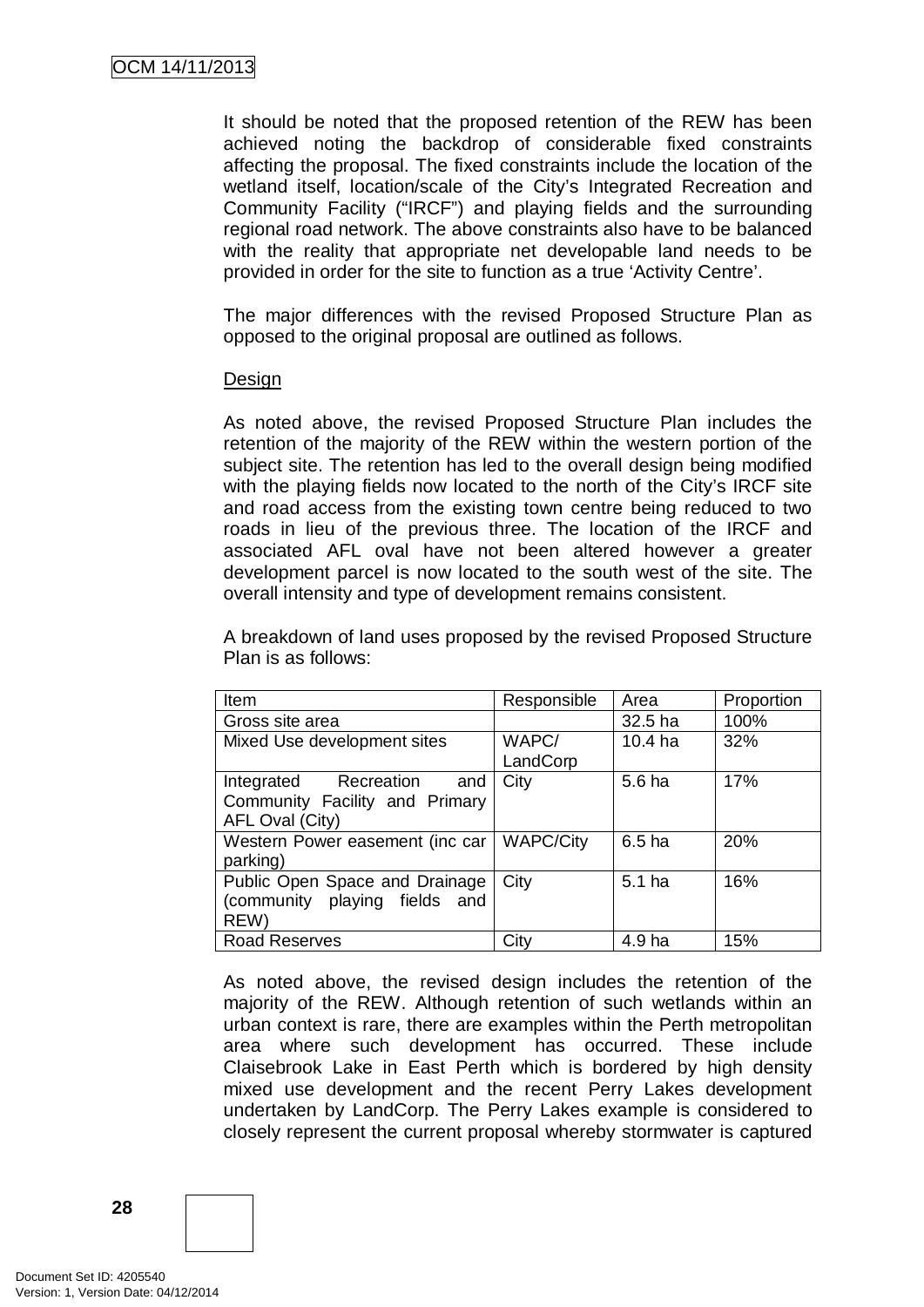It should be noted that the proposed retention of the REW has been achieved noting the backdrop of considerable fixed constraints affecting the proposal. The fixed constraints include the location of the wetland itself, location/scale of the City's Integrated Recreation and Community Facility ("IRCF") and playing fields and the surrounding regional road network. The above constraints also have to be balanced with the reality that appropriate net developable land needs to be provided in order for the site to function as a true 'Activity Centre'.

The major differences with the revised Proposed Structure Plan as opposed to the original proposal are outlined as follows.

Design

As noted above, the revised Proposed Structure Plan includes the retention of the majority of the REW within the western portion of the subject site. The retention has led to the overall design being modified with the playing fields now located to the north of the City's IRCF site and road access from the existing town centre being reduced to two roads in lieu of the previous three. The location of the IRCF and associated AFL oval have not been altered however a greater development parcel is now located to the south west of the site. The overall intensity and type of development remains consistent.

A breakdown of land uses proposed by the revised Proposed Structure Plan is as follows:

| Item | Responsible | Area | Proportion |
|---|---|---|---|
| Gross site area | | 32.5 ha | 100% |
| Mixed Use development sites | WAPC/ LandCorp | 10.4 ha | 32% |
| Integrated Recreation and Community Facility and Primary AFL Oval (City) | City | 5.6 ha | 17% |
| Western Power easement (inc car parking) | WAPC/City | 6.5 ha | 20% |
| Public Open Space and Drainage (community playing fields and REW) | City | 5.1 ha | 16% |
| Road Reserves | City | 4.9 ha | 15% |

As noted above, the revised design includes the retention of the majority of the REW. Although retention of such wetlands within an urban context is rare, there are examples within the Perth metropolitan area where such development has occurred. These include Claisebrook Lake in East Perth which is bordered by high density mixed use development and the recent Perry Lakes development undertaken by LandCorp. The Perry Lakes example is considered to closely represent the current proposal whereby stormwater is captured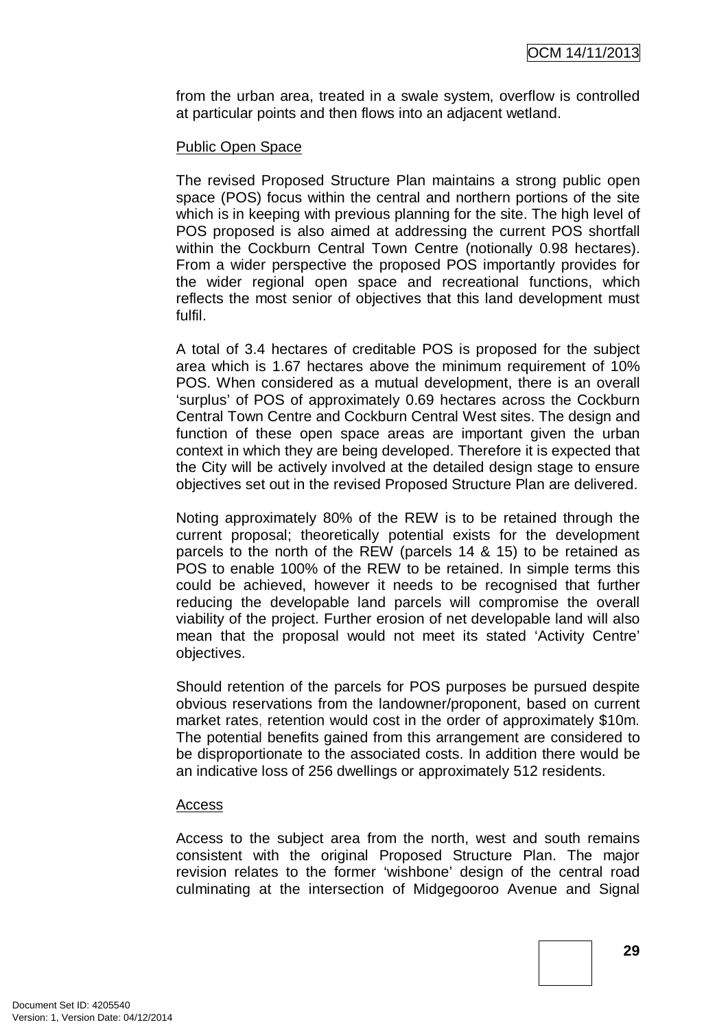from the urban area, treated in a swale system, overflow is controlled at particular points and then flows into an adjacent wetland.

Public Open Space

The revised Proposed Structure Plan maintains a strong public open space (POS) focus within the central and northern portions of the site which is in keeping with previous planning for the site. The high level of POS proposed is also aimed at addressing the current POS shortfall within the Cockburn Central Town Centre (notionally 0.98 hectares). From a wider perspective the proposed POS importantly provides for the wider regional open space and recreational functions, which reflects the most senior of objectives that this land development must fulfil.

A total of 3.4 hectares of creditable POS is proposed for the subject area which is 1.67 hectares above the minimum requirement of 10% POS. When considered as a mutual development, there is an overall 'surplus' of POS of approximately 0.69 hectares across the Cockburn Central Town Centre and Cockburn Central West sites. The design and function of these open space areas are important given the urban context in which they are being developed. Therefore it is expected that the City will be actively involved at the detailed design stage to ensure objectives set out in the revised Proposed Structure Plan are delivered.

Noting approximately 80% of the REW is to be retained through the current proposal; theoretically potential exists for the development parcels to the north of the REW (parcels 14 & 15) to be retained as POS to enable 100% of the REW to be retained. In simple terms this could be achieved, however it needs to be recognised that further reducing the developable land parcels will compromise the overall viability of the project. Further erosion of net developable land will also mean that the proposal would not meet its stated 'Activity Centre' objectives.

Should retention of the parcels for POS purposes be pursued despite obvious reservations from the landowner/proponent, based on current market rates, retention would cost in the order of approximately $10m. The potential benefits gained from this arrangement are considered to be disproportionate to the associated costs. In addition there would be an indicative loss of 256 dwellings or approximately 512 residents.

Access

Access to the subject area from the north, west and south remains consistent with the original Proposed Structure Plan. The major revision relates to the former 'wishbone' design of the central road culminating at the intersection of Midgegooroo Avenue and Signal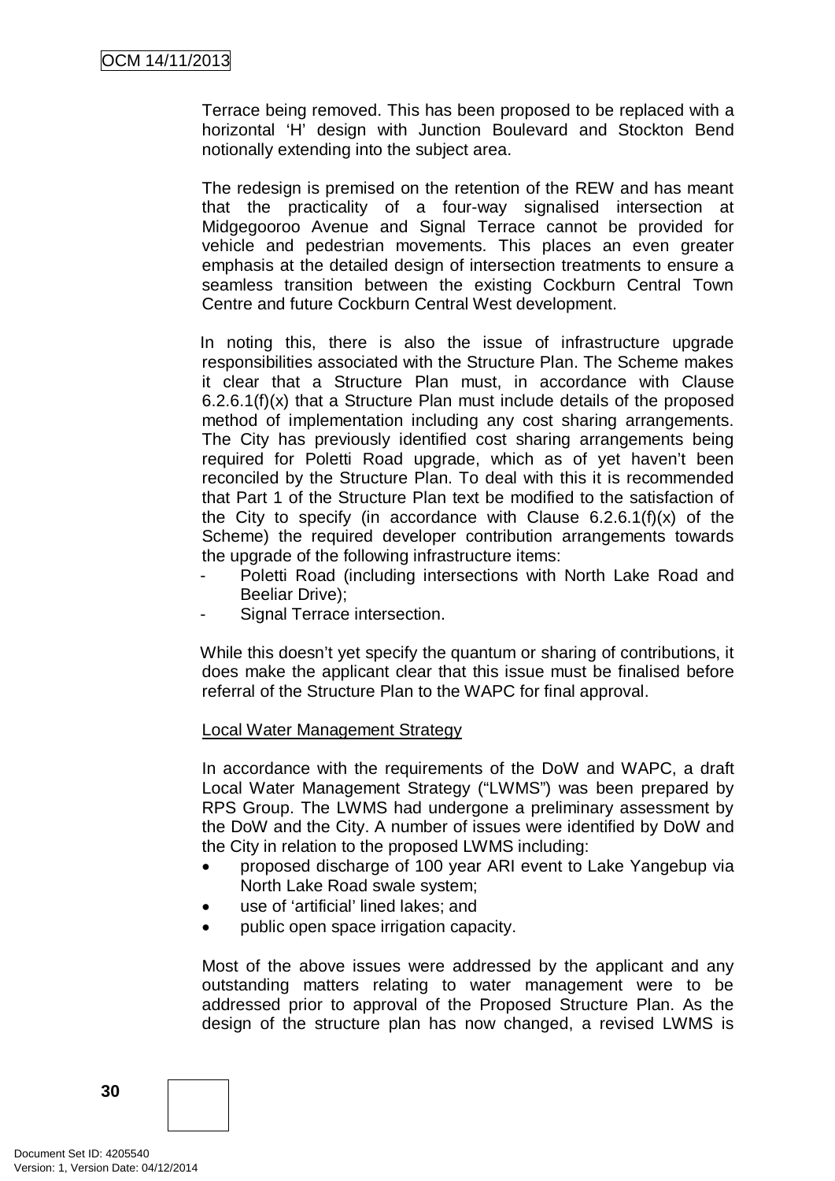Terrace being removed. This has been proposed to be replaced with a horizontal 'H' design with Junction Boulevard and Stockton Bend notionally extending into the subject area.

The redesign is premised on the retention of the REW and has meant that the practicality of a four-way signalised intersection at Midgegooroo Avenue and Signal Terrace cannot be provided for vehicle and pedestrian movements. This places an even greater emphasis at the detailed design of intersection treatments to ensure a seamless transition between the existing Cockburn Central Town Centre and future Cockburn Central West development.

In noting this, there is also the issue of infrastructure upgrade responsibilities associated with the Structure Plan. The Scheme makes it clear that a Structure Plan must, in accordance with Clause 6.2.6.1(f)(x) that a Structure Plan must include details of the proposed method of implementation including any cost sharing arrangements. The City has previously identified cost sharing arrangements being required for Poletti Road upgrade, which as of yet haven't been reconciled by the Structure Plan. To deal with this it is recommended that Part 1 of the Structure Plan text be modified to the satisfaction of the City to specify (in accordance with Clause 6.2.6.1(f)(x) of the Scheme) the required developer contribution arrangements towards the upgrade of the following infrastructure items:

- Poletti Road (including intersections with North Lake Road and Beeliar Drive);
- Signal Terrace intersection.

While this doesn't yet specify the quantum or sharing of contributions, it does make the applicant clear that this issue must be finalised before referral of the Structure Plan to the WAPC for final approval.

Local Water Management Strategy

In accordance with the requirements of the DoW and WAPC, a draft Local Water Management Strategy ("LWMS") was been prepared by RPS Group. The LWMS had undergone a preliminary assessment by the DoW and the City. A number of issues were identified by DoW and the City in relation to the proposed LWMS including:

- proposed discharge of 100 year ARI event to Lake Yangebup via North Lake Road swale system;
- use of 'artificial' lined lakes; and
- public open space irrigation capacity.

Most of the above issues were addressed by the applicant and any outstanding matters relating to water management were to be addressed prior to approval of the Proposed Structure Plan. As the design of the structure plan has now changed, a revised LWMS is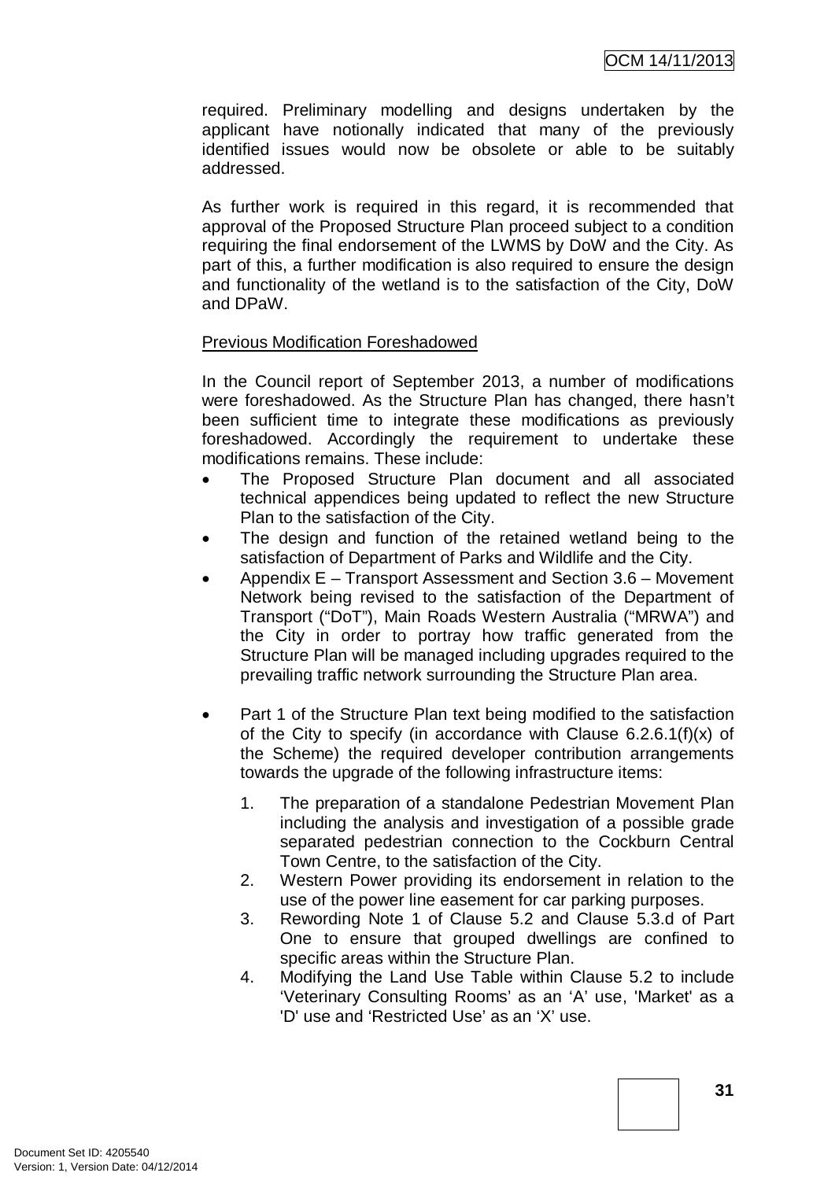required. Preliminary modelling and designs undertaken by the applicant have notionally indicated that many of the previously identified issues would now be obsolete or able to be suitably addressed.

As further work is required in this regard, it is recommended that approval of the Proposed Structure Plan proceed subject to a condition requiring the final endorsement of the LWMS by DoW and the City. As part of this, a further modification is also required to ensure the design and functionality of the wetland is to the satisfaction of the City, DoW and DPaW.

Previous Modification Foreshadowed

In the Council report of September 2013, a number of modifications were foreshadowed. As the Structure Plan has changed, there hasn't been sufficient time to integrate these modifications as previously foreshadowed. Accordingly the requirement to undertake these modifications remains. These include:

- The Proposed Structure Plan document and all associated technical appendices being updated to reflect the new Structure Plan to the satisfaction of the City.
- The design and function of the retained wetland being to the satisfaction of Department of Parks and Wildlife and the City.
- Appendix E – Transport Assessment and Section 3.6 – Movement Network being revised to the satisfaction of the Department of Transport ("DoT"), Main Roads Western Australia ("MRWA") and the City in order to portray how traffic generated from the Structure Plan will be managed including upgrades required to the prevailing traffic network surrounding the Structure Plan area.
- Part 1 of the Structure Plan text being modified to the satisfaction of the City to specify (in accordance with Clause 6.2.6.1(f)(x) of the Scheme) the required developer contribution arrangements towards the upgrade of the following infrastructure items:

  1. The preparation of a standalone Pedestrian Movement Plan including the analysis and investigation of a possible grade separated pedestrian connection to the Cockburn Central Town Centre, to the satisfaction of the City.
  2. Western Power providing its endorsement in relation to the use of the power line easement for car parking purposes.
  3. Rewording Note 1 of Clause 5.2 and Clause 5.3.d of Part One to ensure that grouped dwellings are confined to specific areas within the Structure Plan.
  4. Modifying the Land Use Table within Clause 5.2 to include 'Veterinary Consulting Rooms' as an 'A' use, 'Market' as a 'D' use and 'Restricted Use' as an 'X' use.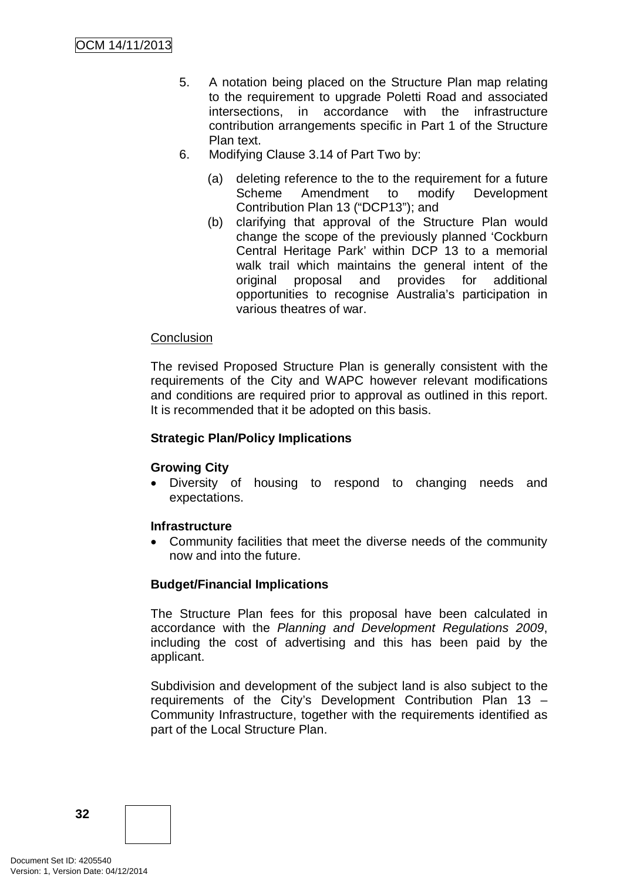5. A notation being placed on the Structure Plan map relating to the requirement to upgrade Poletti Road and associated intersections, in accordance with the infrastructure contribution arrangements specific in Part 1 of the Structure Plan text.
6. Modifying Clause 3.14 of Part Two by:

   (a) deleting reference to the to the requirement for a future Scheme Amendment to modify Development Contribution Plan 13 ("DCP13"); and
   (b) clarifying that approval of the Structure Plan would change the scope of the previously planned 'Cockburn Central Heritage Park' within DCP 13 to a memorial walk trail which maintains the general intent of the original proposal and provides for additional opportunities to recognise Australia's participation in various theatres of war.

Conclusion

The revised Proposed Structure Plan is generally consistent with the requirements of the City and WAPC however relevant modifications and conditions are required prior to approval as outlined in this report. It is recommended that it be adopted on this basis.

**Strategic Plan/Policy Implications**

**Growing City**

- Diversity of housing to respond to changing needs and expectations.

**Infrastructure**

- Community facilities that meet the diverse needs of the community now and into the future.

**Budget/Financial Implications**

The Structure Plan fees for this proposal have been calculated in accordance with the *Planning and Development Regulations 2009*, including the cost of advertising and this has been paid by the applicant.

Subdivision and development of the subject land is also subject to the requirements of the City's Development Contribution Plan 13 – Community Infrastructure, together with the requirements identified as part of the Local Structure Plan.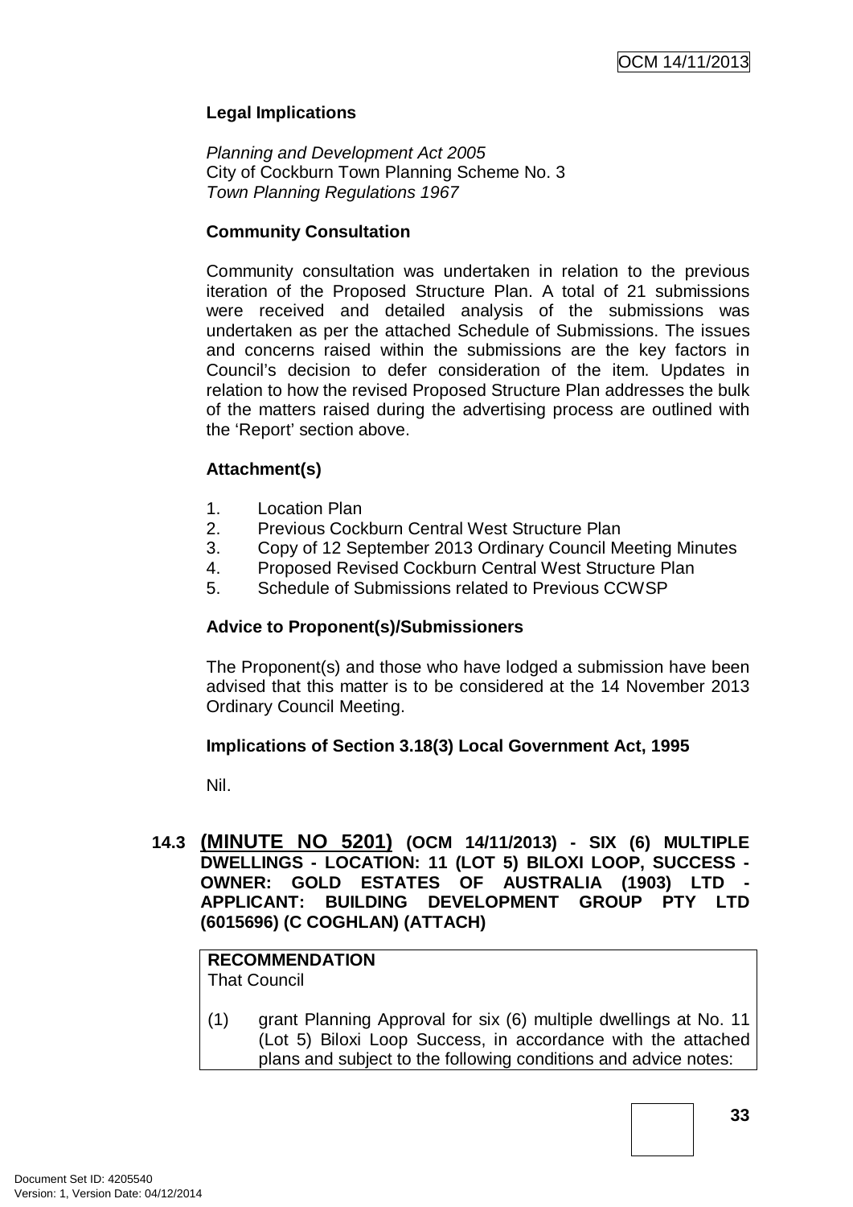**Legal Implications**

*Planning and Development Act 2005*
City of Cockburn Town Planning Scheme No. 3
*Town Planning Regulations 1967*

**Community Consultation**

Community consultation was undertaken in relation to the previous iteration of the Proposed Structure Plan. A total of 21 submissions were received and detailed analysis of the submissions was undertaken as per the attached Schedule of Submissions. The issues and concerns raised within the submissions are the key factors in Council's decision to defer consideration of the item. Updates in relation to how the revised Proposed Structure Plan addresses the bulk of the matters raised during the advertising process are outlined with the 'Report' section above.

**Attachment(s)**

1. Location Plan
2. Previous Cockburn Central West Structure Plan
3. Copy of 12 September 2013 Ordinary Council Meeting Minutes
4. Proposed Revised Cockburn Central West Structure Plan
5. Schedule of Submissions related to Previous CCWSP

**Advice to Proponent(s)/Submissioners**

The Proponent(s) and those who have lodged a submission have been advised that this matter is to be considered at the 14 November 2013 Ordinary Council Meeting.

**Implications of Section 3.18(3) Local Government Act, 1995**

Nil.

### 14.3 (MINUTE NO 5201) (OCM 14/11/2013) - SIX (6) MULTIPLE DWELLINGS - LOCATION: 11 (LOT 5) BILOXI LOOP, SUCCESS - OWNER: GOLD ESTATES OF AUSTRALIA (1903) LTD - APPLICANT: BUILDING DEVELOPMENT GROUP PTY LTD (6015696) (C COGHLAN) (ATTACH)

**RECOMMENDATION**
That Council

(1) grant Planning Approval for six (6) multiple dwellings at No. 11 (Lot 5) Biloxi Loop Success, in accordance with the attached plans and subject to the following conditions and advice notes: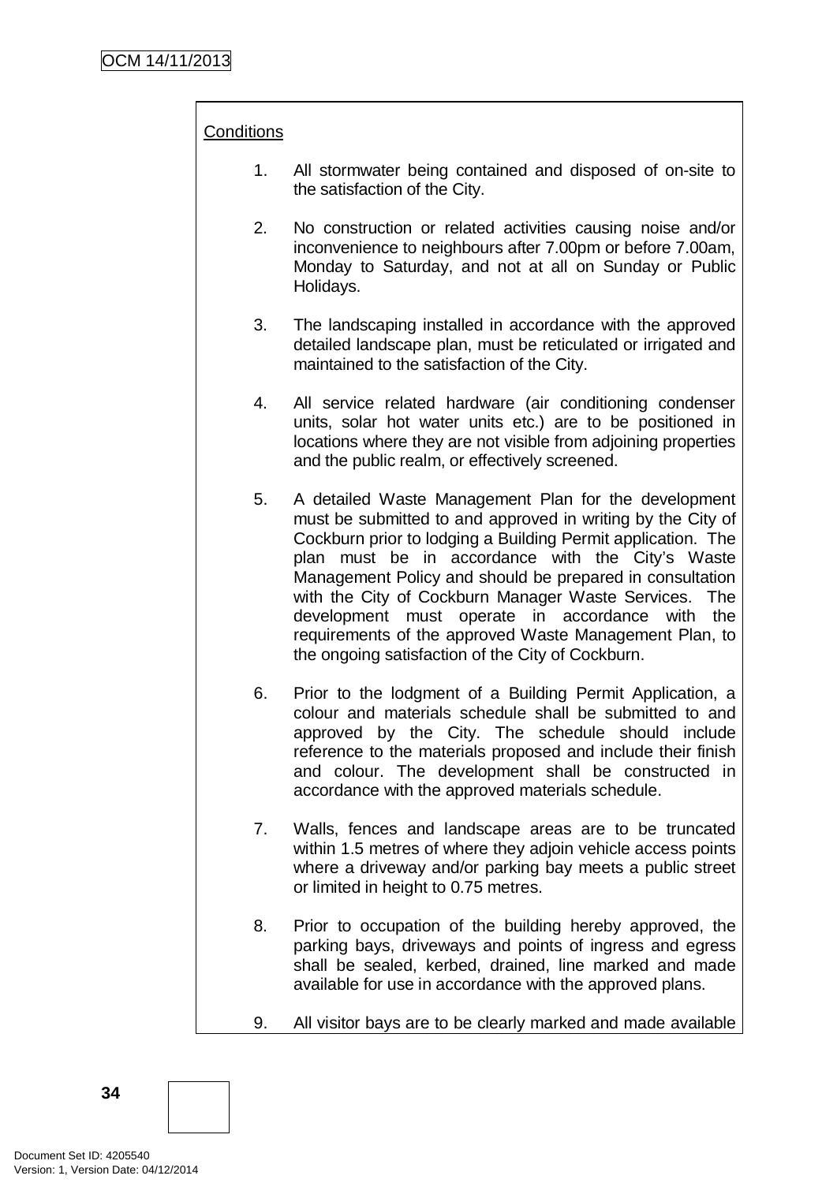Conditions

1. All stormwater being contained and disposed of on-site to the satisfaction of the City.

2. No construction or related activities causing noise and/or inconvenience to neighbours after 7.00pm or before 7.00am, Monday to Saturday, and not at all on Sunday or Public Holidays.

3. The landscaping installed in accordance with the approved detailed landscape plan, must be reticulated or irrigated and maintained to the satisfaction of the City.

4. All service related hardware (air conditioning condenser units, solar hot water units etc.) are to be positioned in locations where they are not visible from adjoining properties and the public realm, or effectively screened.

5. A detailed Waste Management Plan for the development must be submitted to and approved in writing by the City of Cockburn prior to lodging a Building Permit application. The plan must be in accordance with the City's Waste Management Policy and should be prepared in consultation with the City of Cockburn Manager Waste Services. The development must operate in accordance with the requirements of the approved Waste Management Plan, to the ongoing satisfaction of the City of Cockburn.

6. Prior to the lodgment of a Building Permit Application, a colour and materials schedule shall be submitted to and approved by the City. The schedule should include reference to the materials proposed and include their finish and colour. The development shall be constructed in accordance with the approved materials schedule.

7. Walls, fences and landscape areas are to be truncated within 1.5 metres of where they adjoin vehicle access points where a driveway and/or parking bay meets a public street or limited in height to 0.75 metres.

8. Prior to occupation of the building hereby approved, the parking bays, driveways and points of ingress and egress shall be sealed, kerbed, drained, line marked and made available for use in accordance with the approved plans.

9. All visitor bays are to be clearly marked and made available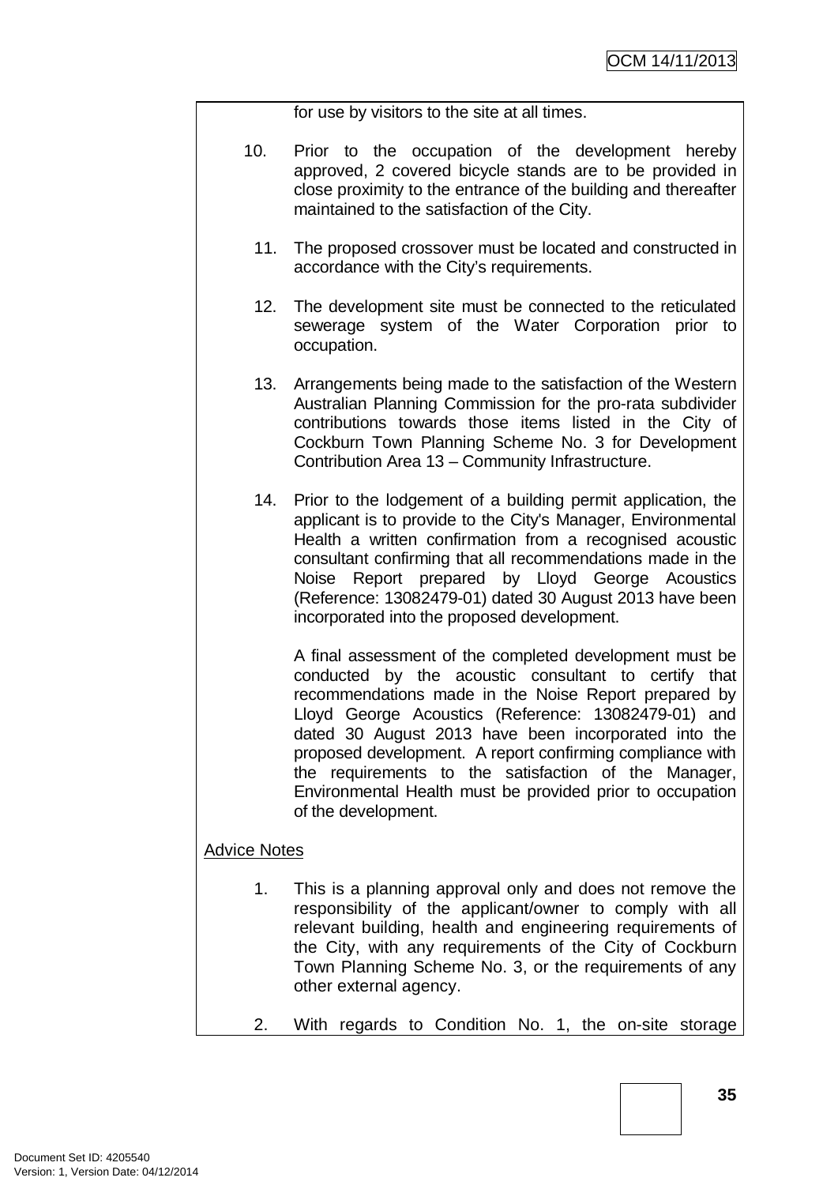for use by visitors to the site at all times.

10. Prior to the occupation of the development hereby approved, 2 covered bicycle stands are to be provided in close proximity to the entrance of the building and thereafter maintained to the satisfaction of the City.

11. The proposed crossover must be located and constructed in accordance with the City's requirements.

12. The development site must be connected to the reticulated sewerage system of the Water Corporation prior to occupation.

13. Arrangements being made to the satisfaction of the Western Australian Planning Commission for the pro-rata subdivider contributions towards those items listed in the City of Cockburn Town Planning Scheme No. 3 for Development Contribution Area 13 – Community Infrastructure.

14. Prior to the lodgement of a building permit application, the applicant is to provide to the City's Manager, Environmental Health a written confirmation from a recognised acoustic consultant confirming that all recommendations made in the Noise Report prepared by Lloyd George Acoustics (Reference: 13082479-01) dated 30 August 2013 have been incorporated into the proposed development.

    A final assessment of the completed development must be conducted by the acoustic consultant to certify that recommendations made in the Noise Report prepared by Lloyd George Acoustics (Reference: 13082479-01) and dated 30 August 2013 have been incorporated into the proposed development. A report confirming compliance with the requirements to the satisfaction of the Manager, Environmental Health must be provided prior to occupation of the development.

<u>Advice Notes</u>

1. This is a planning approval only and does not remove the responsibility of the applicant/owner to comply with all relevant building, health and engineering requirements of the City, with any requirements of the City of Cockburn Town Planning Scheme No. 3, or the requirements of any other external agency.

2. With regards to Condition No. 1, the on-site storage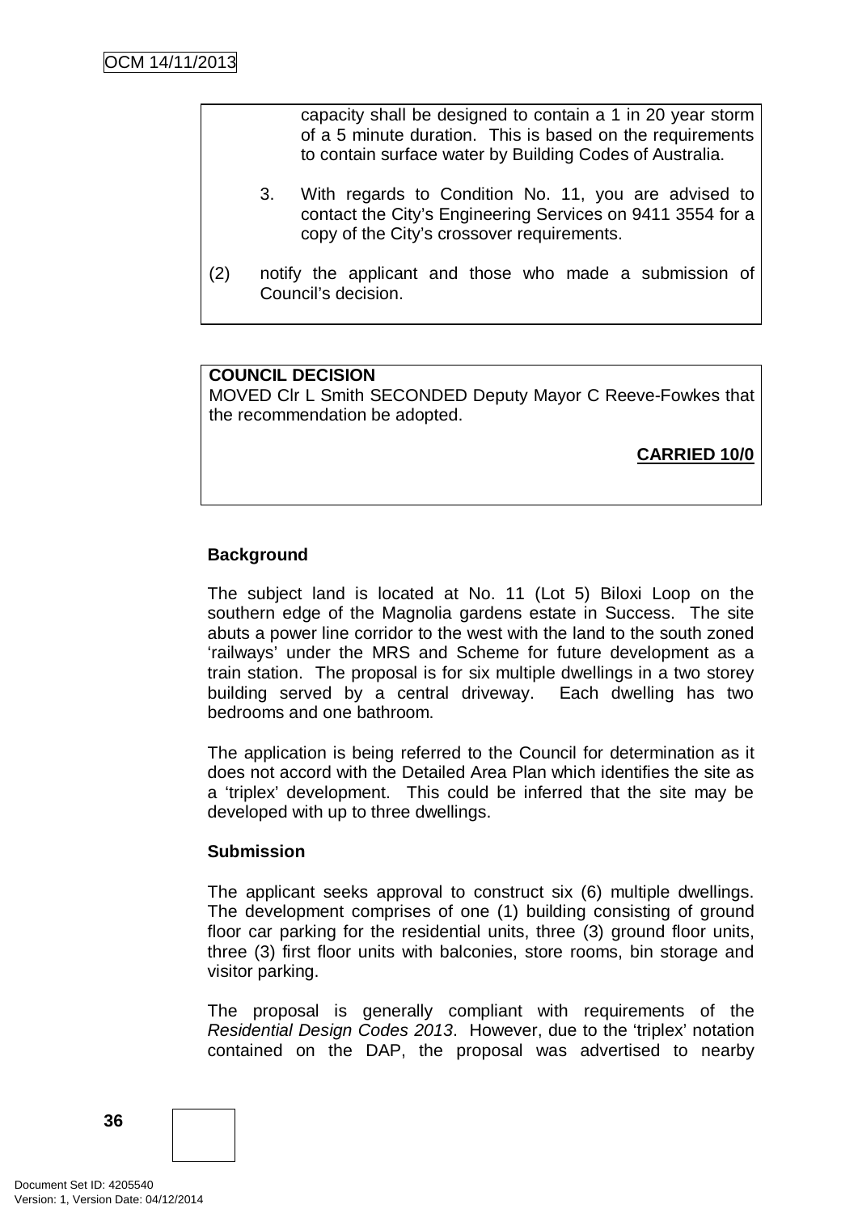capacity shall be designed to contain a 1 in 20 year storm of a 5 minute duration. This is based on the requirements to contain surface water by Building Codes of Australia.

3. With regards to Condition No. 11, you are advised to contact the City's Engineering Services on 9411 3554 for a copy of the City's crossover requirements.

(2) notify the applicant and those who made a submission of Council's decision.

**COUNCIL DECISION**

MOVED Clr L Smith SECONDED Deputy Mayor C Reeve-Fowkes that the recommendation be adopted.

**CARRIED 10/0**

**Background**

The subject land is located at No. 11 (Lot 5) Biloxi Loop on the southern edge of the Magnolia gardens estate in Success. The site abuts a power line corridor to the west with the land to the south zoned 'railways' under the MRS and Scheme for future development as a train station. The proposal is for six multiple dwellings in a two storey building served by a central driveway. Each dwelling has two bedrooms and one bathroom.

The application is being referred to the Council for determination as it does not accord with the Detailed Area Plan which identifies the site as a 'triplex' development. This could be inferred that the site may be developed with up to three dwellings.

**Submission**

The applicant seeks approval to construct six (6) multiple dwellings. The development comprises of one (1) building consisting of ground floor car parking for the residential units, three (3) ground floor units, three (3) first floor units with balconies, store rooms, bin storage and visitor parking.

The proposal is generally compliant with requirements of the *Residential Design Codes 2013*. However, due to the 'triplex' notation contained on the DAP, the proposal was advertised to nearby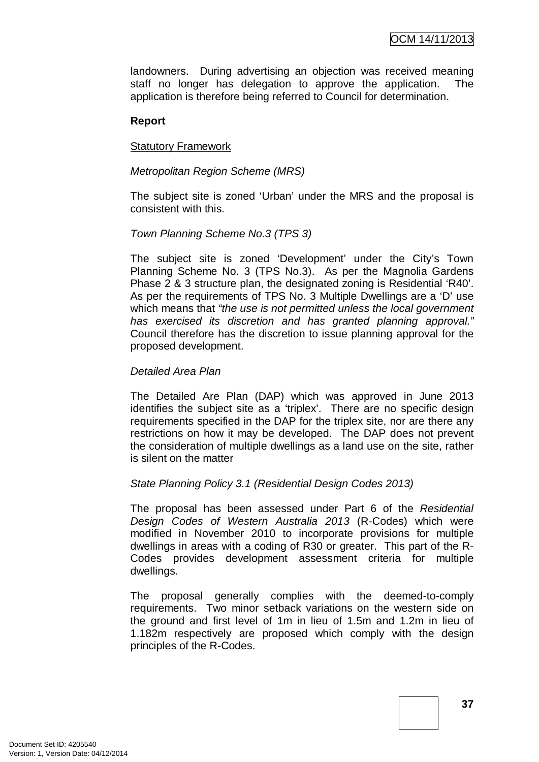landowners. During advertising an objection was received meaning staff no longer has delegation to approve the application. The application is therefore being referred to Council for determination.

**Report**

Statutory Framework

*Metropolitan Region Scheme (MRS)*

The subject site is zoned 'Urban' under the MRS and the proposal is consistent with this.

*Town Planning Scheme No.3 (TPS 3)*

The subject site is zoned 'Development' under the City's Town Planning Scheme No. 3 (TPS No.3). As per the Magnolia Gardens Phase 2 & 3 structure plan, the designated zoning is Residential 'R40'. As per the requirements of TPS No. 3 Multiple Dwellings are a 'D' use which means that *"the use is not permitted unless the local government has exercised its discretion and has granted planning approval."* Council therefore has the discretion to issue planning approval for the proposed development.

*Detailed Area Plan*

The Detailed Are Plan (DAP) which was approved in June 2013 identifies the subject site as a 'triplex'. There are no specific design requirements specified in the DAP for the triplex site, nor are there any restrictions on how it may be developed. The DAP does not prevent the consideration of multiple dwellings as a land use on the site, rather is silent on the matter

*State Planning Policy 3.1 (Residential Design Codes 2013)*

The proposal has been assessed under Part 6 of the *Residential Design Codes of Western Australia 2013* (R-Codes) which were modified in November 2010 to incorporate provisions for multiple dwellings in areas with a coding of R30 or greater. This part of the R-Codes provides development assessment criteria for multiple dwellings.

The proposal generally complies with the deemed-to-comply requirements. Two minor setback variations on the western side on the ground and first level of 1m in lieu of 1.5m and 1.2m in lieu of 1.182m respectively are proposed which comply with the design principles of the R-Codes.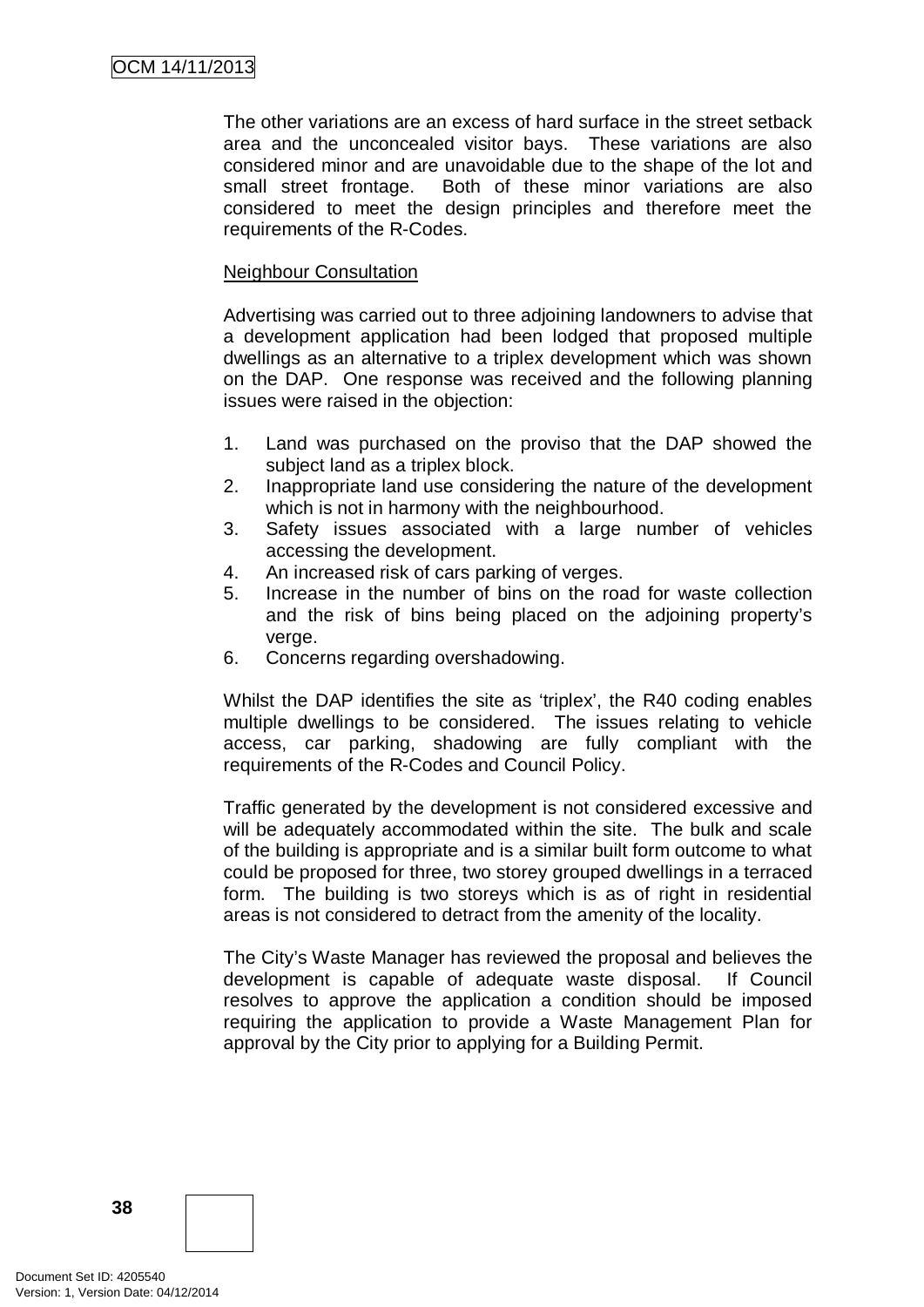The other variations are an excess of hard surface in the street setback area and the unconcealed visitor bays. These variations are also considered minor and are unavoidable due to the shape of the lot and small street frontage. Both of these minor variations are also considered to meet the design principles and therefore meet the requirements of the R-Codes.

<u>Neighbour Consultation</u>

Advertising was carried out to three adjoining landowners to advise that a development application had been lodged that proposed multiple dwellings as an alternative to a triplex development which was shown on the DAP. One response was received and the following planning issues were raised in the objection:

1. Land was purchased on the proviso that the DAP showed the subject land as a triplex block.
2. Inappropriate land use considering the nature of the development which is not in harmony with the neighbourhood.
3. Safety issues associated with a large number of vehicles accessing the development.
4. An increased risk of cars parking of verges.
5. Increase in the number of bins on the road for waste collection and the risk of bins being placed on the adjoining property's verge.
6. Concerns regarding overshadowing.

Whilst the DAP identifies the site as 'triplex', the R40 coding enables multiple dwellings to be considered. The issues relating to vehicle access, car parking, shadowing are fully compliant with the requirements of the R-Codes and Council Policy.

Traffic generated by the development is not considered excessive and will be adequately accommodated within the site. The bulk and scale of the building is appropriate and is a similar built form outcome to what could be proposed for three, two storey grouped dwellings in a terraced form. The building is two storeys which is as of right in residential areas is not considered to detract from the amenity of the locality.

The City's Waste Manager has reviewed the proposal and believes the development is capable of adequate waste disposal. If Council resolves to approve the application a condition should be imposed requiring the application to provide a Waste Management Plan for approval by the City prior to applying for a Building Permit.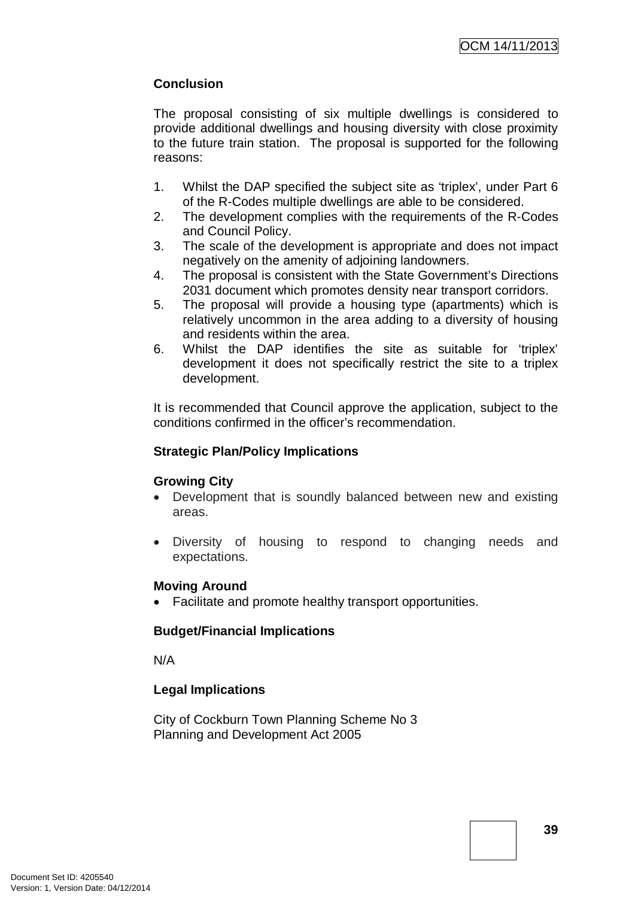**Conclusion**

The proposal consisting of six multiple dwellings is considered to provide additional dwellings and housing diversity with close proximity to the future train station. The proposal is supported for the following reasons:

1. Whilst the DAP specified the subject site as 'triplex', under Part 6 of the R-Codes multiple dwellings are able to be considered.
2. The development complies with the requirements of the R-Codes and Council Policy.
3. The scale of the development is appropriate and does not impact negatively on the amenity of adjoining landowners.
4. The proposal is consistent with the State Government's Directions 2031 document which promotes density near transport corridors.
5. The proposal will provide a housing type (apartments) which is relatively uncommon in the area adding to a diversity of housing and residents within the area.
6. Whilst the DAP identifies the site as suitable for 'triplex' development it does not specifically restrict the site to a triplex development.

It is recommended that Council approve the application, subject to the conditions confirmed in the officer's recommendation.

**Strategic Plan/Policy Implications**

**Growing City**

- Development that is soundly balanced between new and existing areas.
- Diversity of housing to respond to changing needs and expectations.

**Moving Around**

- Facilitate and promote healthy transport opportunities.

**Budget/Financial Implications**

N/A

**Legal Implications**

City of Cockburn Town Planning Scheme No 3
Planning and Development Act 2005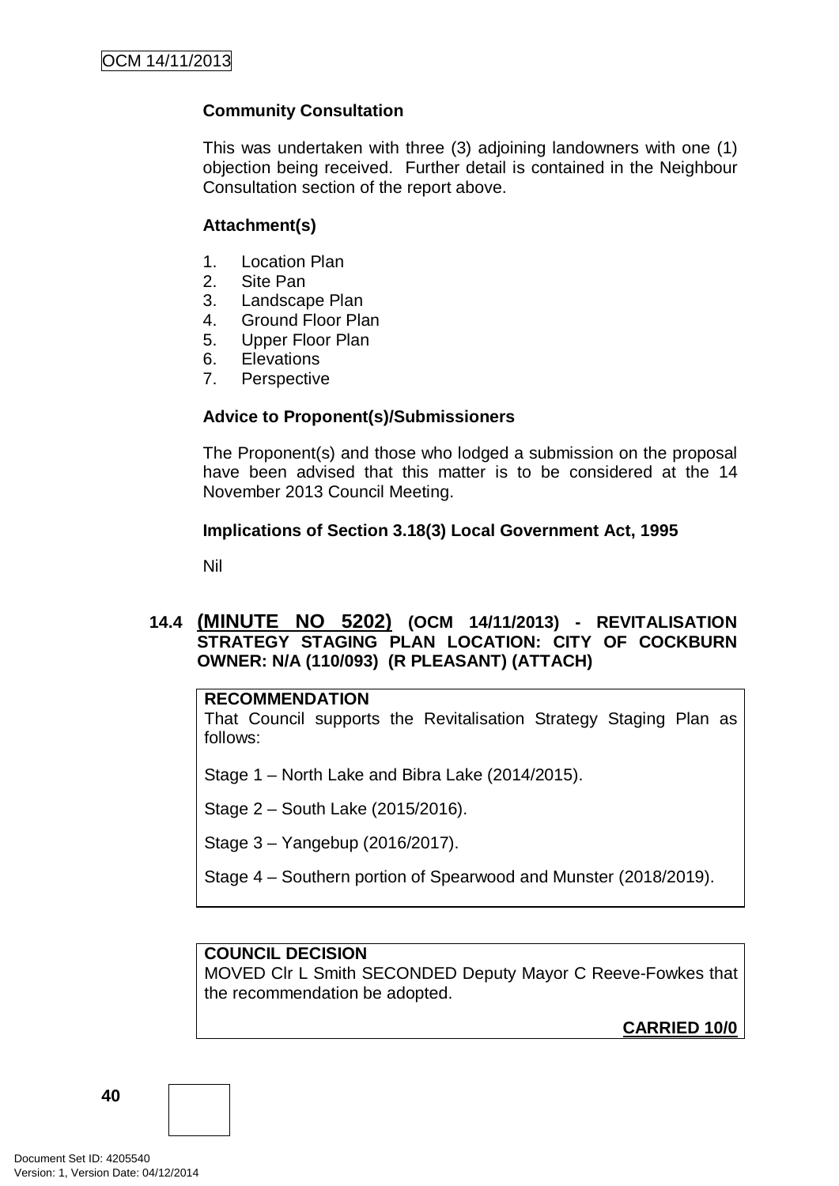**Community Consultation**

This was undertaken with three (3) adjoining landowners with one (1) objection being received. Further detail is contained in the Neighbour Consultation section of the report above.

**Attachment(s)**

1. Location Plan
2. Site Pan
3. Landscape Plan
4. Ground Floor Plan
5. Upper Floor Plan
6. Elevations
7. Perspective

**Advice to Proponent(s)/Submissioners**

The Proponent(s) and those who lodged a submission on the proposal have been advised that this matter is to be considered at the 14 November 2013 Council Meeting.

**Implications of Section 3.18(3) Local Government Act, 1995**

Nil

## 14.4 (MINUTE NO 5202) (OCM 14/11/2013) - REVITALISATION STRATEGY STAGING PLAN LOCATION: CITY OF COCKBURN OWNER: N/A (110/093) (R PLEASANT) (ATTACH)

**RECOMMENDATION**
That Council supports the Revitalisation Strategy Staging Plan as follows:

Stage 1 – North Lake and Bibra Lake (2014/2015).

Stage 2 – South Lake (2015/2016).

Stage 3 – Yangebup (2016/2017).

Stage 4 – Southern portion of Spearwood and Munster (2018/2019).

**COUNCIL DECISION**
MOVED Clr L Smith SECONDED Deputy Mayor C Reeve-Fowkes that the recommendation be adopted.

**CARRIED 10/0**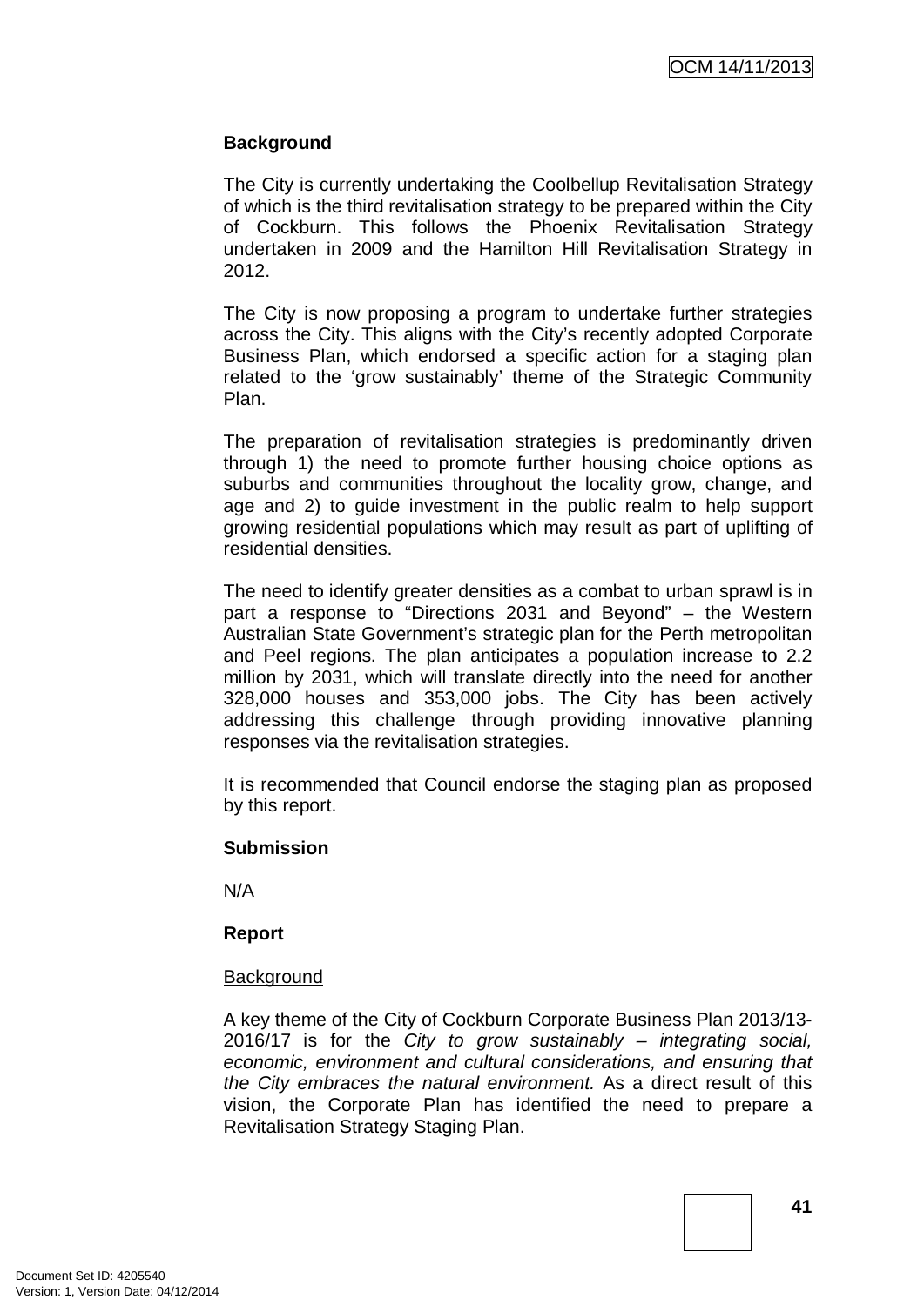**Background**

The City is currently undertaking the Coolbellup Revitalisation Strategy of which is the third revitalisation strategy to be prepared within the City of Cockburn. This follows the Phoenix Revitalisation Strategy undertaken in 2009 and the Hamilton Hill Revitalisation Strategy in 2012.

The City is now proposing a program to undertake further strategies across the City. This aligns with the City's recently adopted Corporate Business Plan, which endorsed a specific action for a staging plan related to the 'grow sustainably' theme of the Strategic Community Plan.

The preparation of revitalisation strategies is predominantly driven through 1) the need to promote further housing choice options as suburbs and communities throughout the locality grow, change, and age and 2) to guide investment in the public realm to help support growing residential populations which may result as part of uplifting of residential densities.

The need to identify greater densities as a combat to urban sprawl is in part a response to "Directions 2031 and Beyond" – the Western Australian State Government's strategic plan for the Perth metropolitan and Peel regions. The plan anticipates a population increase to 2.2 million by 2031, which will translate directly into the need for another 328,000 houses and 353,000 jobs. The City has been actively addressing this challenge through providing innovative planning responses via the revitalisation strategies.

It is recommended that Council endorse the staging plan as proposed by this report.

**Submission**

N/A

**Report**

Background

A key theme of the City of Cockburn Corporate Business Plan 2013/13-2016/17 is for the *City to grow sustainably – integrating social, economic, environment and cultural considerations, and ensuring that the City embraces the natural environment.* As a direct result of this vision, the Corporate Plan has identified the need to prepare a Revitalisation Strategy Staging Plan.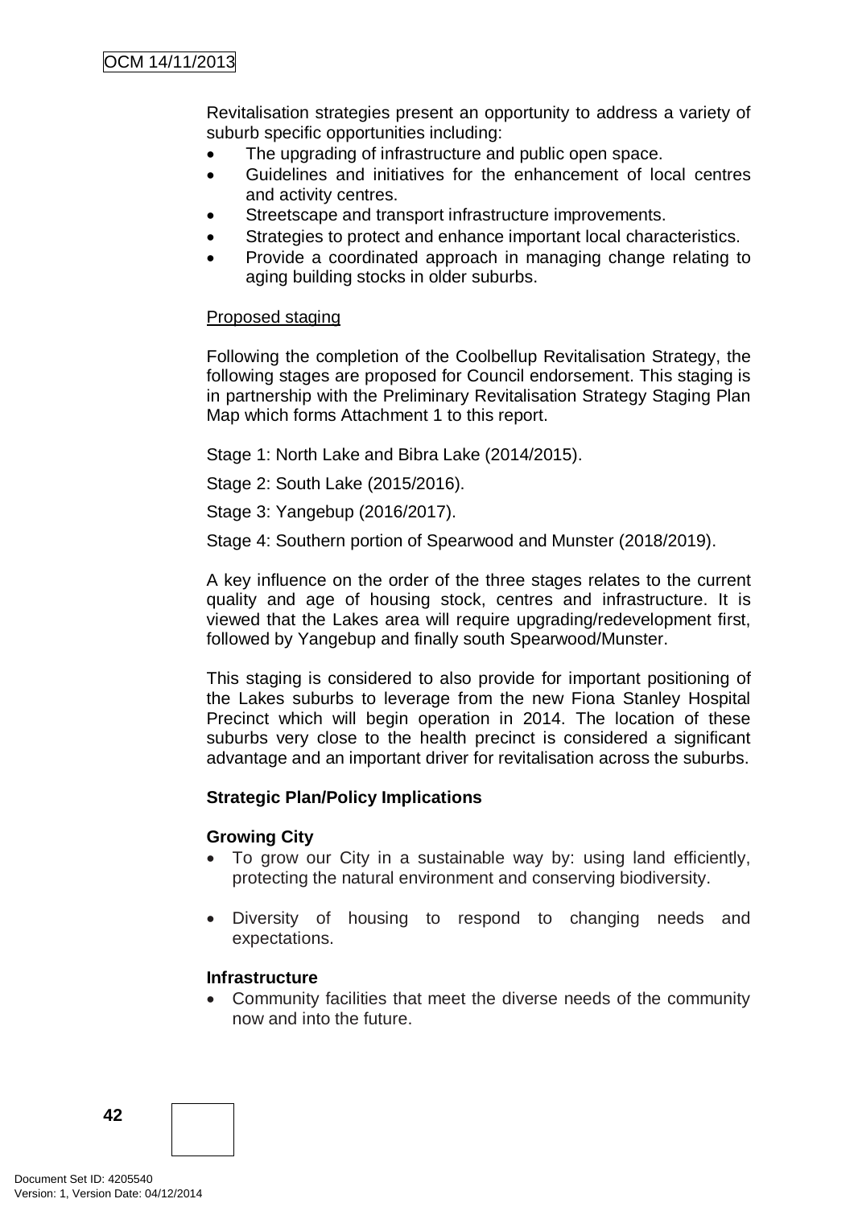Revitalisation strategies present an opportunity to address a variety of suburb specific opportunities including:

- The upgrading of infrastructure and public open space.
- Guidelines and initiatives for the enhancement of local centres and activity centres.
- Streetscape and transport infrastructure improvements.
- Strategies to protect and enhance important local characteristics.
- Provide a coordinated approach in managing change relating to aging building stocks in older suburbs.

Proposed staging

Following the completion of the Coolbellup Revitalisation Strategy, the following stages are proposed for Council endorsement. This staging is in partnership with the Preliminary Revitalisation Strategy Staging Plan Map which forms Attachment 1 to this report.

Stage 1: North Lake and Bibra Lake (2014/2015).

Stage 2: South Lake (2015/2016).

Stage 3: Yangebup (2016/2017).

Stage 4: Southern portion of Spearwood and Munster (2018/2019).

A key influence on the order of the three stages relates to the current quality and age of housing stock, centres and infrastructure. It is viewed that the Lakes area will require upgrading/redevelopment first, followed by Yangebup and finally south Spearwood/Munster.

This staging is considered to also provide for important positioning of the Lakes suburbs to leverage from the new Fiona Stanley Hospital Precinct which will begin operation in 2014. The location of these suburbs very close to the health precinct is considered a significant advantage and an important driver for revitalisation across the suburbs.

**Strategic Plan/Policy Implications**

**Growing City**

- To grow our City in a sustainable way by: using land efficiently, protecting the natural environment and conserving biodiversity.
- Diversity of housing to respond to changing needs and expectations.

**Infrastructure**

- Community facilities that meet the diverse needs of the community now and into the future.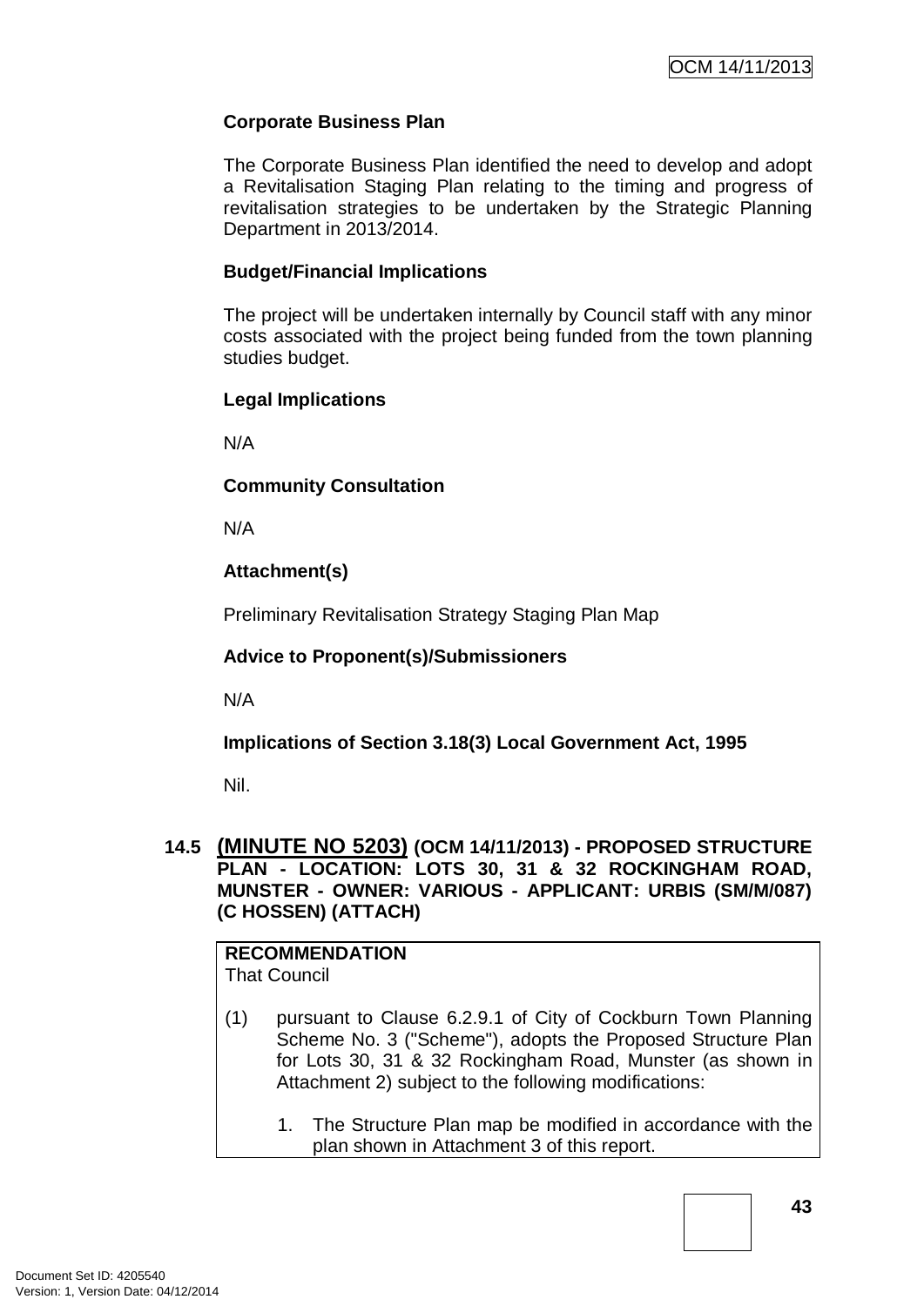**Corporate Business Plan**

The Corporate Business Plan identified the need to develop and adopt a Revitalisation Staging Plan relating to the timing and progress of revitalisation strategies to be undertaken by the Strategic Planning Department in 2013/2014.

**Budget/Financial Implications**

The project will be undertaken internally by Council staff with any minor costs associated with the project being funded from the town planning studies budget.

**Legal Implications**

N/A

**Community Consultation**

N/A

**Attachment(s)**

Preliminary Revitalisation Strategy Staging Plan Map

**Advice to Proponent(s)/Submissioners**

N/A

**Implications of Section 3.18(3) Local Government Act, 1995**

Nil.

### 14.5 (MINUTE NO 5203) (OCM 14/11/2013) - PROPOSED STRUCTURE PLAN - LOCATION: LOTS 30, 31 & 32 ROCKINGHAM ROAD, MUNSTER - OWNER: VARIOUS - APPLICANT: URBIS (SM/M/087) (C HOSSEN) (ATTACH)

**RECOMMENDATION**
That Council

(1) pursuant to Clause 6.2.9.1 of City of Cockburn Town Planning Scheme No. 3 ("Scheme"), adopts the Proposed Structure Plan for Lots 30, 31 & 32 Rockingham Road, Munster (as shown in Attachment 2) subject to the following modifications:

1. The Structure Plan map be modified in accordance with the plan shown in Attachment 3 of this report.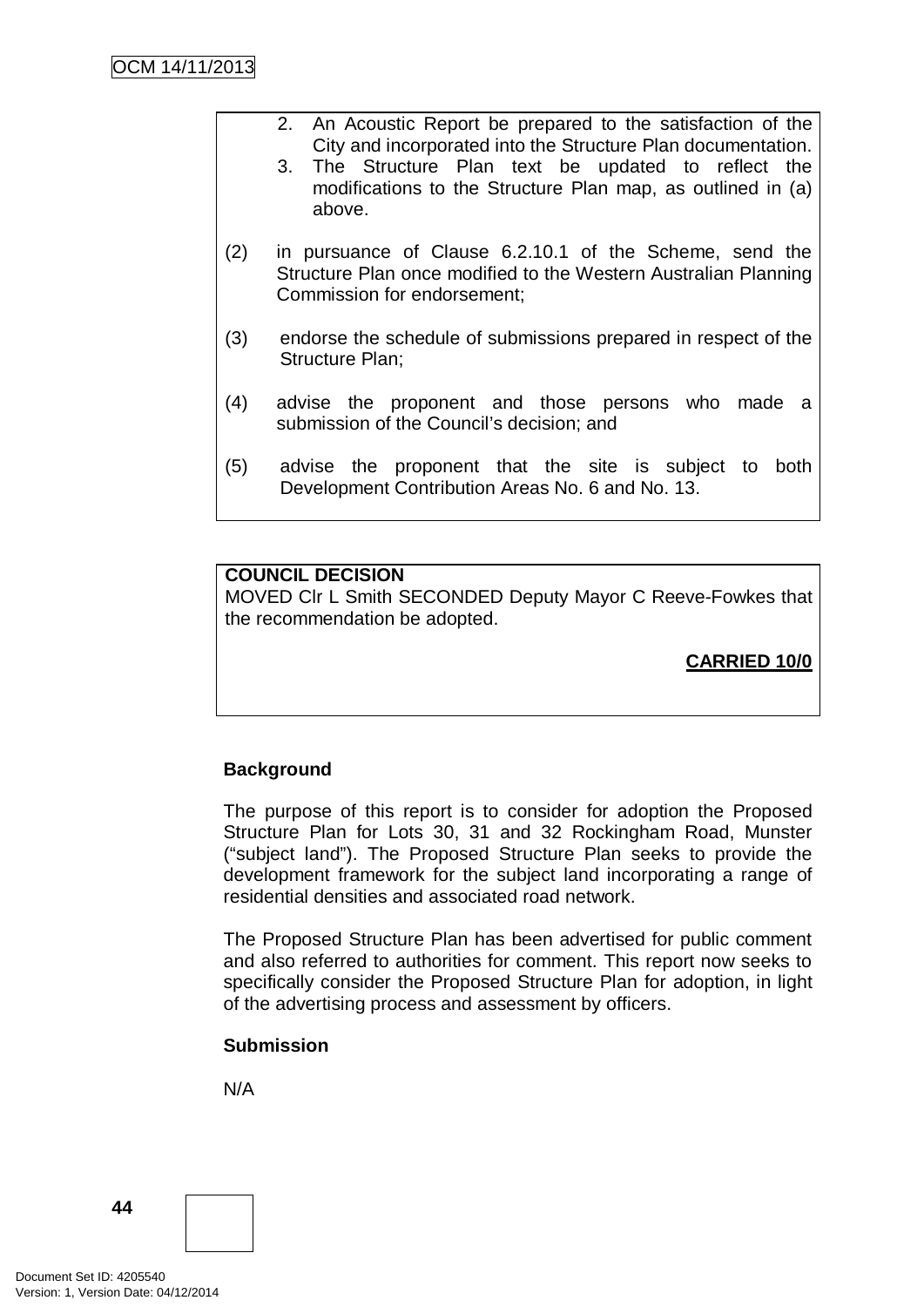2. An Acoustic Report be prepared to the satisfaction of the City and incorporated into the Structure Plan documentation.
3. The Structure Plan text be updated to reflect the modifications to the Structure Plan map, as outlined in (a) above.

(2) in pursuance of Clause 6.2.10.1 of the Scheme, send the Structure Plan once modified to the Western Australian Planning Commission for endorsement;

(3) endorse the schedule of submissions prepared in respect of the Structure Plan;

(4) advise the proponent and those persons who made a submission of the Council's decision; and

(5) advise the proponent that the site is subject to both Development Contribution Areas No. 6 and No. 13.

**COUNCIL DECISION**

MOVED Clr L Smith SECONDED Deputy Mayor C Reeve-Fowkes that the recommendation be adopted.

**CARRIED 10/0**

**Background**

The purpose of this report is to consider for adoption the Proposed Structure Plan for Lots 30, 31 and 32 Rockingham Road, Munster ("subject land"). The Proposed Structure Plan seeks to provide the development framework for the subject land incorporating a range of residential densities and associated road network.

The Proposed Structure Plan has been advertised for public comment and also referred to authorities for comment. This report now seeks to specifically consider the Proposed Structure Plan for adoption, in light of the advertising process and assessment by officers.

**Submission**

N/A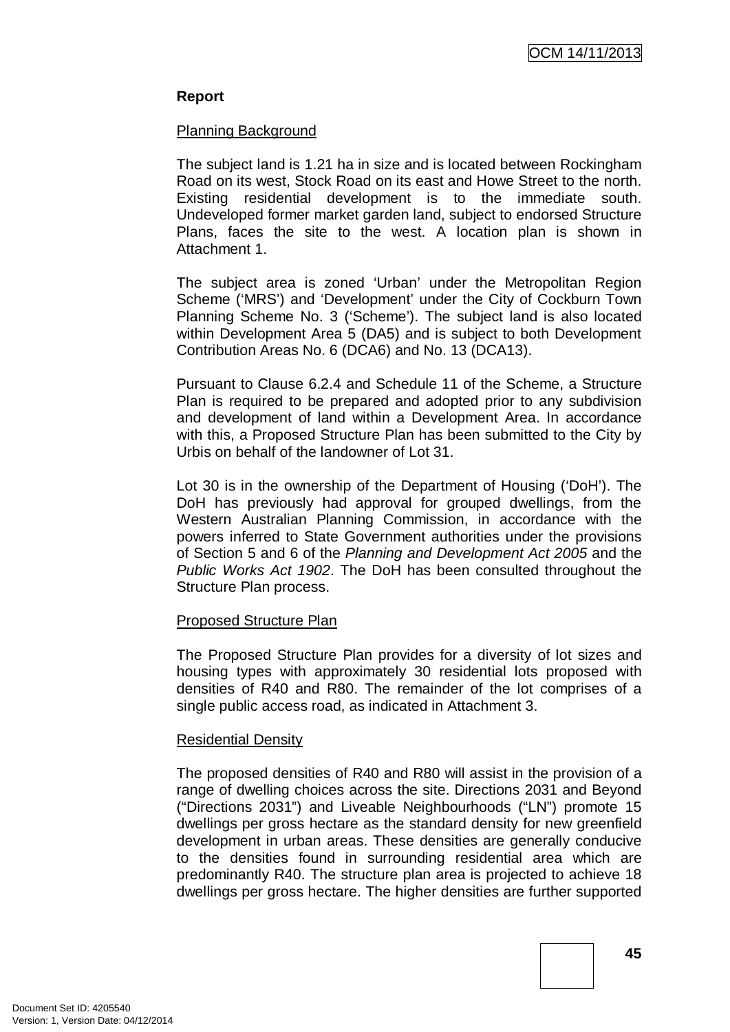**Report**

Planning Background

The subject land is 1.21 ha in size and is located between Rockingham Road on its west, Stock Road on its east and Howe Street to the north. Existing residential development is to the immediate south. Undeveloped former market garden land, subject to endorsed Structure Plans, faces the site to the west. A location plan is shown in Attachment 1.

The subject area is zoned 'Urban' under the Metropolitan Region Scheme ('MRS') and 'Development' under the City of Cockburn Town Planning Scheme No. 3 ('Scheme'). The subject land is also located within Development Area 5 (DA5) and is subject to both Development Contribution Areas No. 6 (DCA6) and No. 13 (DCA13).

Pursuant to Clause 6.2.4 and Schedule 11 of the Scheme, a Structure Plan is required to be prepared and adopted prior to any subdivision and development of land within a Development Area. In accordance with this, a Proposed Structure Plan has been submitted to the City by Urbis on behalf of the landowner of Lot 31.

Lot 30 is in the ownership of the Department of Housing ('DoH'). The DoH has previously had approval for grouped dwellings, from the Western Australian Planning Commission, in accordance with the powers inferred to State Government authorities under the provisions of Section 5 and 6 of the *Planning and Development Act 2005* and the *Public Works Act 1902*. The DoH has been consulted throughout the Structure Plan process.

Proposed Structure Plan

The Proposed Structure Plan provides for a diversity of lot sizes and housing types with approximately 30 residential lots proposed with densities of R40 and R80. The remainder of the lot comprises of a single public access road, as indicated in Attachment 3.

Residential Density

The proposed densities of R40 and R80 will assist in the provision of a range of dwelling choices across the site. Directions 2031 and Beyond ("Directions 2031") and Liveable Neighbourhoods ("LN") promote 15 dwellings per gross hectare as the standard density for new greenfield development in urban areas. These densities are generally conducive to the densities found in surrounding residential area which are predominantly R40. The structure plan area is projected to achieve 18 dwellings per gross hectare. The higher densities are further supported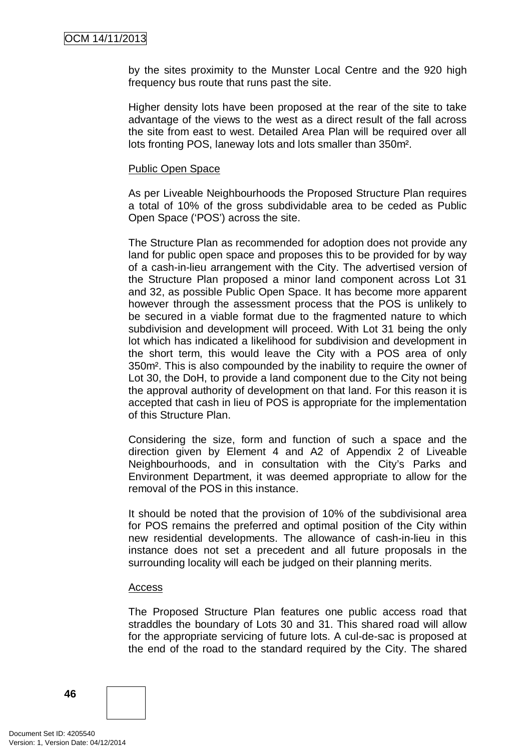by the sites proximity to the Munster Local Centre and the 920 high frequency bus route that runs past the site.

Higher density lots have been proposed at the rear of the site to take advantage of the views to the west as a direct result of the fall across the site from east to west. Detailed Area Plan will be required over all lots fronting POS, laneway lots and lots smaller than 350m².

<u>Public Open Space</u>

As per Liveable Neighbourhoods the Proposed Structure Plan requires a total of 10% of the gross subdividable area to be ceded as Public Open Space ('POS') across the site.

The Structure Plan as recommended for adoption does not provide any land for public open space and proposes this to be provided for by way of a cash-in-lieu arrangement with the City. The advertised version of the Structure Plan proposed a minor land component across Lot 31 and 32, as possible Public Open Space. It has become more apparent however through the assessment process that the POS is unlikely to be secured in a viable format due to the fragmented nature to which subdivision and development will proceed. With Lot 31 being the only lot which has indicated a likelihood for subdivision and development in the short term, this would leave the City with a POS area of only 350m². This is also compounded by the inability to require the owner of Lot 30, the DoH, to provide a land component due to the City not being the approval authority of development on that land. For this reason it is accepted that cash in lieu of POS is appropriate for the implementation of this Structure Plan.

Considering the size, form and function of such a space and the direction given by Element 4 and A2 of Appendix 2 of Liveable Neighbourhoods, and in consultation with the City's Parks and Environment Department, it was deemed appropriate to allow for the removal of the POS in this instance.

It should be noted that the provision of 10% of the subdivisional area for POS remains the preferred and optimal position of the City within new residential developments. The allowance of cash-in-lieu in this instance does not set a precedent and all future proposals in the surrounding locality will each be judged on their planning merits.

<u>Access</u>

The Proposed Structure Plan features one public access road that straddles the boundary of Lots 30 and 31. This shared road will allow for the appropriate servicing of future lots. A cul-de-sac is proposed at the end of the road to the standard required by the City. The shared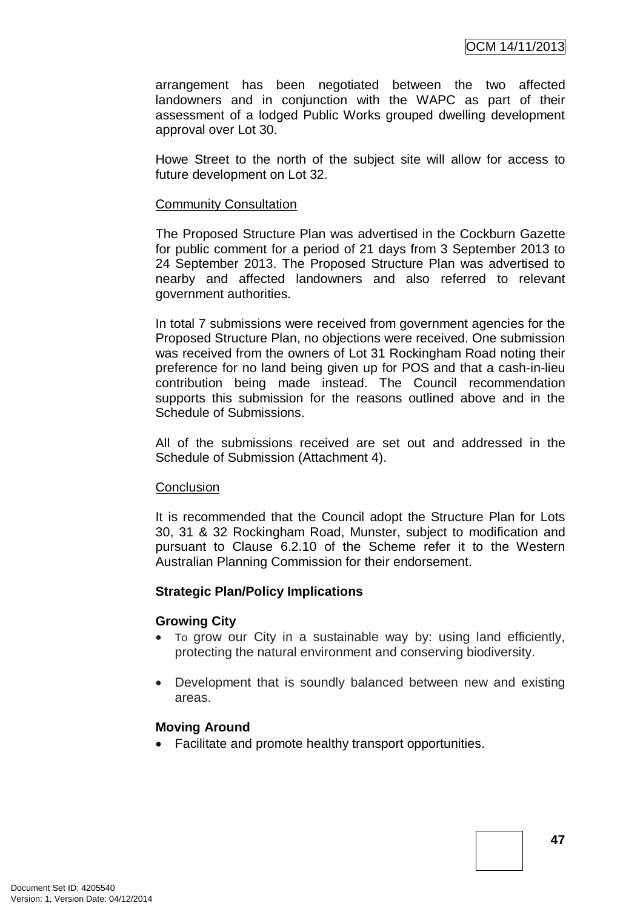arrangement has been negotiated between the two affected landowners and in conjunction with the WAPC as part of their assessment of a lodged Public Works grouped dwelling development approval over Lot 30.

Howe Street to the north of the subject site will allow for access to future development on Lot 32.

Community Consultation

The Proposed Structure Plan was advertised in the Cockburn Gazette for public comment for a period of 21 days from 3 September 2013 to 24 September 2013. The Proposed Structure Plan was advertised to nearby and affected landowners and also referred to relevant government authorities.

In total 7 submissions were received from government agencies for the Proposed Structure Plan, no objections were received. One submission was received from the owners of Lot 31 Rockingham Road noting their preference for no land being given up for POS and that a cash-in-lieu contribution being made instead. The Council recommendation supports this submission for the reasons outlined above and in the Schedule of Submissions.

All of the submissions received are set out and addressed in the Schedule of Submission (Attachment 4).

Conclusion

It is recommended that the Council adopt the Structure Plan for Lots 30, 31 & 32 Rockingham Road, Munster, subject to modification and pursuant to Clause 6.2.10 of the Scheme refer it to the Western Australian Planning Commission for their endorsement.

**Strategic Plan/Policy Implications**

**Growing City**

- To grow our City in a sustainable way by: using land efficiently, protecting the natural environment and conserving biodiversity.
- Development that is soundly balanced between new and existing areas.

**Moving Around**

- Facilitate and promote healthy transport opportunities.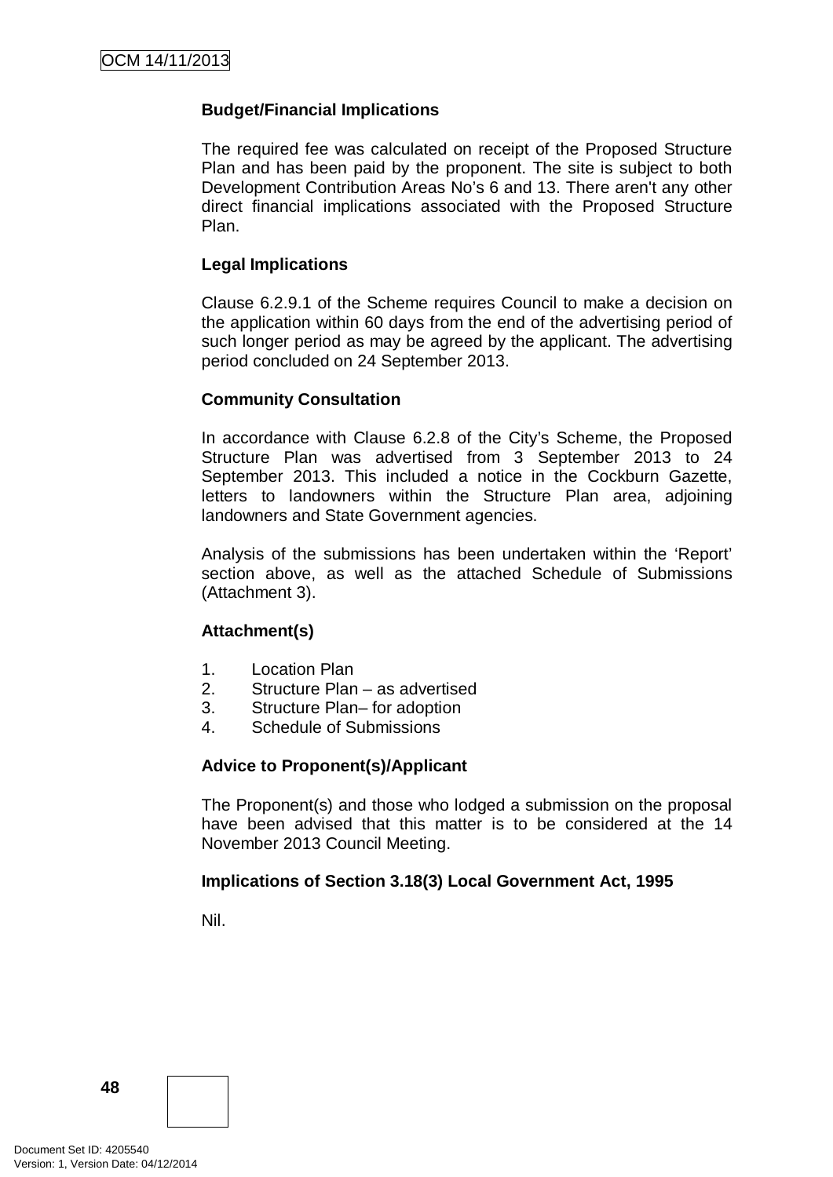**Budget/Financial Implications**

The required fee was calculated on receipt of the Proposed Structure Plan and has been paid by the proponent. The site is subject to both Development Contribution Areas No's 6 and 13. There aren't any other direct financial implications associated with the Proposed Structure Plan.

**Legal Implications**

Clause 6.2.9.1 of the Scheme requires Council to make a decision on the application within 60 days from the end of the advertising period of such longer period as may be agreed by the applicant. The advertising period concluded on 24 September 2013.

**Community Consultation**

In accordance with Clause 6.2.8 of the City's Scheme, the Proposed Structure Plan was advertised from 3 September 2013 to 24 September 2013. This included a notice in the Cockburn Gazette, letters to landowners within the Structure Plan area, adjoining landowners and State Government agencies.

Analysis of the submissions has been undertaken within the 'Report' section above, as well as the attached Schedule of Submissions (Attachment 3).

**Attachment(s)**

1. Location Plan
2. Structure Plan – as advertised
3. Structure Plan– for adoption
4. Schedule of Submissions

**Advice to Proponent(s)/Applicant**

The Proponent(s) and those who lodged a submission on the proposal have been advised that this matter is to be considered at the 14 November 2013 Council Meeting.

**Implications of Section 3.18(3) Local Government Act, 1995**

Nil.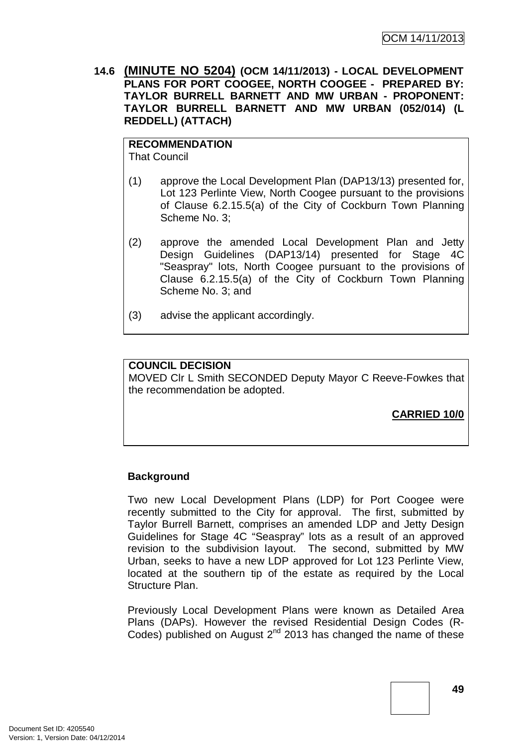**14.6 (MINUTE NO 5204) (OCM 14/11/2013) - LOCAL DEVELOPMENT PLANS FOR PORT COOGEE, NORTH COOGEE - PREPARED BY: TAYLOR BURRELL BARNETT AND MW URBAN - PROPONENT: TAYLOR BURRELL BARNETT AND MW URBAN (052/014) (L REDDELL) (ATTACH)**

**RECOMMENDATION**
That Council

(1) approve the Local Development Plan (DAP13/13) presented for, Lot 123 Perlinte View, North Coogee pursuant to the provisions of Clause 6.2.15.5(a) of the City of Cockburn Town Planning Scheme No. 3;

(2) approve the amended Local Development Plan and Jetty Design Guidelines (DAP13/14) presented for Stage 4C "Seaspray" lots, North Coogee pursuant to the provisions of Clause 6.2.15.5(a) of the City of Cockburn Town Planning Scheme No. 3; and

(3) advise the applicant accordingly.

**COUNCIL DECISION**
MOVED Clr L Smith SECONDED Deputy Mayor C Reeve-Fowkes that the recommendation be adopted.

**CARRIED 10/0**

**Background**

Two new Local Development Plans (LDP) for Port Coogee were recently submitted to the City for approval. The first, submitted by Taylor Burrell Barnett, comprises an amended LDP and Jetty Design Guidelines for Stage 4C "Seaspray" lots as a result of an approved revision to the subdivision layout. The second, submitted by MW Urban, seeks to have a new LDP approved for Lot 123 Perlinte View, located at the southern tip of the estate as required by the Local Structure Plan.

Previously Local Development Plans were known as Detailed Area Plans (DAPs). However the revised Residential Design Codes (R-Codes) published on August 2nd 2013 has changed the name of these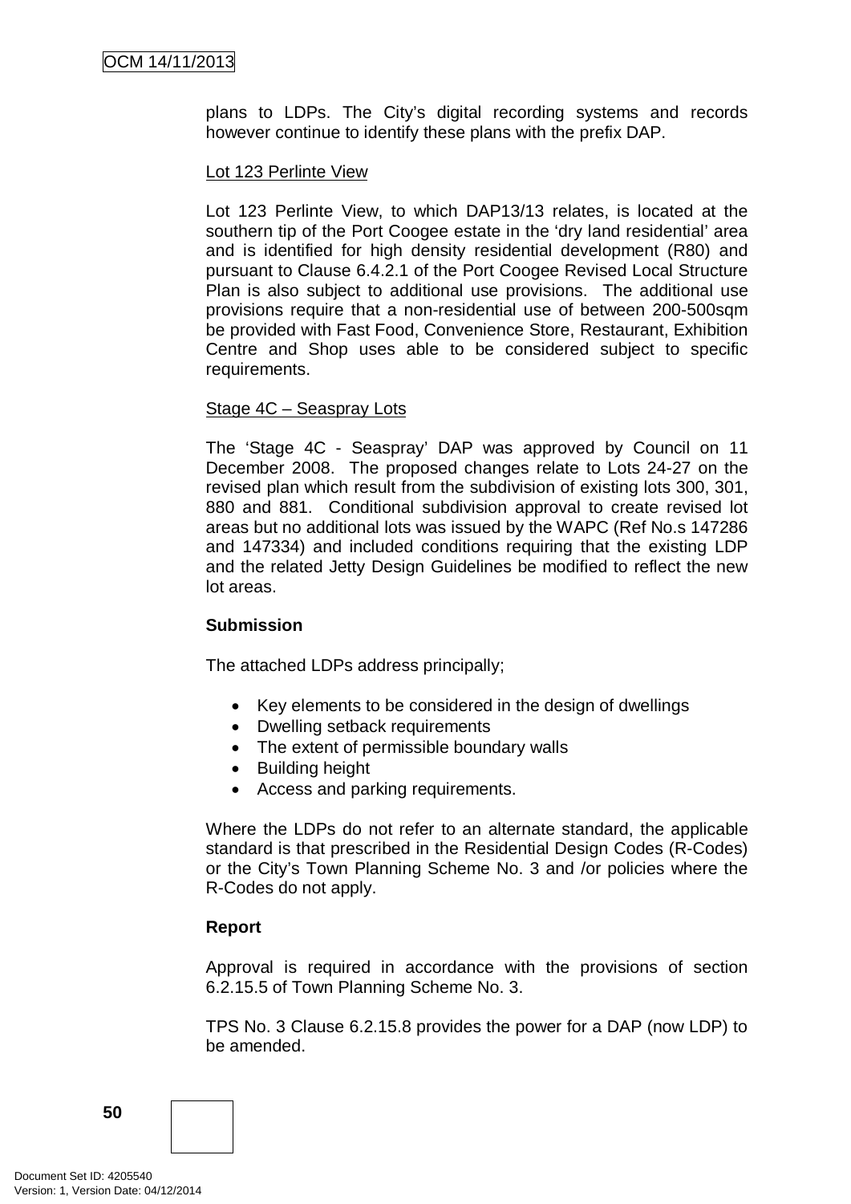plans to LDPs. The City's digital recording systems and records however continue to identify these plans with the prefix DAP.

Lot 123 Perlinte View

Lot 123 Perlinte View, to which DAP13/13 relates, is located at the southern tip of the Port Coogee estate in the 'dry land residential' area and is identified for high density residential development (R80) and pursuant to Clause 6.4.2.1 of the Port Coogee Revised Local Structure Plan is also subject to additional use provisions. The additional use provisions require that a non-residential use of between 200-500sqm be provided with Fast Food, Convenience Store, Restaurant, Exhibition Centre and Shop uses able to be considered subject to specific requirements.

Stage 4C – Seaspray Lots

The 'Stage 4C - Seaspray' DAP was approved by Council on 11 December 2008. The proposed changes relate to Lots 24-27 on the revised plan which result from the subdivision of existing lots 300, 301, 880 and 881. Conditional subdivision approval to create revised lot areas but no additional lots was issued by the WAPC (Ref No.s 147286 and 147334) and included conditions requiring that the existing LDP and the related Jetty Design Guidelines be modified to reflect the new lot areas.

**Submission**

The attached LDPs address principally;

- Key elements to be considered in the design of dwellings
- Dwelling setback requirements
- The extent of permissible boundary walls
- Building height
- Access and parking requirements.

Where the LDPs do not refer to an alternate standard, the applicable standard is that prescribed in the Residential Design Codes (R-Codes) or the City's Town Planning Scheme No. 3 and /or policies where the R-Codes do not apply.

**Report**

Approval is required in accordance with the provisions of section 6.2.15.5 of Town Planning Scheme No. 3.

TPS No. 3 Clause 6.2.15.8 provides the power for a DAP (now LDP) to be amended.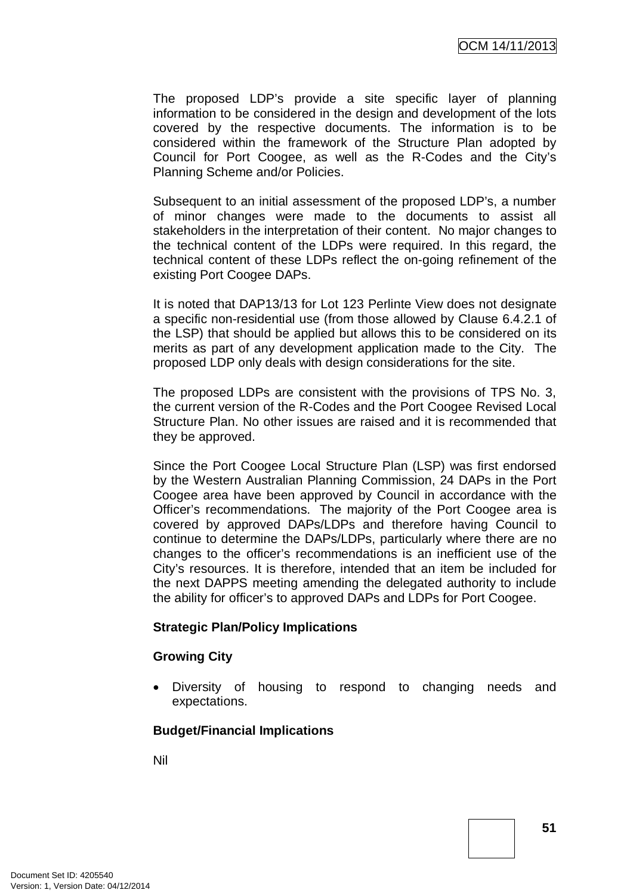The proposed LDP's provide a site specific layer of planning information to be considered in the design and development of the lots covered by the respective documents. The information is to be considered within the framework of the Structure Plan adopted by Council for Port Coogee, as well as the R-Codes and the City's Planning Scheme and/or Policies.

Subsequent to an initial assessment of the proposed LDP's, a number of minor changes were made to the documents to assist all stakeholders in the interpretation of their content. No major changes to the technical content of the LDPs were required. In this regard, the technical content of these LDPs reflect the on-going refinement of the existing Port Coogee DAPs.

It is noted that DAP13/13 for Lot 123 Perlinte View does not designate a specific non-residential use (from those allowed by Clause 6.4.2.1 of the LSP) that should be applied but allows this to be considered on its merits as part of any development application made to the City. The proposed LDP only deals with design considerations for the site.

The proposed LDPs are consistent with the provisions of TPS No. 3, the current version of the R-Codes and the Port Coogee Revised Local Structure Plan. No other issues are raised and it is recommended that they be approved.

Since the Port Coogee Local Structure Plan (LSP) was first endorsed by the Western Australian Planning Commission, 24 DAPs in the Port Coogee area have been approved by Council in accordance with the Officer's recommendations. The majority of the Port Coogee area is covered by approved DAPs/LDPs and therefore having Council to continue to determine the DAPs/LDPs, particularly where there are no changes to the officer's recommendations is an inefficient use of the City's resources. It is therefore, intended that an item be included for the next DAPPS meeting amending the delegated authority to include the ability for officer's to approved DAPs and LDPs for Port Coogee.

**Strategic Plan/Policy Implications**

**Growing City**

- Diversity of housing to respond to changing needs and expectations.

**Budget/Financial Implications**

Nil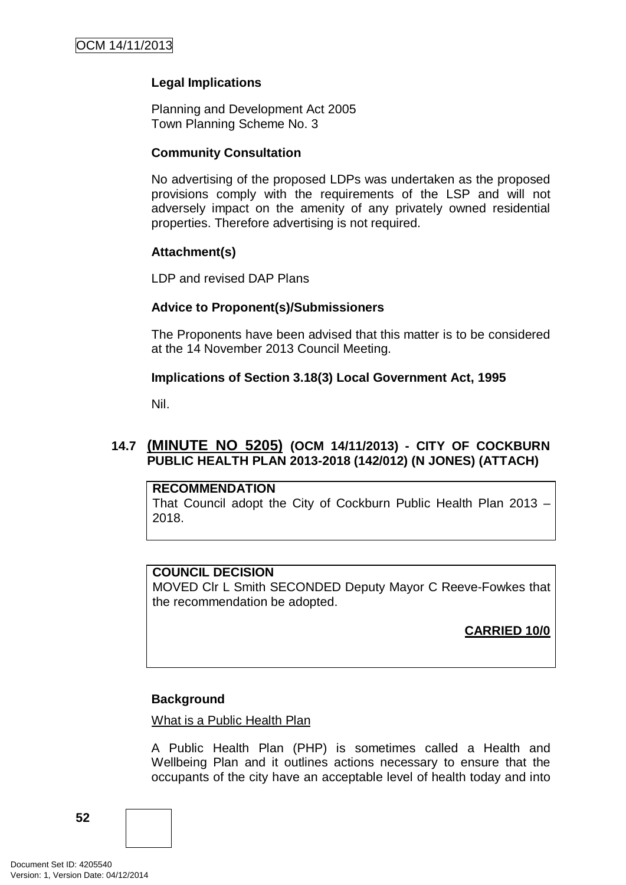**Legal Implications**

Planning and Development Act 2005
Town Planning Scheme No. 3

**Community Consultation**

No advertising of the proposed LDPs was undertaken as the proposed provisions comply with the requirements of the LSP and will not adversely impact on the amenity of any privately owned residential properties. Therefore advertising is not required.

**Attachment(s)**

LDP and revised DAP Plans

**Advice to Proponent(s)/Submissioners**

The Proponents have been advised that this matter is to be considered at the 14 November 2013 Council Meeting.

**Implications of Section 3.18(3) Local Government Act, 1995**

Nil.

## 14.7 (MINUTE NO 5205) (OCM 14/11/2013) - CITY OF COCKBURN PUBLIC HEALTH PLAN 2013-2018 (142/012) (N JONES) (ATTACH)

**RECOMMENDATION**
That Council adopt the City of Cockburn Public Health Plan 2013 – 2018.

**COUNCIL DECISION**
MOVED Clr L Smith SECONDED Deputy Mayor C Reeve-Fowkes that the recommendation be adopted.

**CARRIED 10/0**

**Background**

What is a Public Health Plan

A Public Health Plan (PHP) is sometimes called a Health and Wellbeing Plan and it outlines actions necessary to ensure that the occupants of the city have an acceptable level of health today and into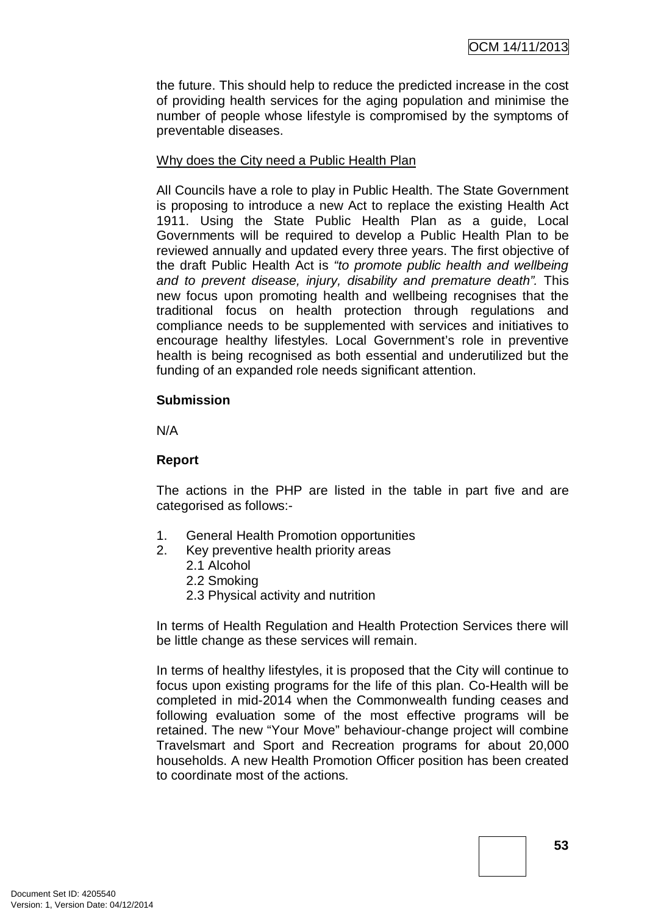the future. This should help to reduce the predicted increase in the cost of providing health services for the aging population and minimise the number of people whose lifestyle is compromised by the symptoms of preventable diseases.

Why does the City need a Public Health Plan

All Councils have a role to play in Public Health. The State Government is proposing to introduce a new Act to replace the existing Health Act 1911. Using the State Public Health Plan as a guide, Local Governments will be required to develop a Public Health Plan to be reviewed annually and updated every three years. The first objective of the draft Public Health Act is *"to promote public health and wellbeing and to prevent disease, injury, disability and premature death"*. This new focus upon promoting health and wellbeing recognises that the traditional focus on health protection through regulations and compliance needs to be supplemented with services and initiatives to encourage healthy lifestyles. Local Government's role in preventive health is being recognised as both essential and underutilized but the funding of an expanded role needs significant attention.

**Submission**

N/A

**Report**

The actions in the PHP are listed in the table in part five and are categorised as follows:-

1. General Health Promotion opportunities
2. Key preventive health priority areas
   - 2.1 Alcohol
   - 2.2 Smoking
   - 2.3 Physical activity and nutrition

In terms of Health Regulation and Health Protection Services there will be little change as these services will remain.

In terms of healthy lifestyles, it is proposed that the City will continue to focus upon existing programs for the life of this plan. Co-Health will be completed in mid-2014 when the Commonwealth funding ceases and following evaluation some of the most effective programs will be retained. The new "Your Move" behaviour-change project will combine Travelsmart and Sport and Recreation programs for about 20,000 households. A new Health Promotion Officer position has been created to coordinate most of the actions.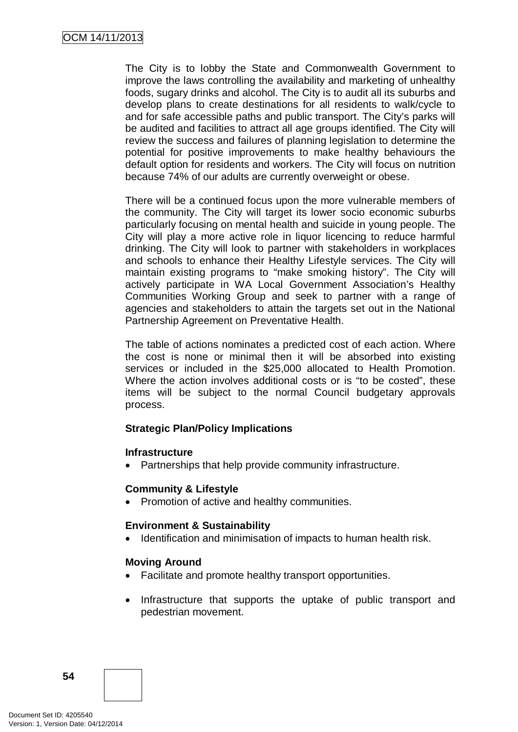The City is to lobby the State and Commonwealth Government to improve the laws controlling the availability and marketing of unhealthy foods, sugary drinks and alcohol. The City is to audit all its suburbs and develop plans to create destinations for all residents to walk/cycle to and for safe accessible paths and public transport. The City's parks will be audited and facilities to attract all age groups identified. The City will review the success and failures of planning legislation to determine the potential for positive improvements to make healthy behaviours the default option for residents and workers. The City will focus on nutrition because 74% of our adults are currently overweight or obese.

There will be a continued focus upon the more vulnerable members of the community. The City will target its lower socio economic suburbs particularly focusing on mental health and suicide in young people. The City will play a more active role in liquor licencing to reduce harmful drinking. The City will look to partner with stakeholders in workplaces and schools to enhance their Healthy Lifestyle services. The City will maintain existing programs to "make smoking history". The City will actively participate in WA Local Government Association's Healthy Communities Working Group and seek to partner with a range of agencies and stakeholders to attain the targets set out in the National Partnership Agreement on Preventative Health.

The table of actions nominates a predicted cost of each action. Where the cost is none or minimal then it will be absorbed into existing services or included in the $25,000 allocated to Health Promotion. Where the action involves additional costs or is "to be costed", these items will be subject to the normal Council budgetary approvals process.

**Strategic Plan/Policy Implications**

**Infrastructure**

- Partnerships that help provide community infrastructure.

**Community & Lifestyle**

- Promotion of active and healthy communities.

**Environment & Sustainability**

- Identification and minimisation of impacts to human health risk.

**Moving Around**

- Facilitate and promote healthy transport opportunities.

- Infrastructure that supports the uptake of public transport and pedestrian movement.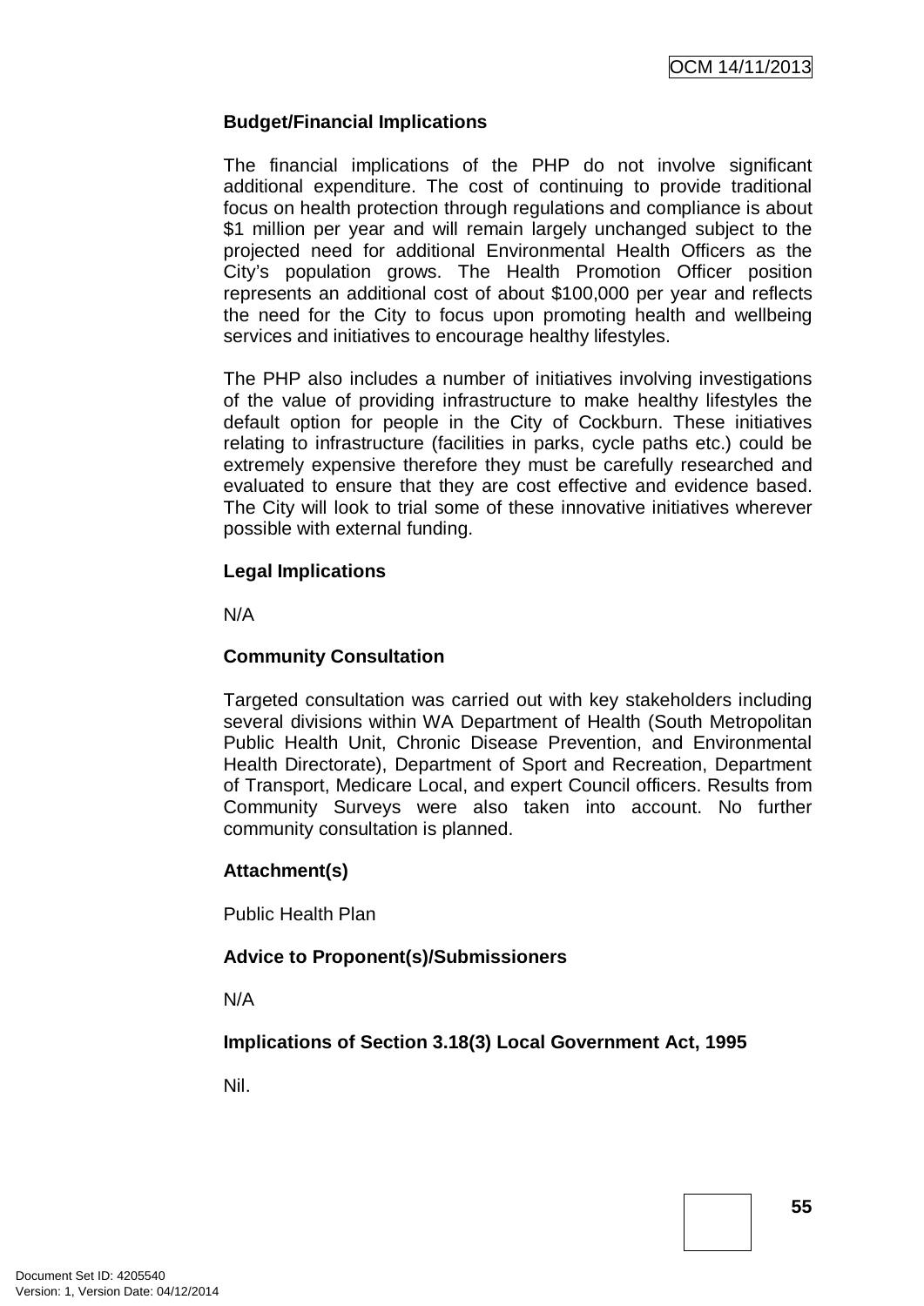**Budget/Financial Implications**

The financial implications of the PHP do not involve significant additional expenditure. The cost of continuing to provide traditional focus on health protection through regulations and compliance is about $1 million per year and will remain largely unchanged subject to the projected need for additional Environmental Health Officers as the City's population grows. The Health Promotion Officer position represents an additional cost of about $100,000 per year and reflects the need for the City to focus upon promoting health and wellbeing services and initiatives to encourage healthy lifestyles.

The PHP also includes a number of initiatives involving investigations of the value of providing infrastructure to make healthy lifestyles the default option for people in the City of Cockburn. These initiatives relating to infrastructure (facilities in parks, cycle paths etc.) could be extremely expensive therefore they must be carefully researched and evaluated to ensure that they are cost effective and evidence based. The City will look to trial some of these innovative initiatives wherever possible with external funding.

**Legal Implications**

N/A

**Community Consultation**

Targeted consultation was carried out with key stakeholders including several divisions within WA Department of Health (South Metropolitan Public Health Unit, Chronic Disease Prevention, and Environmental Health Directorate), Department of Sport and Recreation, Department of Transport, Medicare Local, and expert Council officers. Results from Community Surveys were also taken into account. No further community consultation is planned.

**Attachment(s)**

Public Health Plan

**Advice to Proponent(s)/Submissioners**

N/A

**Implications of Section 3.18(3) Local Government Act, 1995**

Nil.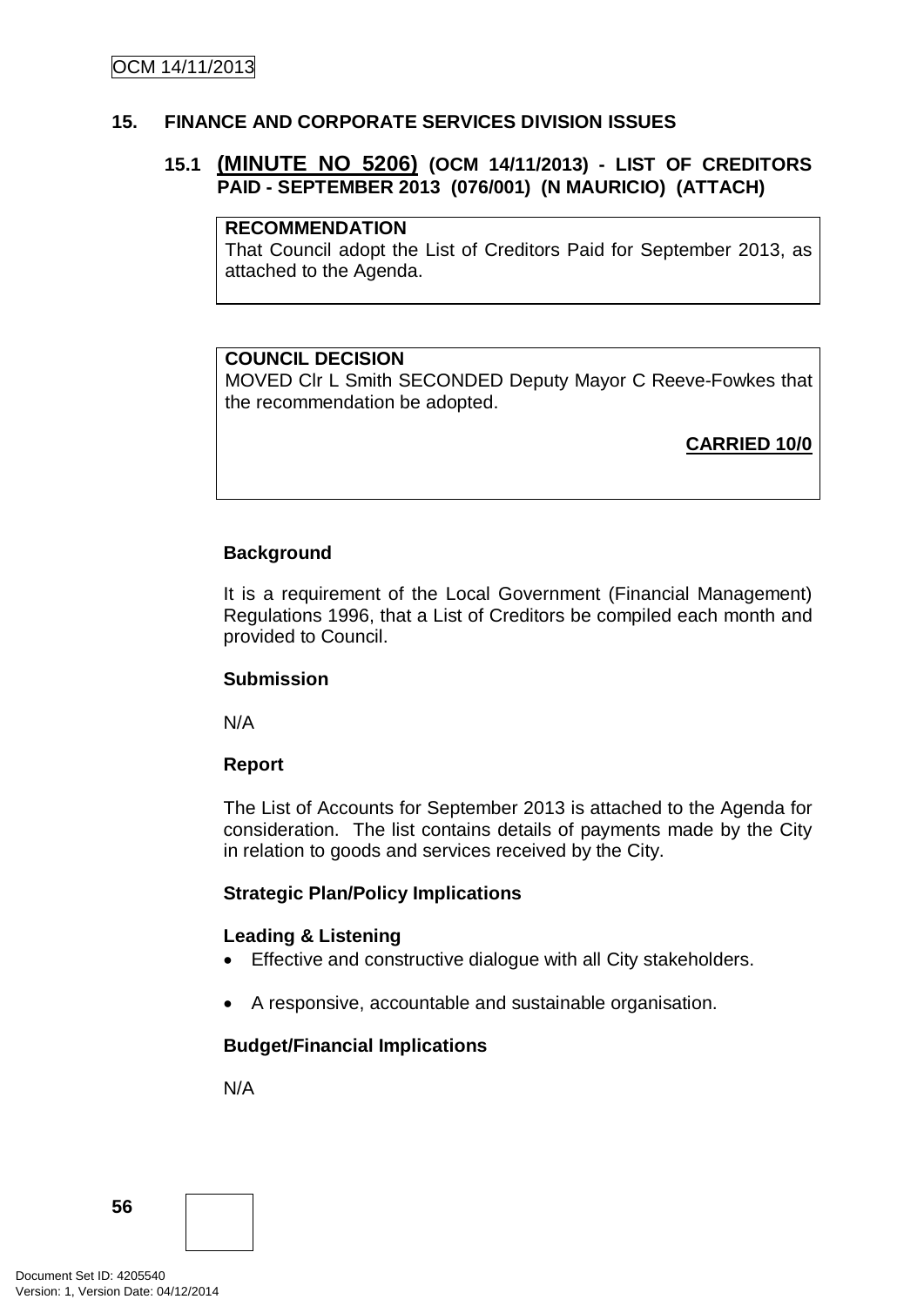## 15. FINANCE AND CORPORATE SERVICES DIVISION ISSUES

### 15.1 (MINUTE NO 5206) (OCM 14/11/2013) - LIST OF CREDITORS PAID - SEPTEMBER 2013 (076/001) (N MAURICIO) (ATTACH)

**RECOMMENDATION**
That Council adopt the List of Creditors Paid for September 2013, as attached to the Agenda.

**COUNCIL DECISION**
MOVED Clr L Smith SECONDED Deputy Mayor C Reeve-Fowkes that the recommendation be adopted.

**CARRIED 10/0**

**Background**

It is a requirement of the Local Government (Financial Management) Regulations 1996, that a List of Creditors be compiled each month and provided to Council.

**Submission**

N/A

**Report**

The List of Accounts for September 2013 is attached to the Agenda for consideration. The list contains details of payments made by the City in relation to goods and services received by the City.

**Strategic Plan/Policy Implications**

**Leading & Listening**

- Effective and constructive dialogue with all City stakeholders.
- A responsive, accountable and sustainable organisation.

**Budget/Financial Implications**

N/A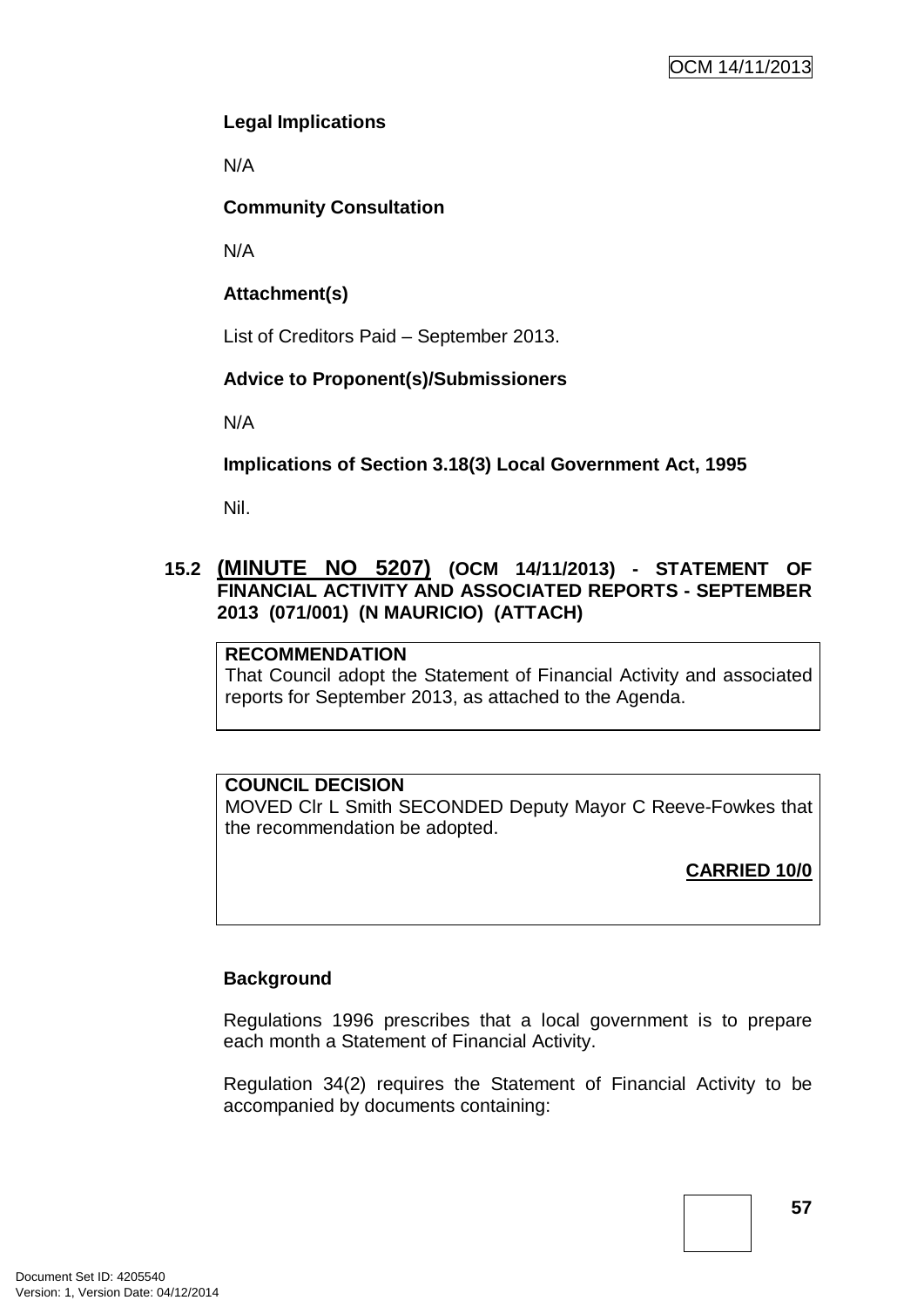**Legal Implications**

N/A

**Community Consultation**

N/A

**Attachment(s)**

List of Creditors Paid – September 2013.

**Advice to Proponent(s)/Submissioners**

N/A

**Implications of Section 3.18(3) Local Government Act, 1995**

Nil.

## 15.2 (MINUTE NO 5207) (OCM 14/11/2013) - STATEMENT OF FINANCIAL ACTIVITY AND ASSOCIATED REPORTS - SEPTEMBER 2013 (071/001) (N MAURICIO) (ATTACH)

**RECOMMENDATION**
That Council adopt the Statement of Financial Activity and associated reports for September 2013, as attached to the Agenda.

**COUNCIL DECISION**
MOVED Clr L Smith SECONDED Deputy Mayor C Reeve-Fowkes that the recommendation be adopted.

**CARRIED 10/0**

**Background**

Regulations 1996 prescribes that a local government is to prepare each month a Statement of Financial Activity.

Regulation 34(2) requires the Statement of Financial Activity to be accompanied by documents containing: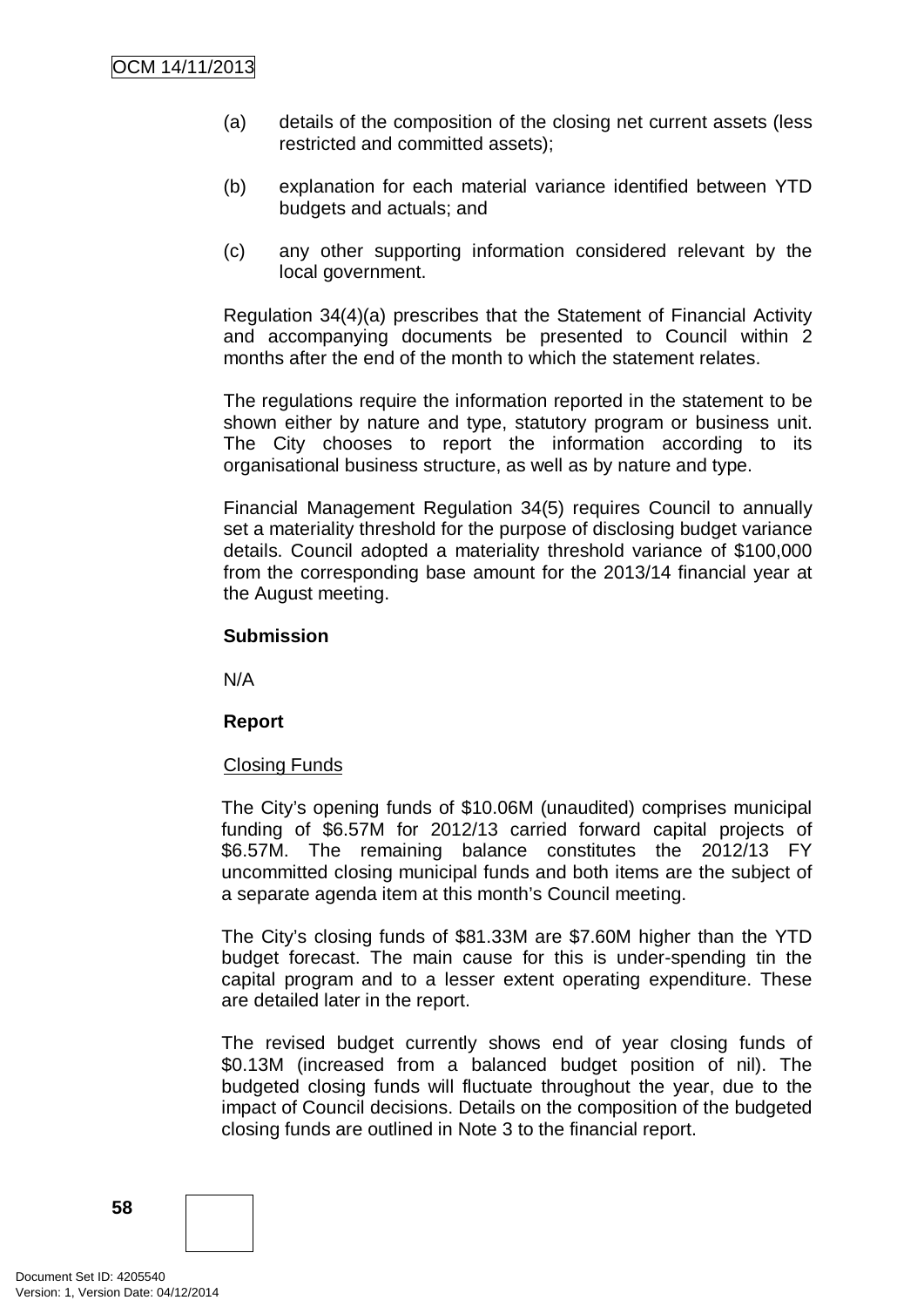(a) details of the composition of the closing net current assets (less restricted and committed assets);

(b) explanation for each material variance identified between YTD budgets and actuals; and

(c) any other supporting information considered relevant by the local government.

Regulation 34(4)(a) prescribes that the Statement of Financial Activity and accompanying documents be presented to Council within 2 months after the end of the month to which the statement relates.

The regulations require the information reported in the statement to be shown either by nature and type, statutory program or business unit. The City chooses to report the information according to its organisational business structure, as well as by nature and type.

Financial Management Regulation 34(5) requires Council to annually set a materiality threshold for the purpose of disclosing budget variance details. Council adopted a materiality threshold variance of $100,000 from the corresponding base amount for the 2013/14 financial year at the August meeting.

**Submission**

N/A

**Report**

Closing Funds

The City's opening funds of $10.06M (unaudited) comprises municipal funding of $6.57M for 2012/13 carried forward capital projects of $6.57M. The remaining balance constitutes the 2012/13 FY uncommitted closing municipal funds and both items are the subject of a separate agenda item at this month's Council meeting.

The City's closing funds of $81.33M are $7.60M higher than the YTD budget forecast. The main cause for this is under-spending tin the capital program and to a lesser extent operating expenditure. These are detailed later in the report.

The revised budget currently shows end of year closing funds of $0.13M (increased from a balanced budget position of nil). The budgeted closing funds will fluctuate throughout the year, due to the impact of Council decisions. Details on the composition of the budgeted closing funds are outlined in Note 3 to the financial report.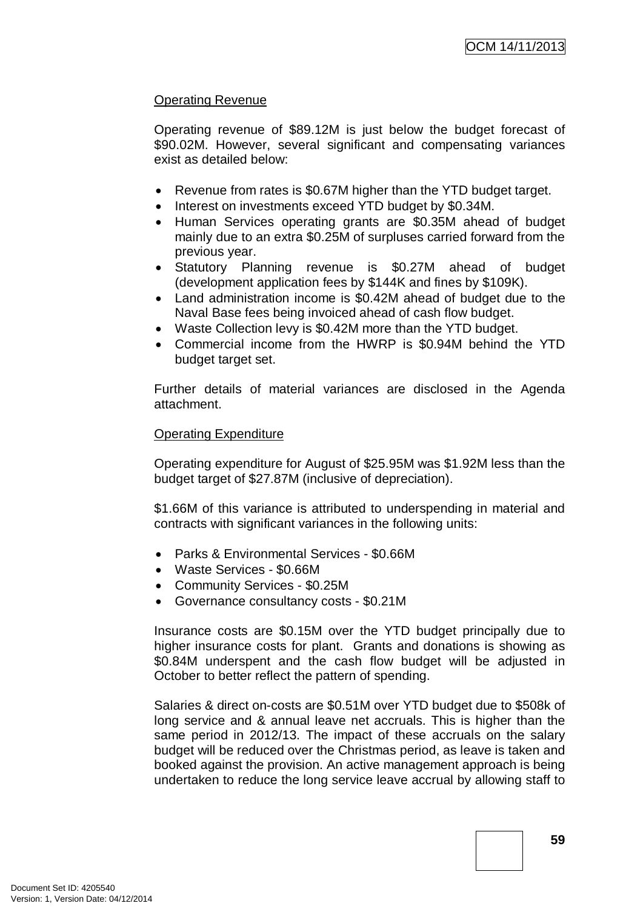Operating Revenue

Operating revenue of $89.12M is just below the budget forecast of $90.02M. However, several significant and compensating variances exist as detailed below:

- Revenue from rates is $0.67M higher than the YTD budget target.
- Interest on investments exceed YTD budget by $0.34M.
- Human Services operating grants are $0.35M ahead of budget mainly due to an extra $0.25M of surpluses carried forward from the previous year.
- Statutory Planning revenue is $0.27M ahead of budget (development application fees by $144K and fines by $109K).
- Land administration income is $0.42M ahead of budget due to the Naval Base fees being invoiced ahead of cash flow budget.
- Waste Collection levy is $0.42M more than the YTD budget.
- Commercial income from the HWRP is $0.94M behind the YTD budget target set.

Further details of material variances are disclosed in the Agenda attachment.

Operating Expenditure

Operating expenditure for August of $25.95M was $1.92M less than the budget target of $27.87M (inclusive of depreciation).

$1.66M of this variance is attributed to underspending in material and contracts with significant variances in the following units:

- Parks & Environmental Services - $0.66M
- Waste Services - $0.66M
- Community Services - $0.25M
- Governance consultancy costs - $0.21M

Insurance costs are $0.15M over the YTD budget principally due to higher insurance costs for plant. Grants and donations is showing as $0.84M underspent and the cash flow budget will be adjusted in October to better reflect the pattern of spending.

Salaries & direct on-costs are $0.51M over YTD budget due to $508k of long service and & annual leave net accruals. This is higher than the same period in 2012/13. The impact of these accruals on the salary budget will be reduced over the Christmas period, as leave is taken and booked against the provision. An active management approach is being undertaken to reduce the long service leave accrual by allowing staff to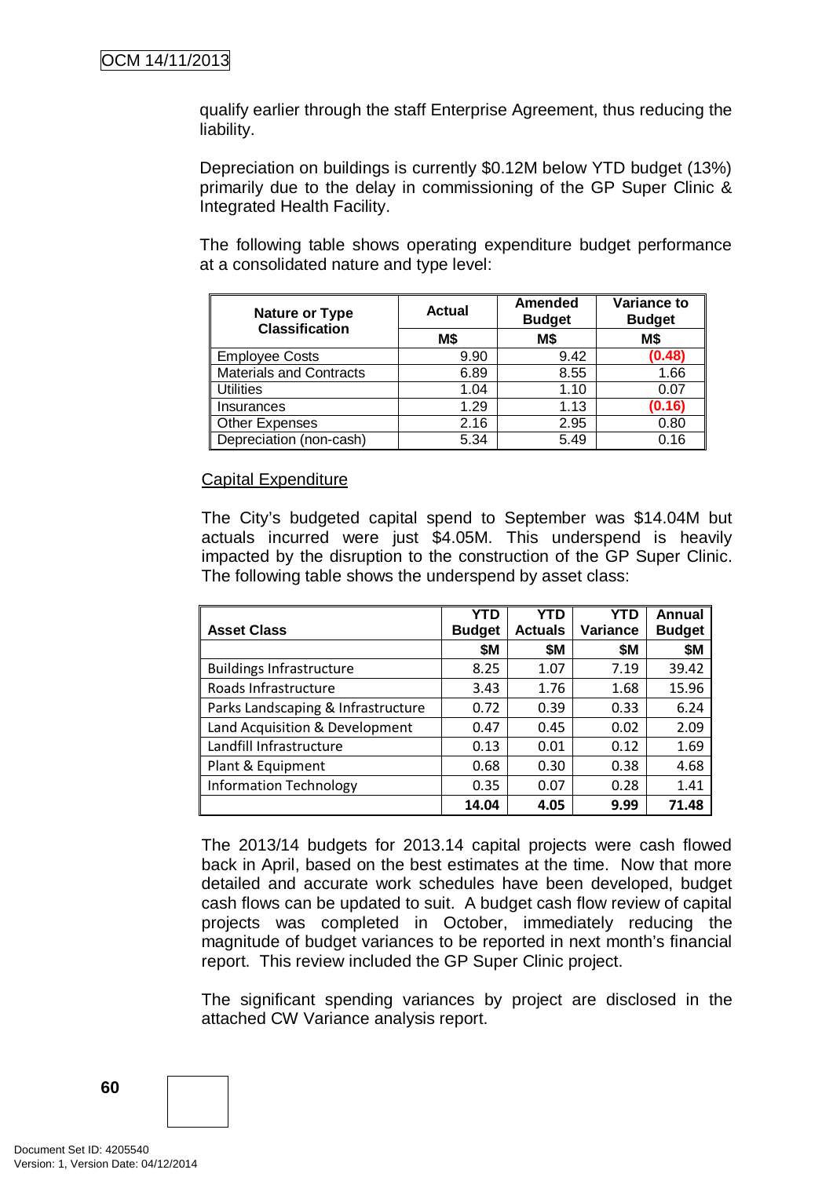qualify earlier through the staff Enterprise Agreement, thus reducing the liability.

Depreciation on buildings is currently $0.12M below YTD budget (13%) primarily due to the delay in commissioning of the GP Super Clinic & Integrated Health Facility.

The following table shows operating expenditure budget performance at a consolidated nature and type level:

| Nature or Type Classification | Actual | Amended Budget | Variance to Budget |
|---|---|---|---|
| | M$ | M$ | M$ |
| Employee Costs | 9.90 | 9.42 | (0.48) |
| Materials and Contracts | 6.89 | 8.55 | 1.66 |
| Utilities | 1.04 | 1.10 | 0.07 |
| Insurances | 1.29 | 1.13 | (0.16) |
| Other Expenses | 2.16 | 2.95 | 0.80 |
| Depreciation (non-cash) | 5.34 | 5.49 | 0.16 |

Capital Expenditure

The City's budgeted capital spend to September was $14.04M but actuals incurred were just $4.05M. This underspend is heavily impacted by the disruption to the construction of the GP Super Clinic. The following table shows the underspend by asset class:

| Asset Class | YTD Budget | YTD Actuals | YTD Variance | Annual Budget |
|---|---|---|---|---|
| | $M | $M | $M | $M |
| Buildings Infrastructure | 8.25 | 1.07 | 7.19 | 39.42 |
| Roads Infrastructure | 3.43 | 1.76 | 1.68 | 15.96 |
| Parks Landscaping & Infrastructure | 0.72 | 0.39 | 0.33 | 6.24 |
| Land Acquisition & Development | 0.47 | 0.45 | 0.02 | 2.09 |
| Landfill Infrastructure | 0.13 | 0.01 | 0.12 | 1.69 |
| Plant & Equipment | 0.68 | 0.30 | 0.38 | 4.68 |
| Information Technology | 0.35 | 0.07 | 0.28 | 1.41 |
| | **14.04** | **4.05** | **9.99** | **71.48** |

The 2013/14 budgets for 2013.14 capital projects were cash flowed back in April, based on the best estimates at the time. Now that more detailed and accurate work schedules have been developed, budget cash flows can be updated to suit. A budget cash flow review of capital projects was completed in October, immediately reducing the magnitude of budget variances to be reported in next month's financial report. This review included the GP Super Clinic project.

The significant spending variances by project are disclosed in the attached CW Variance analysis report.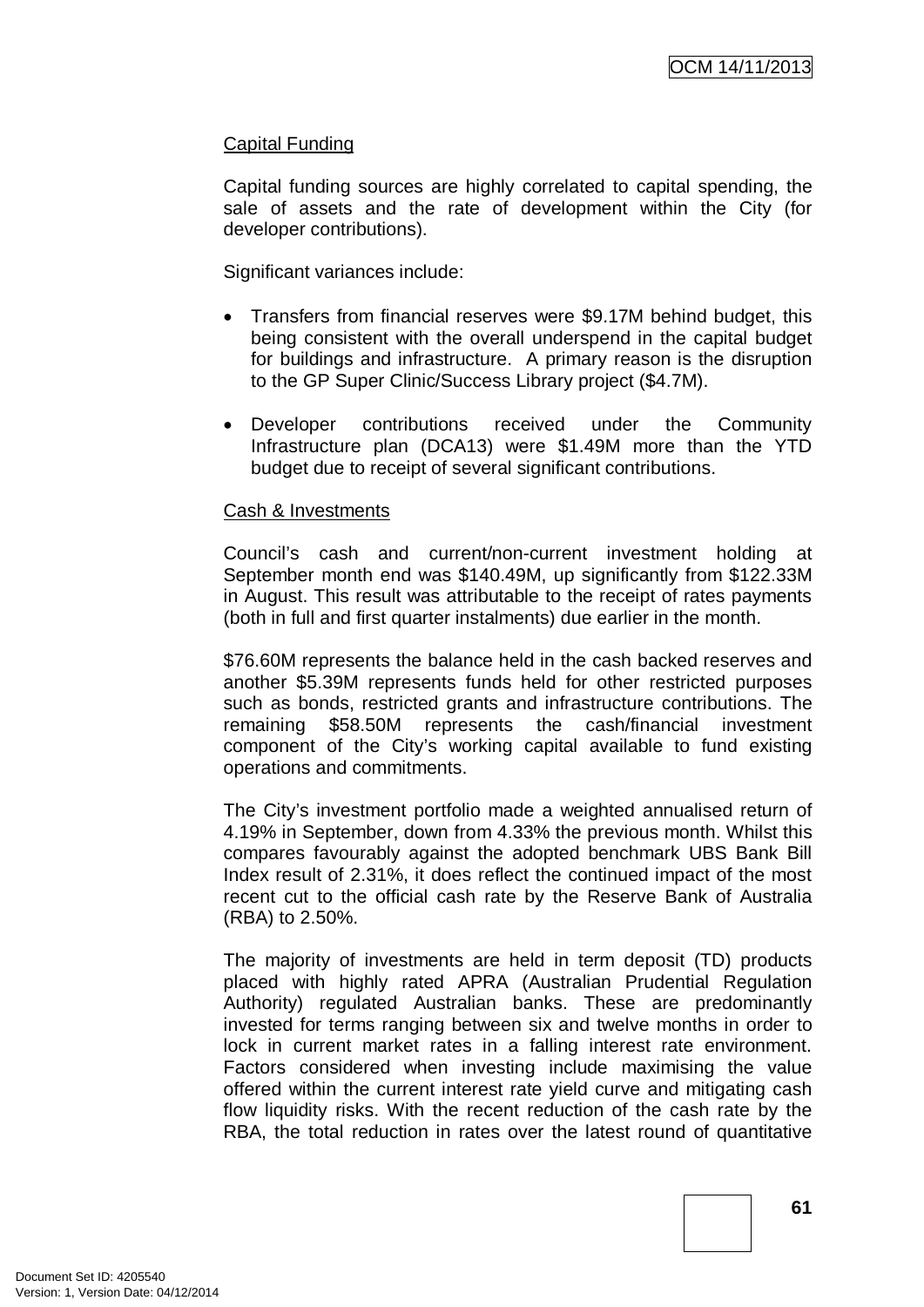Capital Funding

Capital funding sources are highly correlated to capital spending, the sale of assets and the rate of development within the City (for developer contributions).

Significant variances include:

- Transfers from financial reserves were $9.17M behind budget, this being consistent with the overall underspend in the capital budget for buildings and infrastructure. A primary reason is the disruption to the GP Super Clinic/Success Library project ($4.7M).

- Developer contributions received under the Community Infrastructure plan (DCA13) were $1.49M more than the YTD budget due to receipt of several significant contributions.

Cash & Investments

Council's cash and current/non-current investment holding at September month end was $140.49M, up significantly from $122.33M in August. This result was attributable to the receipt of rates payments (both in full and first quarter instalments) due earlier in the month.

$76.60M represents the balance held in the cash backed reserves and another $5.39M represents funds held for other restricted purposes such as bonds, restricted grants and infrastructure contributions. The remaining $58.50M represents the cash/financial investment component of the City's working capital available to fund existing operations and commitments.

The City's investment portfolio made a weighted annualised return of 4.19% in September, down from 4.33% the previous month. Whilst this compares favourably against the adopted benchmark UBS Bank Bill Index result of 2.31%, it does reflect the continued impact of the most recent cut to the official cash rate by the Reserve Bank of Australia (RBA) to 2.50%.

The majority of investments are held in term deposit (TD) products placed with highly rated APRA (Australian Prudential Regulation Authority) regulated Australian banks. These are predominantly invested for terms ranging between six and twelve months in order to lock in current market rates in a falling interest rate environment. Factors considered when investing include maximising the value offered within the current interest rate yield curve and mitigating cash flow liquidity risks. With the recent reduction of the cash rate by the RBA, the total reduction in rates over the latest round of quantitative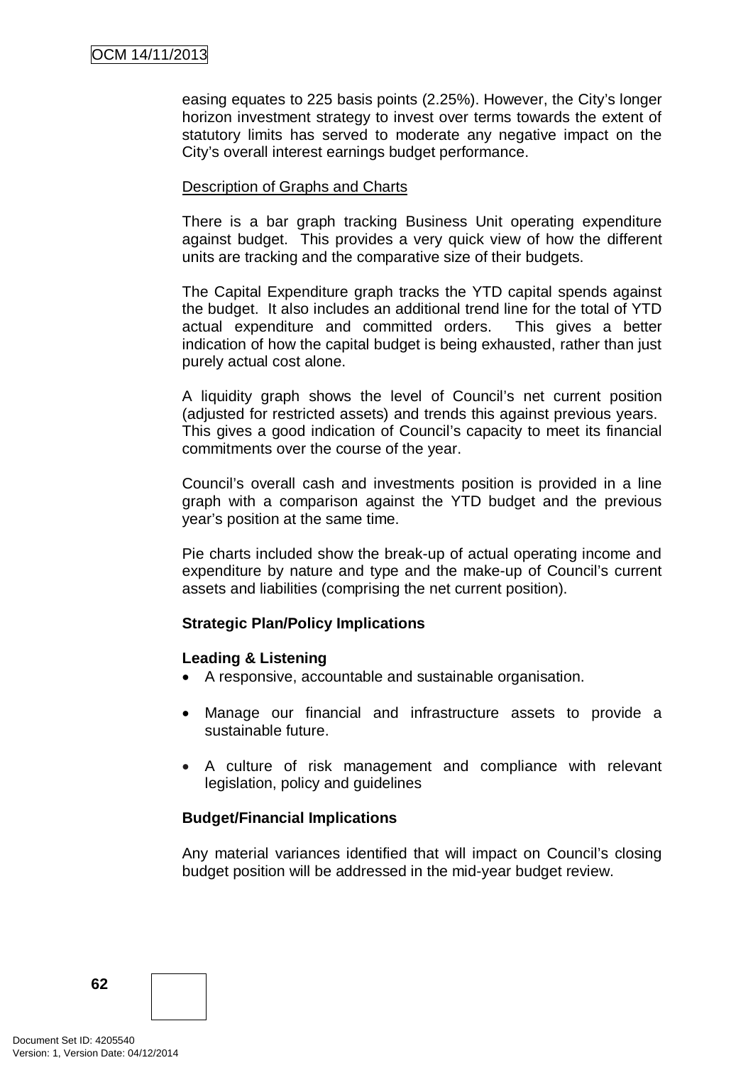easing equates to 225 basis points (2.25%). However, the City's longer horizon investment strategy to invest over terms towards the extent of statutory limits has served to moderate any negative impact on the City's overall interest earnings budget performance.

Description of Graphs and Charts

There is a bar graph tracking Business Unit operating expenditure against budget. This provides a very quick view of how the different units are tracking and the comparative size of their budgets.

The Capital Expenditure graph tracks the YTD capital spends against the budget. It also includes an additional trend line for the total of YTD actual expenditure and committed orders. This gives a better indication of how the capital budget is being exhausted, rather than just purely actual cost alone.

A liquidity graph shows the level of Council's net current position (adjusted for restricted assets) and trends this against previous years. This gives a good indication of Council's capacity to meet its financial commitments over the course of the year.

Council's overall cash and investments position is provided in a line graph with a comparison against the YTD budget and the previous year's position at the same time.

Pie charts included show the break-up of actual operating income and expenditure by nature and type and the make-up of Council's current assets and liabilities (comprising the net current position).

**Strategic Plan/Policy Implications**

**Leading & Listening**

- A responsive, accountable and sustainable organisation.
- Manage our financial and infrastructure assets to provide a sustainable future.
- A culture of risk management and compliance with relevant legislation, policy and guidelines

**Budget/Financial Implications**

Any material variances identified that will impact on Council's closing budget position will be addressed in the mid-year budget review.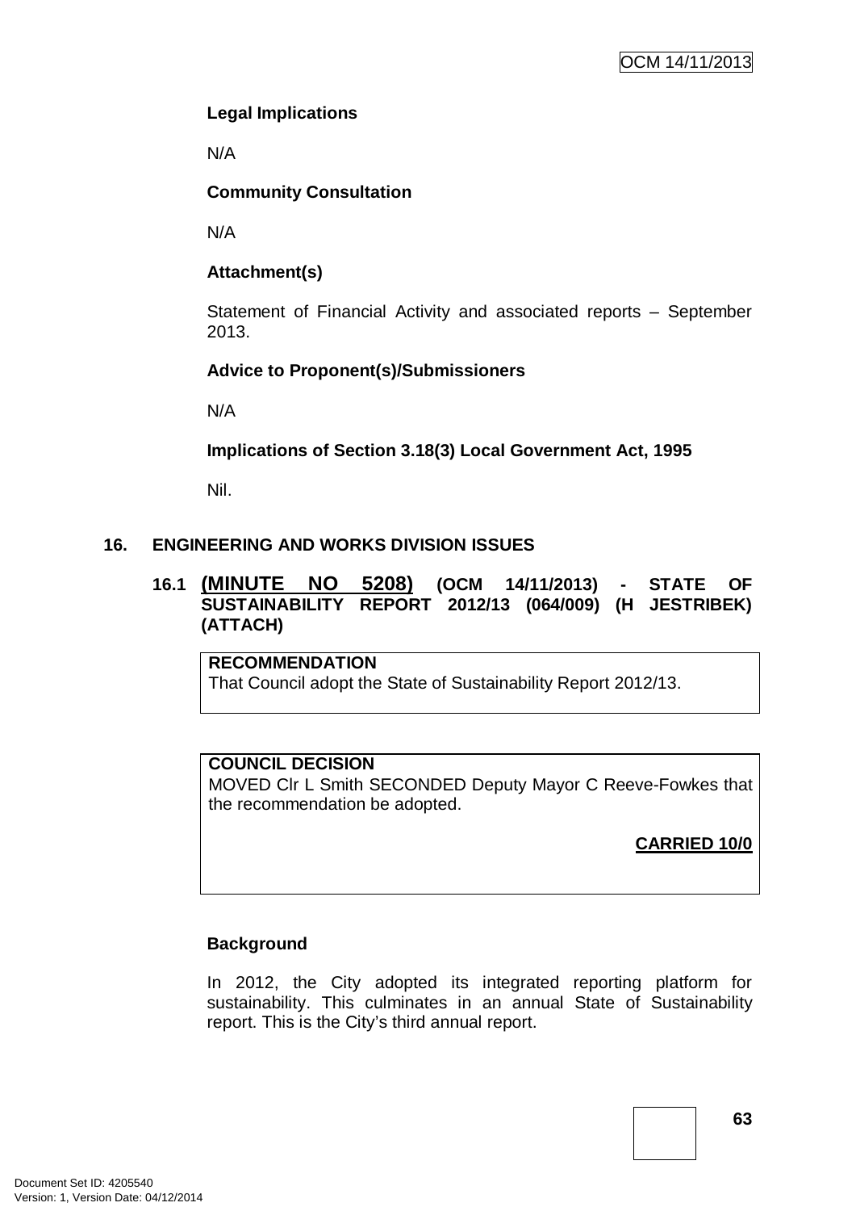**Legal Implications**

N/A

**Community Consultation**

N/A

**Attachment(s)**

Statement of Financial Activity and associated reports – September 2013.

**Advice to Proponent(s)/Submissioners**

N/A

**Implications of Section 3.18(3) Local Government Act, 1995**

Nil.

## 16. ENGINEERING AND WORKS DIVISION ISSUES

### 16.1 (MINUTE NO 5208) (OCM 14/11/2013) - STATE OF SUSTAINABILITY REPORT 2012/13 (064/009) (H JESTRIBEK) (ATTACH)

**RECOMMENDATION**
That Council adopt the State of Sustainability Report 2012/13.

**COUNCIL DECISION**
MOVED Clr L Smith SECONDED Deputy Mayor C Reeve-Fowkes that the recommendation be adopted.

**CARRIED 10/0**

**Background**

In 2012, the City adopted its integrated reporting platform for sustainability. This culminates in an annual State of Sustainability report. This is the City's third annual report.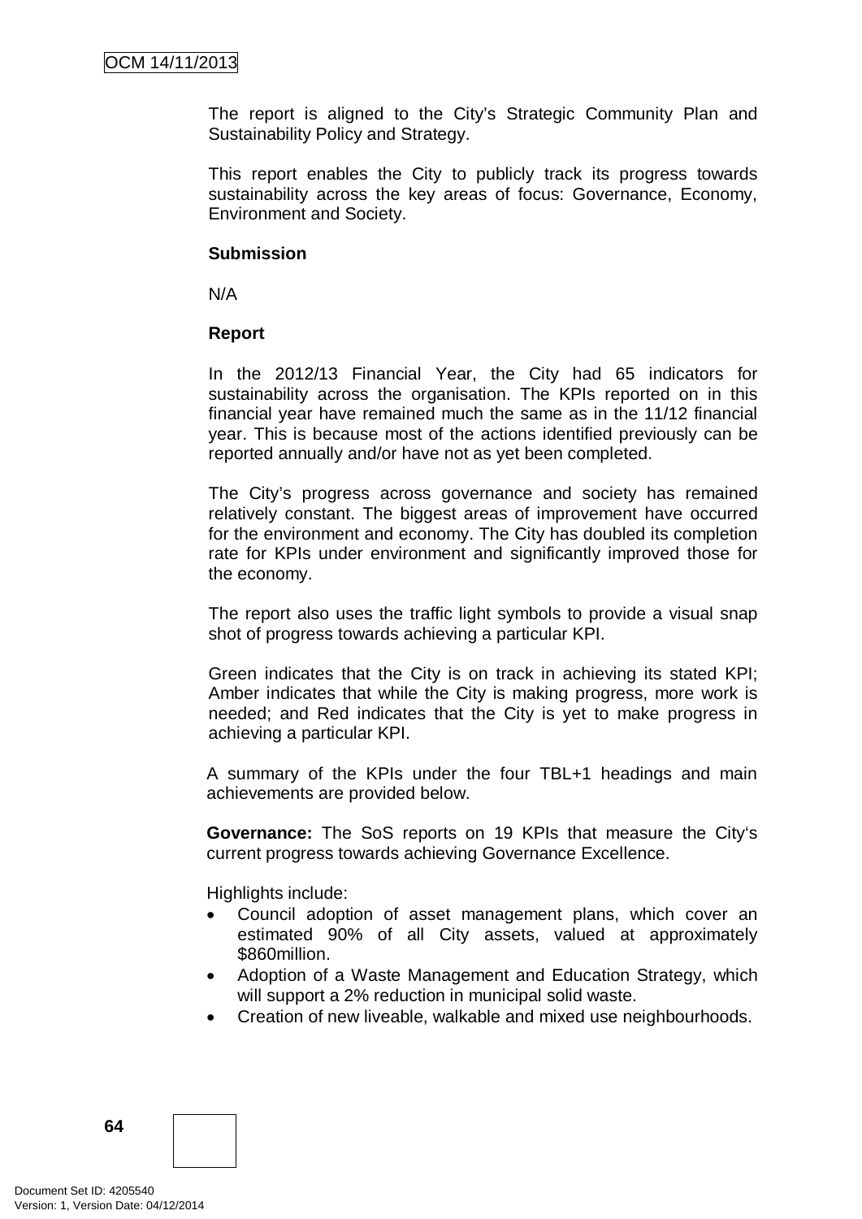The report is aligned to the City's Strategic Community Plan and Sustainability Policy and Strategy.

This report enables the City to publicly track its progress towards sustainability across the key areas of focus: Governance, Economy, Environment and Society.

**Submission**

N/A

**Report**

In the 2012/13 Financial Year, the City had 65 indicators for sustainability across the organisation. The KPIs reported on in this financial year have remained much the same as in the 11/12 financial year. This is because most of the actions identified previously can be reported annually and/or have not as yet been completed.

The City's progress across governance and society has remained relatively constant. The biggest areas of improvement have occurred for the environment and economy. The City has doubled its completion rate for KPIs under environment and significantly improved those for the economy.

The report also uses the traffic light symbols to provide a visual snap shot of progress towards achieving a particular KPI.

Green indicates that the City is on track in achieving its stated KPI; Amber indicates that while the City is making progress, more work is needed; and Red indicates that the City is yet to make progress in achieving a particular KPI.

A summary of the KPIs under the four TBL+1 headings and main achievements are provided below.

**Governance:** The SoS reports on 19 KPIs that measure the City's current progress towards achieving Governance Excellence.

Highlights include:

- Council adoption of asset management plans, which cover an estimated 90% of all City assets, valued at approximately $860million.
- Adoption of a Waste Management and Education Strategy, which will support a 2% reduction in municipal solid waste.
- Creation of new liveable, walkable and mixed use neighbourhoods.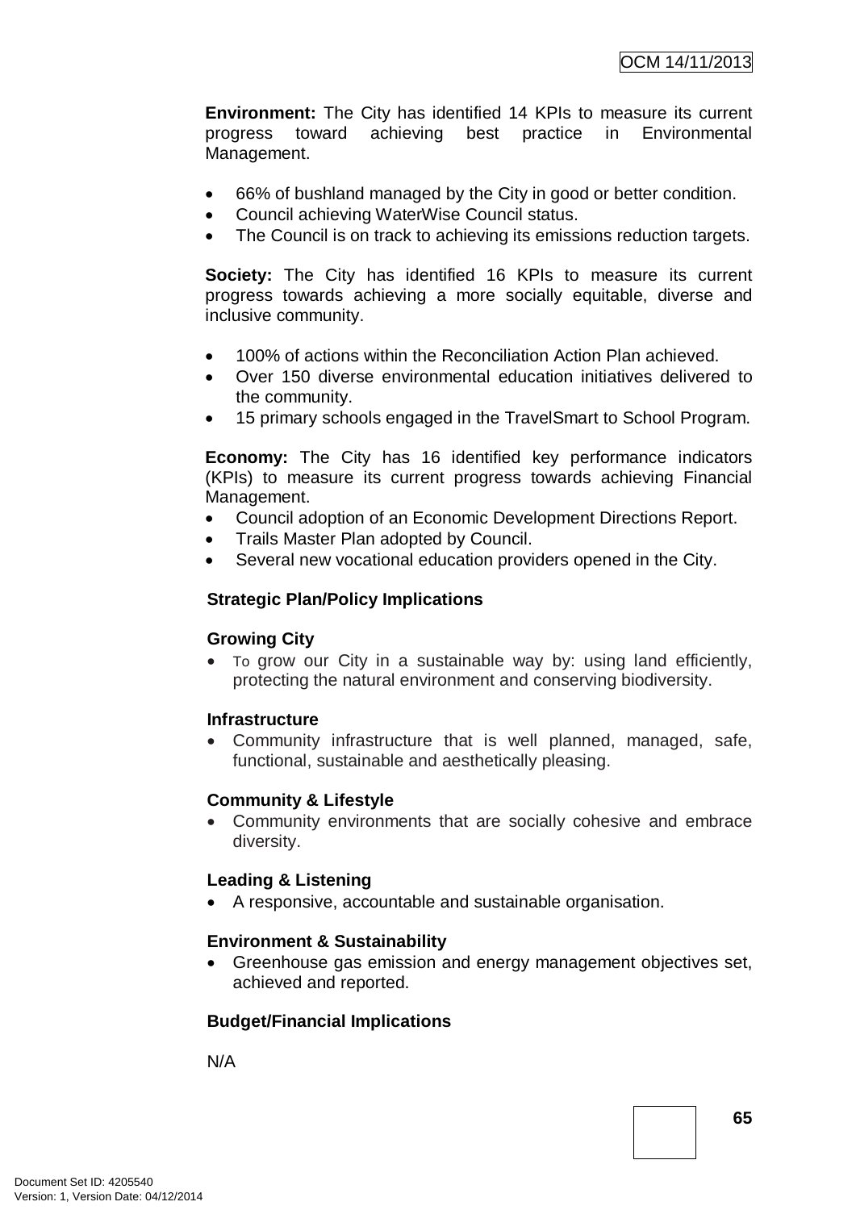**Environment:** The City has identified 14 KPIs to measure its current progress toward achieving best practice in Environmental Management.

- 66% of bushland managed by the City in good or better condition.
- Council achieving WaterWise Council status.
- The Council is on track to achieving its emissions reduction targets.

**Society:** The City has identified 16 KPIs to measure its current progress towards achieving a more socially equitable, diverse and inclusive community.

- 100% of actions within the Reconciliation Action Plan achieved.
- Over 150 diverse environmental education initiatives delivered to the community.
- 15 primary schools engaged in the TravelSmart to School Program.

**Economy:** The City has 16 identified key performance indicators (KPIs) to measure its current progress towards achieving Financial Management.

- Council adoption of an Economic Development Directions Report.
- Trails Master Plan adopted by Council.
- Several new vocational education providers opened in the City.

**Strategic Plan/Policy Implications**

**Growing City**

- To grow our City in a sustainable way by: using land efficiently, protecting the natural environment and conserving biodiversity.

**Infrastructure**

- Community infrastructure that is well planned, managed, safe, functional, sustainable and aesthetically pleasing.

**Community & Lifestyle**

- Community environments that are socially cohesive and embrace diversity.

**Leading & Listening**

- A responsive, accountable and sustainable organisation.

**Environment & Sustainability**

- Greenhouse gas emission and energy management objectives set, achieved and reported.

**Budget/Financial Implications**

N/A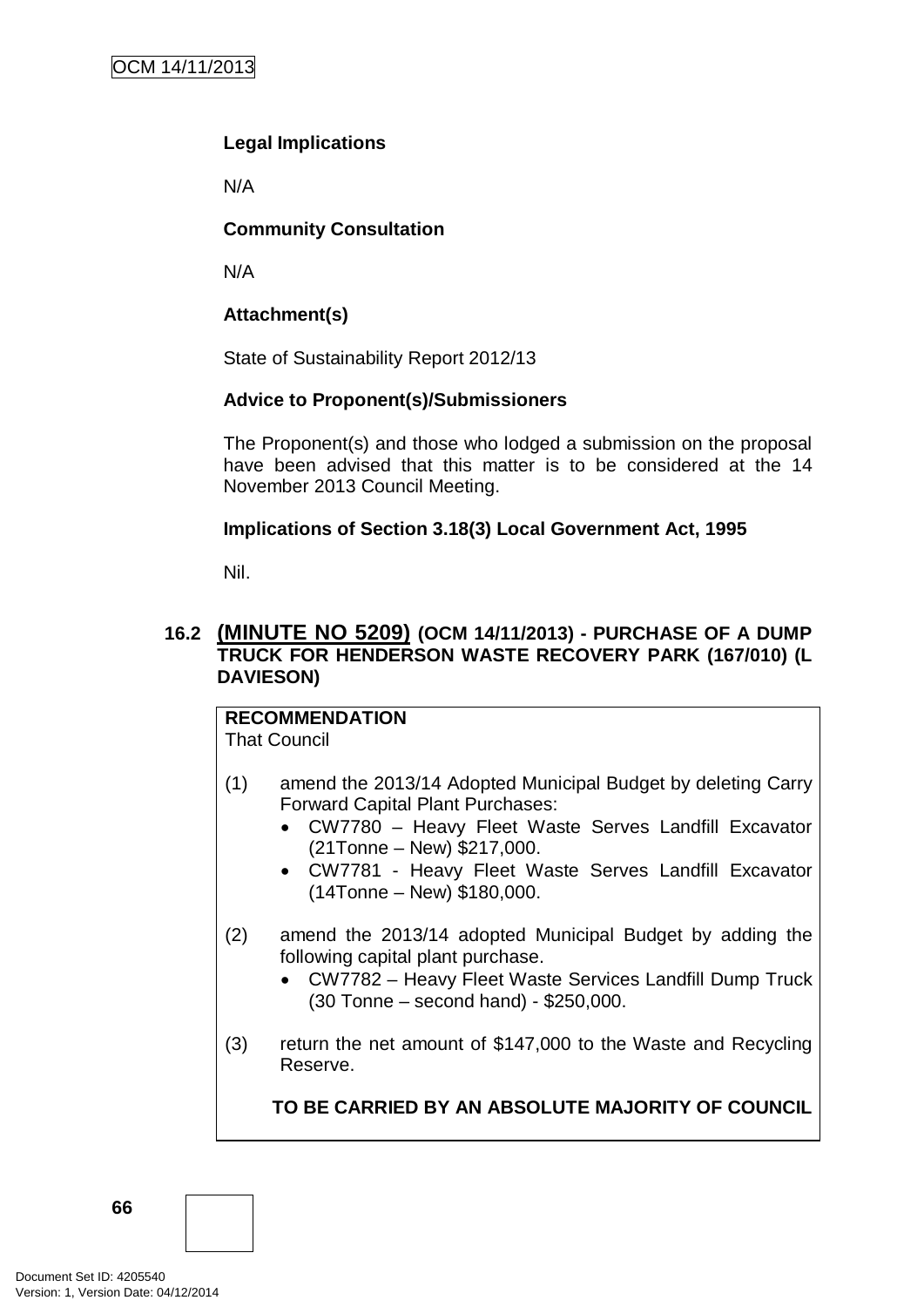**Legal Implications**

N/A

**Community Consultation**

N/A

**Attachment(s)**

State of Sustainability Report 2012/13

**Advice to Proponent(s)/Submissioners**

The Proponent(s) and those who lodged a submission on the proposal have been advised that this matter is to be considered at the 14 November 2013 Council Meeting.

**Implications of Section 3.18(3) Local Government Act, 1995**

Nil.

## 16.2 (MINUTE NO 5209) (OCM 14/11/2013) - PURCHASE OF A DUMP TRUCK FOR HENDERSON WASTE RECOVERY PARK (167/010) (L DAVIESON)

**RECOMMENDATION**
That Council

(1) amend the 2013/14 Adopted Municipal Budget by deleting Carry Forward Capital Plant Purchases:
- CW7780 – Heavy Fleet Waste Serves Landfill Excavator (21Tonne – New) $217,000.
- CW7781 - Heavy Fleet Waste Serves Landfill Excavator (14Tonne – New) $180,000.

(2) amend the 2013/14 adopted Municipal Budget by adding the following capital plant purchase.
- CW7782 – Heavy Fleet Waste Services Landfill Dump Truck (30 Tonne – second hand) - $250,000.

(3) return the net amount of $147,000 to the Waste and Recycling Reserve.

**TO BE CARRIED BY AN ABSOLUTE MAJORITY OF COUNCIL**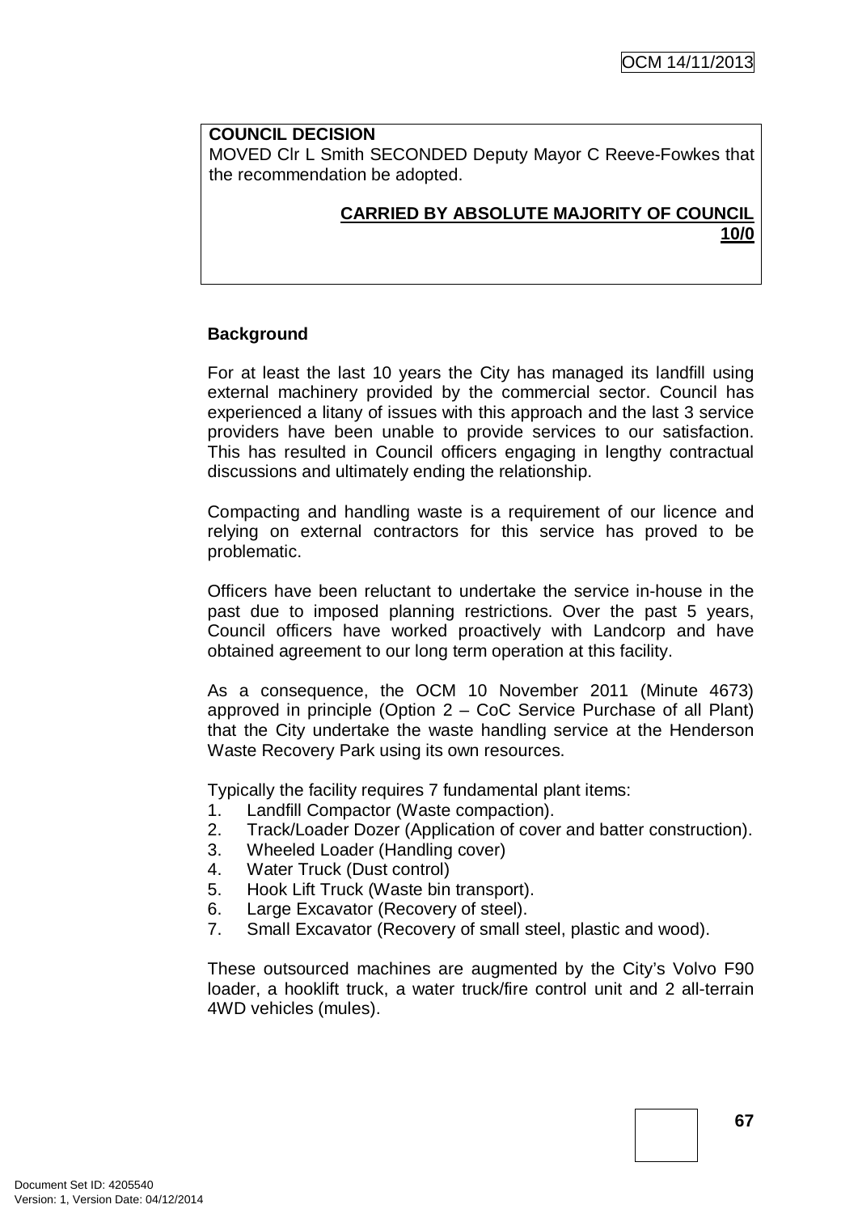**COUNCIL DECISION**

MOVED Clr L Smith SECONDED Deputy Mayor C Reeve-Fowkes that the recommendation be adopted.

**CARRIED BY ABSOLUTE MAJORITY OF COUNCIL 10/0**

**Background**

For at least the last 10 years the City has managed its landfill using external machinery provided by the commercial sector. Council has experienced a litany of issues with this approach and the last 3 service providers have been unable to provide services to our satisfaction. This has resulted in Council officers engaging in lengthy contractual discussions and ultimately ending the relationship.

Compacting and handling waste is a requirement of our licence and relying on external contractors for this service has proved to be problematic.

Officers have been reluctant to undertake the service in-house in the past due to imposed planning restrictions. Over the past 5 years, Council officers have worked proactively with Landcorp and have obtained agreement to our long term operation at this facility.

As a consequence, the OCM 10 November 2011 (Minute 4673) approved in principle (Option 2 – CoC Service Purchase of all Plant) that the City undertake the waste handling service at the Henderson Waste Recovery Park using its own resources.

Typically the facility requires 7 fundamental plant items:

1. Landfill Compactor (Waste compaction).
2. Track/Loader Dozer (Application of cover and batter construction).
3. Wheeled Loader (Handling cover)
4. Water Truck (Dust control)
5. Hook Lift Truck (Waste bin transport).
6. Large Excavator (Recovery of steel).
7. Small Excavator (Recovery of small steel, plastic and wood).

These outsourced machines are augmented by the City's Volvo F90 loader, a hooklift truck, a water truck/fire control unit and 2 all-terrain 4WD vehicles (mules).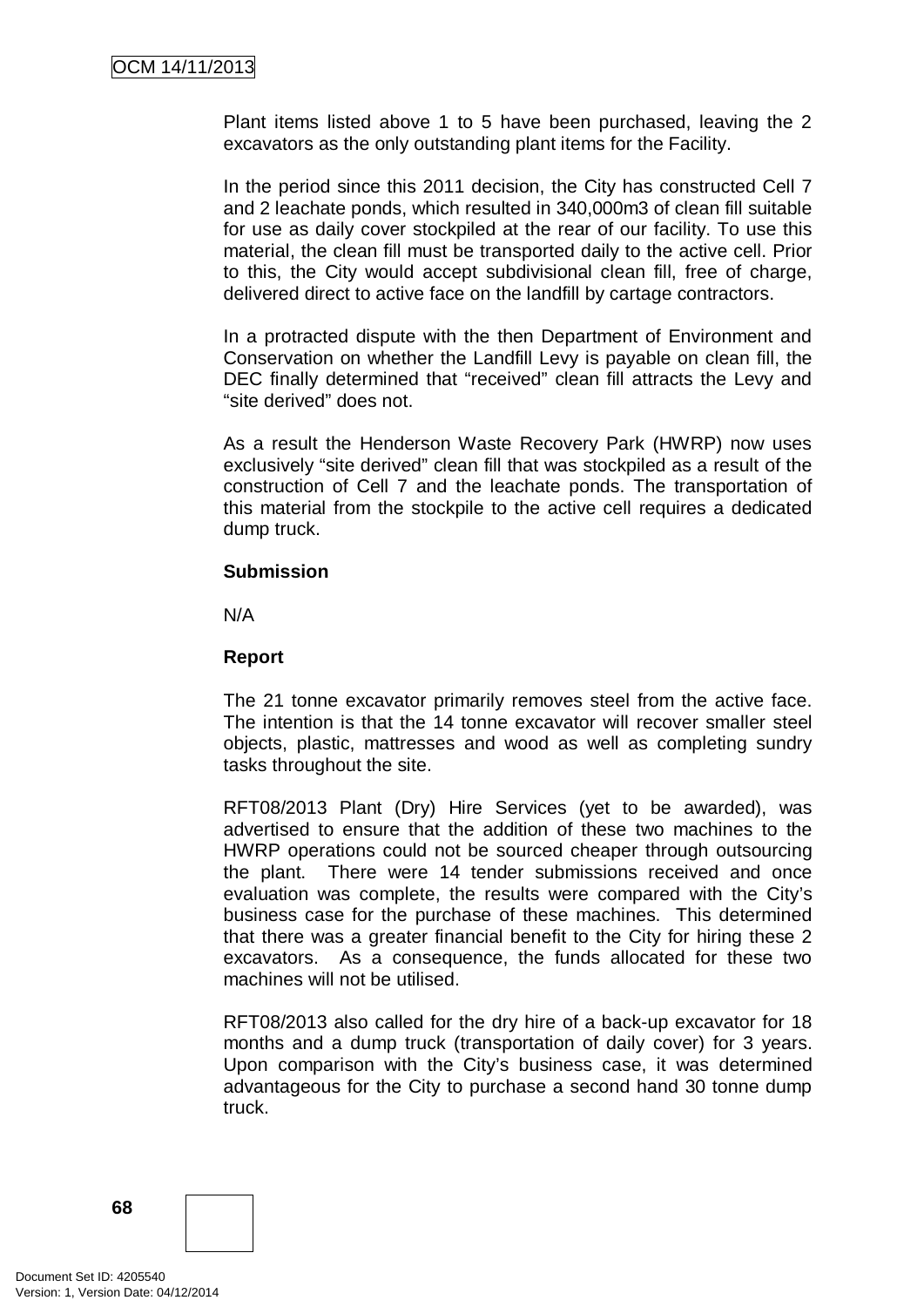Plant items listed above 1 to 5 have been purchased, leaving the 2 excavators as the only outstanding plant items for the Facility.

In the period since this 2011 decision, the City has constructed Cell 7 and 2 leachate ponds, which resulted in 340,000m3 of clean fill suitable for use as daily cover stockpiled at the rear of our facility. To use this material, the clean fill must be transported daily to the active cell. Prior to this, the City would accept subdivisional clean fill, free of charge, delivered direct to active face on the landfill by cartage contractors.

In a protracted dispute with the then Department of Environment and Conservation on whether the Landfill Levy is payable on clean fill, the DEC finally determined that "received" clean fill attracts the Levy and "site derived" does not.

As a result the Henderson Waste Recovery Park (HWRP) now uses exclusively "site derived" clean fill that was stockpiled as a result of the construction of Cell 7 and the leachate ponds. The transportation of this material from the stockpile to the active cell requires a dedicated dump truck.

**Submission**

N/A

**Report**

The 21 tonne excavator primarily removes steel from the active face. The intention is that the 14 tonne excavator will recover smaller steel objects, plastic, mattresses and wood as well as completing sundry tasks throughout the site.

RFT08/2013 Plant (Dry) Hire Services (yet to be awarded), was advertised to ensure that the addition of these two machines to the HWRP operations could not be sourced cheaper through outsourcing the plant. There were 14 tender submissions received and once evaluation was complete, the results were compared with the City's business case for the purchase of these machines. This determined that there was a greater financial benefit to the City for hiring these 2 excavators. As a consequence, the funds allocated for these two machines will not be utilised.

RFT08/2013 also called for the dry hire of a back-up excavator for 18 months and a dump truck (transportation of daily cover) for 3 years. Upon comparison with the City's business case, it was determined advantageous for the City to purchase a second hand 30 tonne dump truck.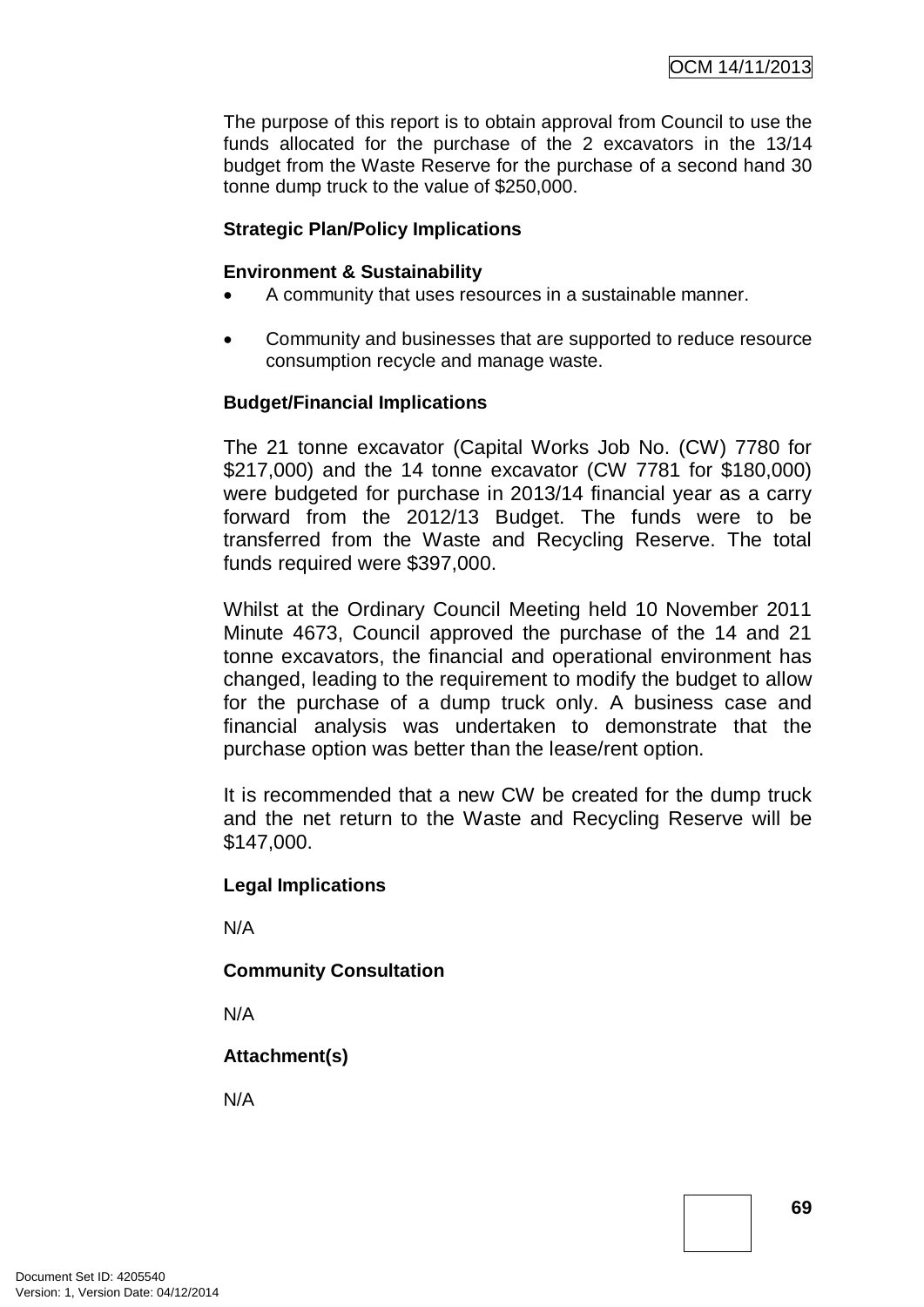The purpose of this report is to obtain approval from Council to use the funds allocated for the purchase of the 2 excavators in the 13/14 budget from the Waste Reserve for the purchase of a second hand 30 tonne dump truck to the value of $250,000.

**Strategic Plan/Policy Implications**

**Environment & Sustainability**

- A community that uses resources in a sustainable manner.
- Community and businesses that are supported to reduce resource consumption recycle and manage waste.

**Budget/Financial Implications**

The 21 tonne excavator (Capital Works Job No. (CW) 7780 for $217,000) and the 14 tonne excavator (CW 7781 for $180,000) were budgeted for purchase in 2013/14 financial year as a carry forward from the 2012/13 Budget. The funds were to be transferred from the Waste and Recycling Reserve. The total funds required were $397,000.

Whilst at the Ordinary Council Meeting held 10 November 2011 Minute 4673, Council approved the purchase of the 14 and 21 tonne excavators, the financial and operational environment has changed, leading to the requirement to modify the budget to allow for the purchase of a dump truck only. A business case and financial analysis was undertaken to demonstrate that the purchase option was better than the lease/rent option.

It is recommended that a new CW be created for the dump truck and the net return to the Waste and Recycling Reserve will be $147,000.

**Legal Implications**

N/A

**Community Consultation**

N/A

**Attachment(s)**

N/A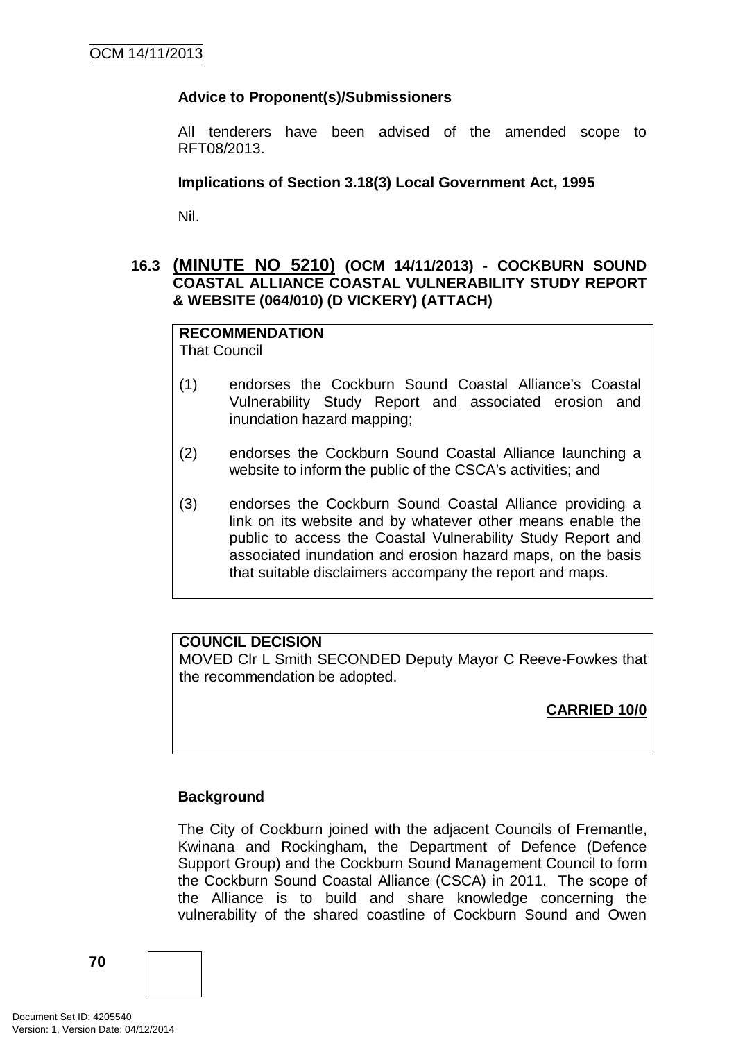**Advice to Proponent(s)/Submissioners**

All tenderers have been advised of the amended scope to RFT08/2013.

**Implications of Section 3.18(3) Local Government Act, 1995**

Nil.

### 16.3 (MINUTE NO 5210) (OCM 14/11/2013) - COCKBURN SOUND COASTAL ALLIANCE COASTAL VULNERABILITY STUDY REPORT & WEBSITE (064/010) (D VICKERY) (ATTACH)

**RECOMMENDATION**
That Council

(1) endorses the Cockburn Sound Coastal Alliance's Coastal Vulnerability Study Report and associated erosion and inundation hazard mapping;

(2) endorses the Cockburn Sound Coastal Alliance launching a website to inform the public of the CSCA's activities; and

(3) endorses the Cockburn Sound Coastal Alliance providing a link on its website and by whatever other means enable the public to access the Coastal Vulnerability Study Report and associated inundation and erosion hazard maps, on the basis that suitable disclaimers accompany the report and maps.

**COUNCIL DECISION**
MOVED Clr L Smith SECONDED Deputy Mayor C Reeve-Fowkes that the recommendation be adopted.

**CARRIED 10/0**

**Background**

The City of Cockburn joined with the adjacent Councils of Fremantle, Kwinana and Rockingham, the Department of Defence (Defence Support Group) and the Cockburn Sound Management Council to form the Cockburn Sound Coastal Alliance (CSCA) in 2011. The scope of the Alliance is to build and share knowledge concerning the vulnerability of the shared coastline of Cockburn Sound and Owen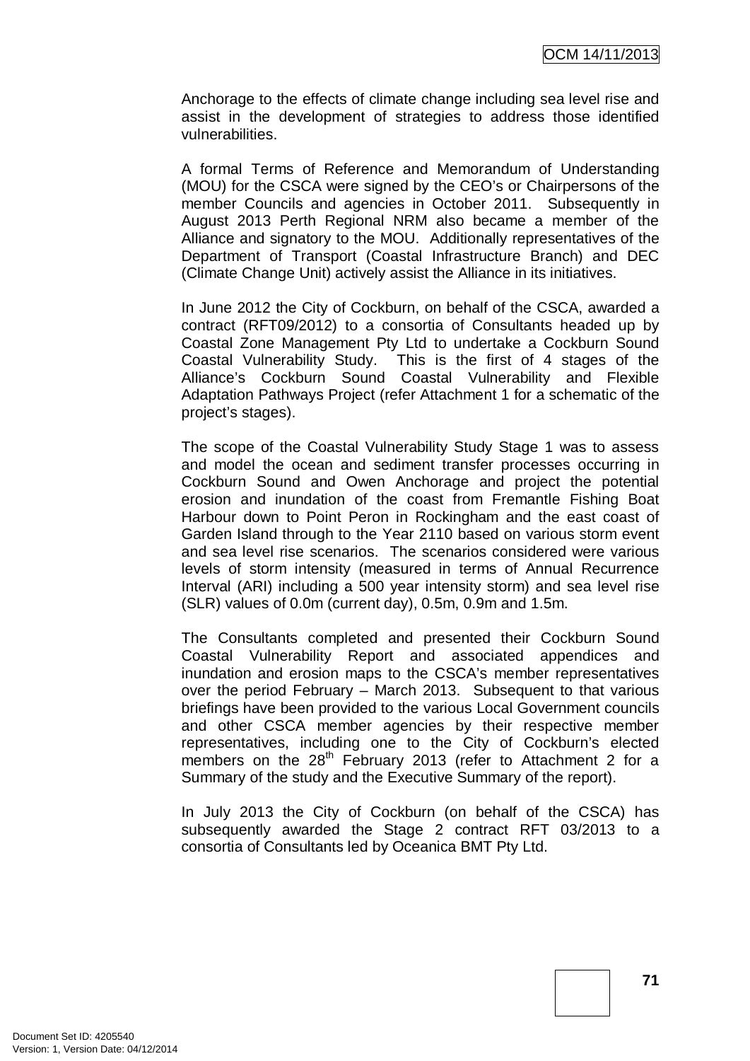Anchorage to the effects of climate change including sea level rise and assist in the development of strategies to address those identified vulnerabilities.

A formal Terms of Reference and Memorandum of Understanding (MOU) for the CSCA were signed by the CEO's or Chairpersons of the member Councils and agencies in October 2011. Subsequently in August 2013 Perth Regional NRM also became a member of the Alliance and signatory to the MOU. Additionally representatives of the Department of Transport (Coastal Infrastructure Branch) and DEC (Climate Change Unit) actively assist the Alliance in its initiatives.

In June 2012 the City of Cockburn, on behalf of the CSCA, awarded a contract (RFT09/2012) to a consortia of Consultants headed up by Coastal Zone Management Pty Ltd to undertake a Cockburn Sound Coastal Vulnerability Study. This is the first of 4 stages of the Alliance's Cockburn Sound Coastal Vulnerability and Flexible Adaptation Pathways Project (refer Attachment 1 for a schematic of the project's stages).

The scope of the Coastal Vulnerability Study Stage 1 was to assess and model the ocean and sediment transfer processes occurring in Cockburn Sound and Owen Anchorage and project the potential erosion and inundation of the coast from Fremantle Fishing Boat Harbour down to Point Peron in Rockingham and the east coast of Garden Island through to the Year 2110 based on various storm event and sea level rise scenarios. The scenarios considered were various levels of storm intensity (measured in terms of Annual Recurrence Interval (ARI) including a 500 year intensity storm) and sea level rise (SLR) values of 0.0m (current day), 0.5m, 0.9m and 1.5m.

The Consultants completed and presented their Cockburn Sound Coastal Vulnerability Report and associated appendices and inundation and erosion maps to the CSCA's member representatives over the period February – March 2013. Subsequent to that various briefings have been provided to the various Local Government councils and other CSCA member agencies by their respective member representatives, including one to the City of Cockburn's elected members on the 28th February 2013 (refer to Attachment 2 for a Summary of the study and the Executive Summary of the report).

In July 2013 the City of Cockburn (on behalf of the CSCA) has subsequently awarded the Stage 2 contract RFT 03/2013 to a consortia of Consultants led by Oceanica BMT Pty Ltd.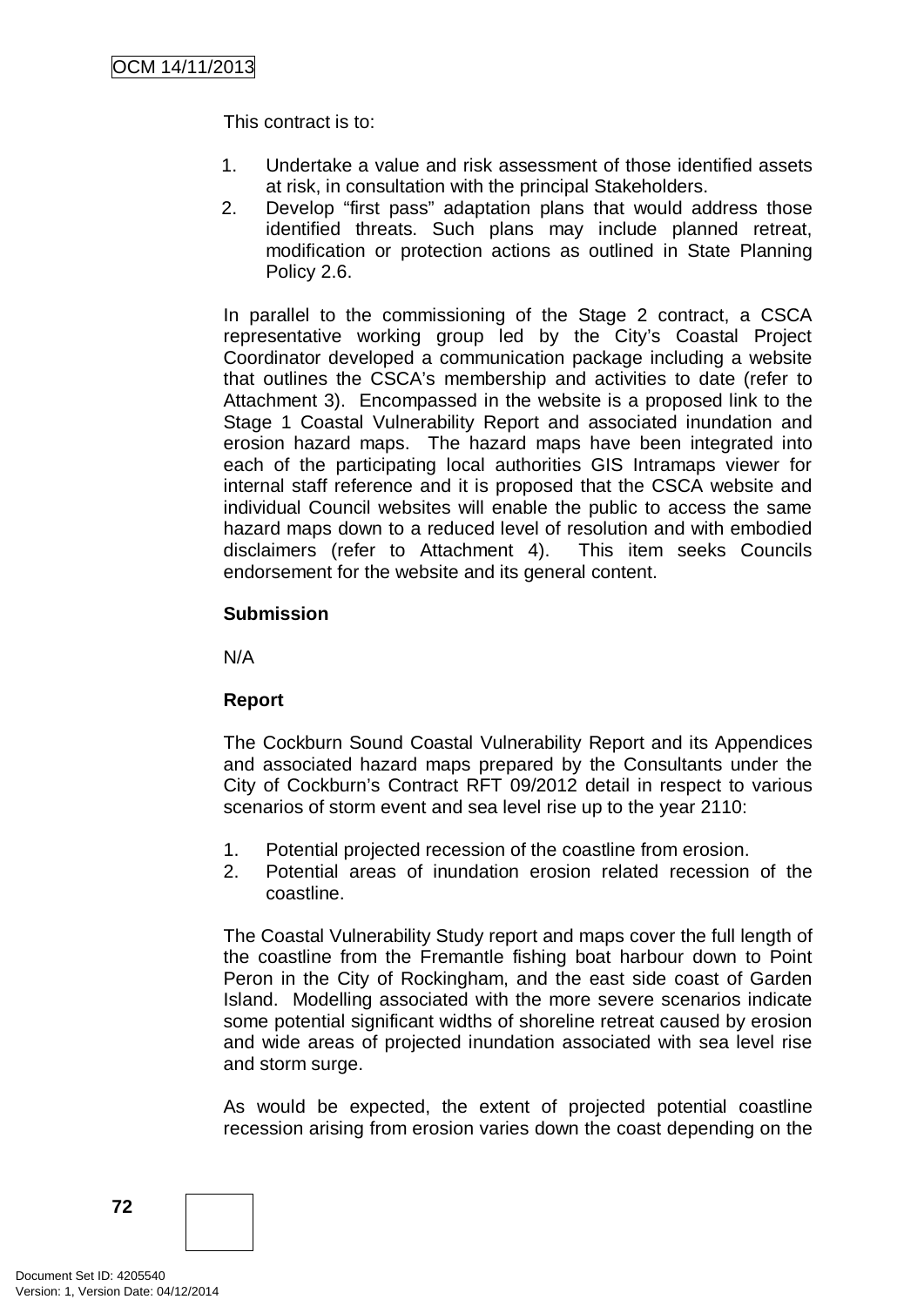This contract is to:

1. Undertake a value and risk assessment of those identified assets at risk, in consultation with the principal Stakeholders.
2. Develop "first pass" adaptation plans that would address those identified threats. Such plans may include planned retreat, modification or protection actions as outlined in State Planning Policy 2.6.

In parallel to the commissioning of the Stage 2 contract, a CSCA representative working group led by the City's Coastal Project Coordinator developed a communication package including a website that outlines the CSCA's membership and activities to date (refer to Attachment 3). Encompassed in the website is a proposed link to the Stage 1 Coastal Vulnerability Report and associated inundation and erosion hazard maps. The hazard maps have been integrated into each of the participating local authorities GIS Intramaps viewer for internal staff reference and it is proposed that the CSCA website and individual Council websites will enable the public to access the same hazard maps down to a reduced level of resolution and with embodied disclaimers (refer to Attachment 4). This item seeks Councils endorsement for the website and its general content.

**Submission**

N/A

**Report**

The Cockburn Sound Coastal Vulnerability Report and its Appendices and associated hazard maps prepared by the Consultants under the City of Cockburn's Contract RFT 09/2012 detail in respect to various scenarios of storm event and sea level rise up to the year 2110:

1. Potential projected recession of the coastline from erosion.
2. Potential areas of inundation erosion related recession of the coastline.

The Coastal Vulnerability Study report and maps cover the full length of the coastline from the Fremantle fishing boat harbour down to Point Peron in the City of Rockingham, and the east side coast of Garden Island. Modelling associated with the more severe scenarios indicate some potential significant widths of shoreline retreat caused by erosion and wide areas of projected inundation associated with sea level rise and storm surge.

As would be expected, the extent of projected potential coastline recession arising from erosion varies down the coast depending on the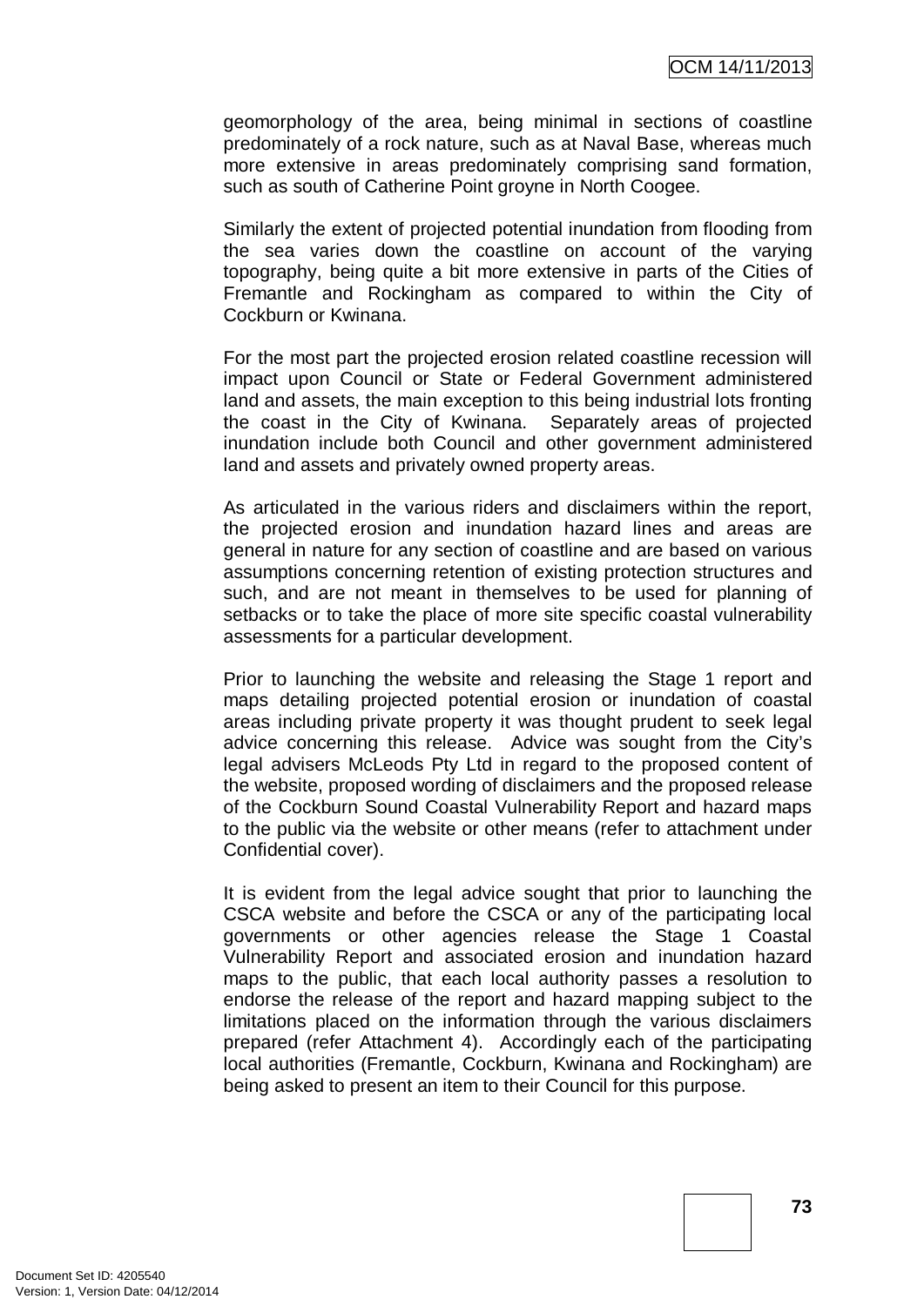geomorphology of the area, being minimal in sections of coastline predominately of a rock nature, such as at Naval Base, whereas much more extensive in areas predominately comprising sand formation, such as south of Catherine Point groyne in North Coogee.

Similarly the extent of projected potential inundation from flooding from the sea varies down the coastline on account of the varying topography, being quite a bit more extensive in parts of the Cities of Fremantle and Rockingham as compared to within the City of Cockburn or Kwinana.

For the most part the projected erosion related coastline recession will impact upon Council or State or Federal Government administered land and assets, the main exception to this being industrial lots fronting the coast in the City of Kwinana. Separately areas of projected inundation include both Council and other government administered land and assets and privately owned property areas.

As articulated in the various riders and disclaimers within the report, the projected erosion and inundation hazard lines and areas are general in nature for any section of coastline and are based on various assumptions concerning retention of existing protection structures and such, and are not meant in themselves to be used for planning of setbacks or to take the place of more site specific coastal vulnerability assessments for a particular development.

Prior to launching the website and releasing the Stage 1 report and maps detailing projected potential erosion or inundation of coastal areas including private property it was thought prudent to seek legal advice concerning this release. Advice was sought from the City's legal advisers McLeods Pty Ltd in regard to the proposed content of the website, proposed wording of disclaimers and the proposed release of the Cockburn Sound Coastal Vulnerability Report and hazard maps to the public via the website or other means (refer to attachment under Confidential cover).

It is evident from the legal advice sought that prior to launching the CSCA website and before the CSCA or any of the participating local governments or other agencies release the Stage 1 Coastal Vulnerability Report and associated erosion and inundation hazard maps to the public, that each local authority passes a resolution to endorse the release of the report and hazard mapping subject to the limitations placed on the information through the various disclaimers prepared (refer Attachment 4). Accordingly each of the participating local authorities (Fremantle, Cockburn, Kwinana and Rockingham) are being asked to present an item to their Council for this purpose.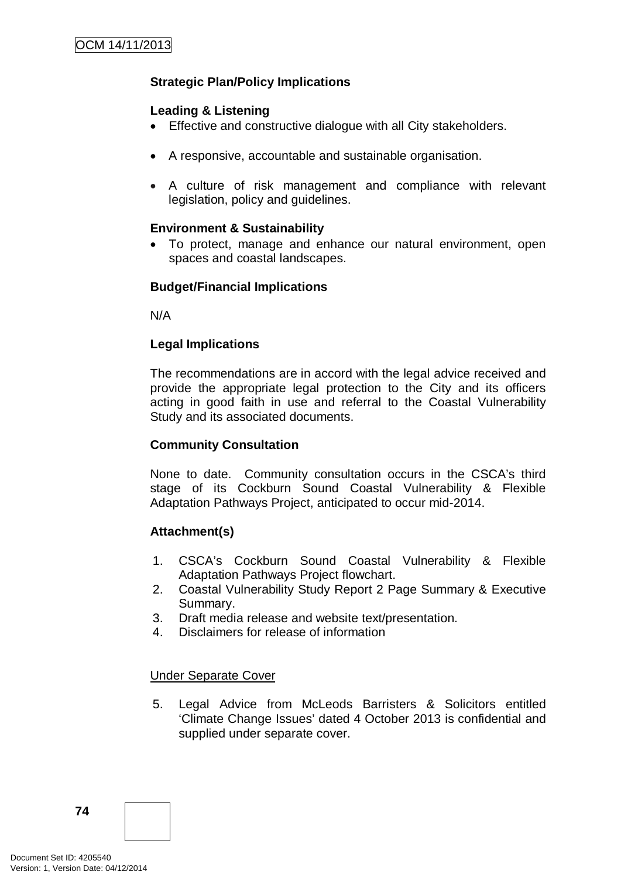**Strategic Plan/Policy Implications**

**Leading & Listening**

- Effective and constructive dialogue with all City stakeholders.
- A responsive, accountable and sustainable organisation.
- A culture of risk management and compliance with relevant legislation, policy and guidelines.

**Environment & Sustainability**

- To protect, manage and enhance our natural environment, open spaces and coastal landscapes.

**Budget/Financial Implications**

N/A

**Legal Implications**

The recommendations are in accord with the legal advice received and provide the appropriate legal protection to the City and its officers acting in good faith in use and referral to the Coastal Vulnerability Study and its associated documents.

**Community Consultation**

None to date. Community consultation occurs in the CSCA's third stage of its Cockburn Sound Coastal Vulnerability & Flexible Adaptation Pathways Project, anticipated to occur mid-2014.

**Attachment(s)**

1. CSCA's Cockburn Sound Coastal Vulnerability & Flexible Adaptation Pathways Project flowchart.
2. Coastal Vulnerability Study Report 2 Page Summary & Executive Summary.
3. Draft media release and website text/presentation.
4. Disclaimers for release of information

<u>Under Separate Cover</u>

5. Legal Advice from McLeods Barristers & Solicitors entitled 'Climate Change Issues' dated 4 October 2013 is confidential and supplied under separate cover.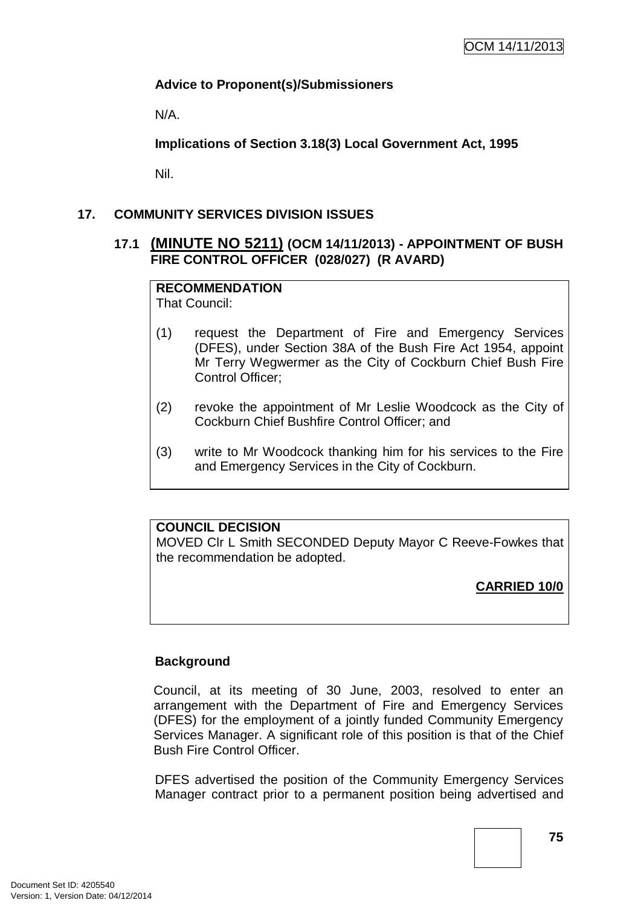**Advice to Proponent(s)/Submissioners**

N/A.

**Implications of Section 3.18(3) Local Government Act, 1995**

Nil.

## 17. COMMUNITY SERVICES DIVISION ISSUES

### 17.1 (MINUTE NO 5211) (OCM 14/11/2013) - APPOINTMENT OF BUSH FIRE CONTROL OFFICER (028/027) (R AVARD)

**RECOMMENDATION**
That Council:

(1) request the Department of Fire and Emergency Services (DFES), under Section 38A of the Bush Fire Act 1954, appoint Mr Terry Wegwermer as the City of Cockburn Chief Bush Fire Control Officer;

(2) revoke the appointment of Mr Leslie Woodcock as the City of Cockburn Chief Bushfire Control Officer; and

(3) write to Mr Woodcock thanking him for his services to the Fire and Emergency Services in the City of Cockburn.

**COUNCIL DECISION**
MOVED Clr L Smith SECONDED Deputy Mayor C Reeve-Fowkes that the recommendation be adopted.

**CARRIED 10/0**

**Background**

Council, at its meeting of 30 June, 2003, resolved to enter an arrangement with the Department of Fire and Emergency Services (DFES) for the employment of a jointly funded Community Emergency Services Manager. A significant role of this position is that of the Chief Bush Fire Control Officer.

DFES advertised the position of the Community Emergency Services Manager contract prior to a permanent position being advertised and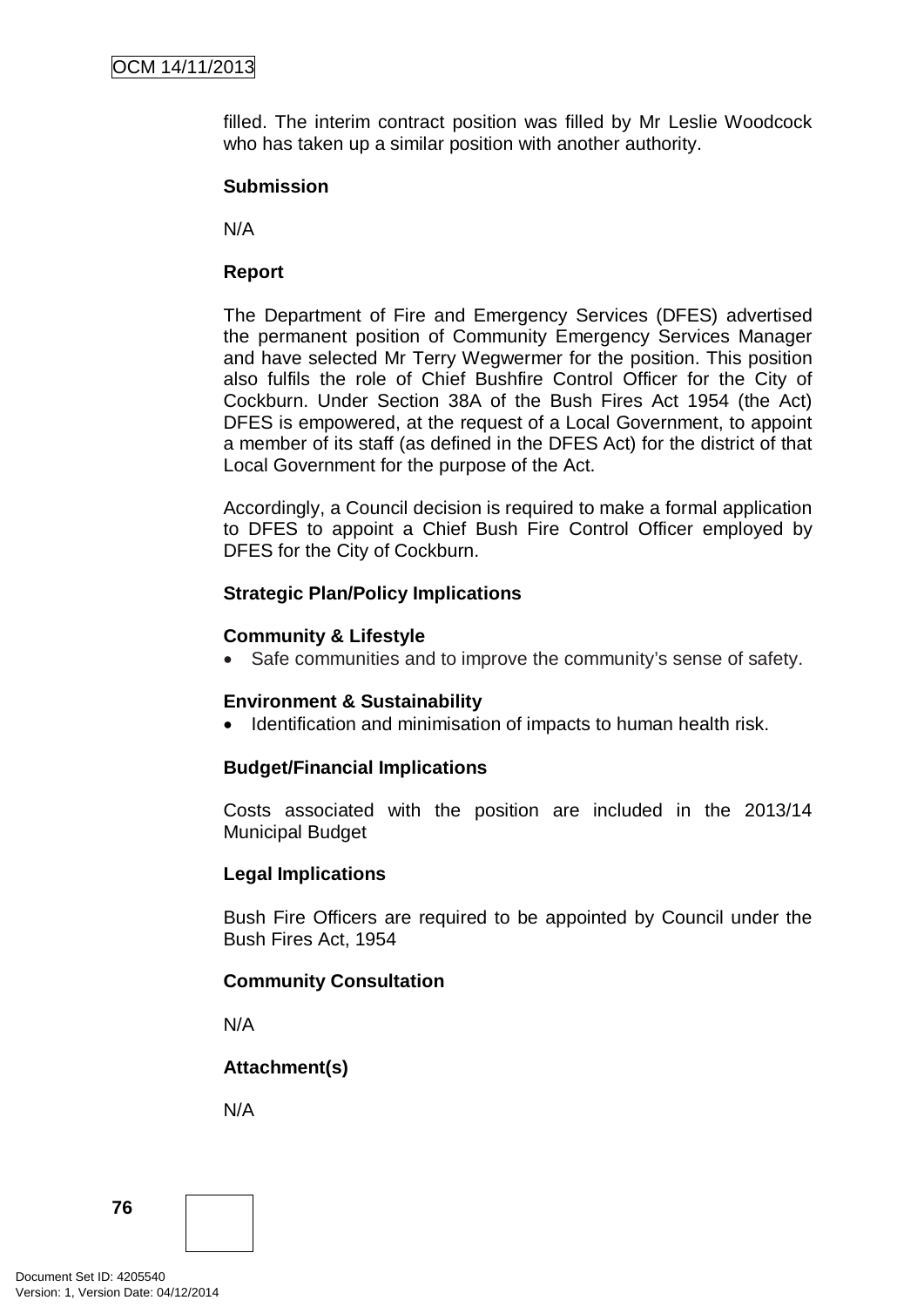filled. The interim contract position was filled by Mr Leslie Woodcock who has taken up a similar position with another authority.

**Submission**

N/A

**Report**

The Department of Fire and Emergency Services (DFES) advertised the permanent position of Community Emergency Services Manager and have selected Mr Terry Wegwermer for the position. This position also fulfils the role of Chief Bushfire Control Officer for the City of Cockburn. Under Section 38A of the Bush Fires Act 1954 (the Act) DFES is empowered, at the request of a Local Government, to appoint a member of its staff (as defined in the DFES Act) for the district of that Local Government for the purpose of the Act.

Accordingly, a Council decision is required to make a formal application to DFES to appoint a Chief Bush Fire Control Officer employed by DFES for the City of Cockburn.

**Strategic Plan/Policy Implications**

**Community & Lifestyle**

- Safe communities and to improve the community's sense of safety.

**Environment & Sustainability**

- Identification and minimisation of impacts to human health risk.

**Budget/Financial Implications**

Costs associated with the position are included in the 2013/14 Municipal Budget

**Legal Implications**

Bush Fire Officers are required to be appointed by Council under the Bush Fires Act, 1954

**Community Consultation**

N/A

**Attachment(s)**

N/A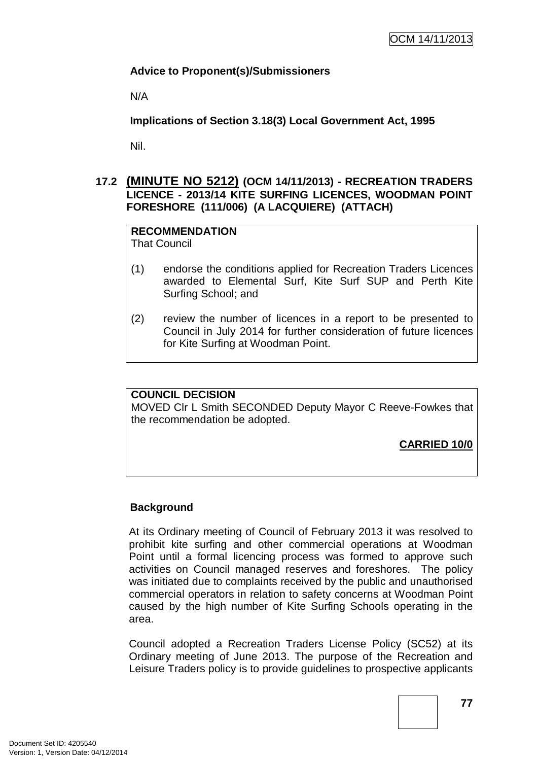**Advice to Proponent(s)/Submissioners**

N/A

**Implications of Section 3.18(3) Local Government Act, 1995**

Nil.

## 17.2 (MINUTE NO 5212) (OCM 14/11/2013) - RECREATION TRADERS LICENCE - 2013/14 KITE SURFING LICENCES, WOODMAN POINT FORESHORE (111/006) (A LACQUIERE) (ATTACH)

**RECOMMENDATION**
That Council

(1) endorse the conditions applied for Recreation Traders Licences awarded to Elemental Surf, Kite Surf SUP and Perth Kite Surfing School; and

(2) review the number of licences in a report to be presented to Council in July 2014 for further consideration of future licences for Kite Surfing at Woodman Point.

**COUNCIL DECISION**
MOVED Clr L Smith SECONDED Deputy Mayor C Reeve-Fowkes that the recommendation be adopted.

**CARRIED 10/0**

**Background**

At its Ordinary meeting of Council of February 2013 it was resolved to prohibit kite surfing and other commercial operations at Woodman Point until a formal licencing process was formed to approve such activities on Council managed reserves and foreshores. The policy was initiated due to complaints received by the public and unauthorised commercial operators in relation to safety concerns at Woodman Point caused by the high number of Kite Surfing Schools operating in the area.

Council adopted a Recreation Traders License Policy (SC52) at its Ordinary meeting of June 2013. The purpose of the Recreation and Leisure Traders policy is to provide guidelines to prospective applicants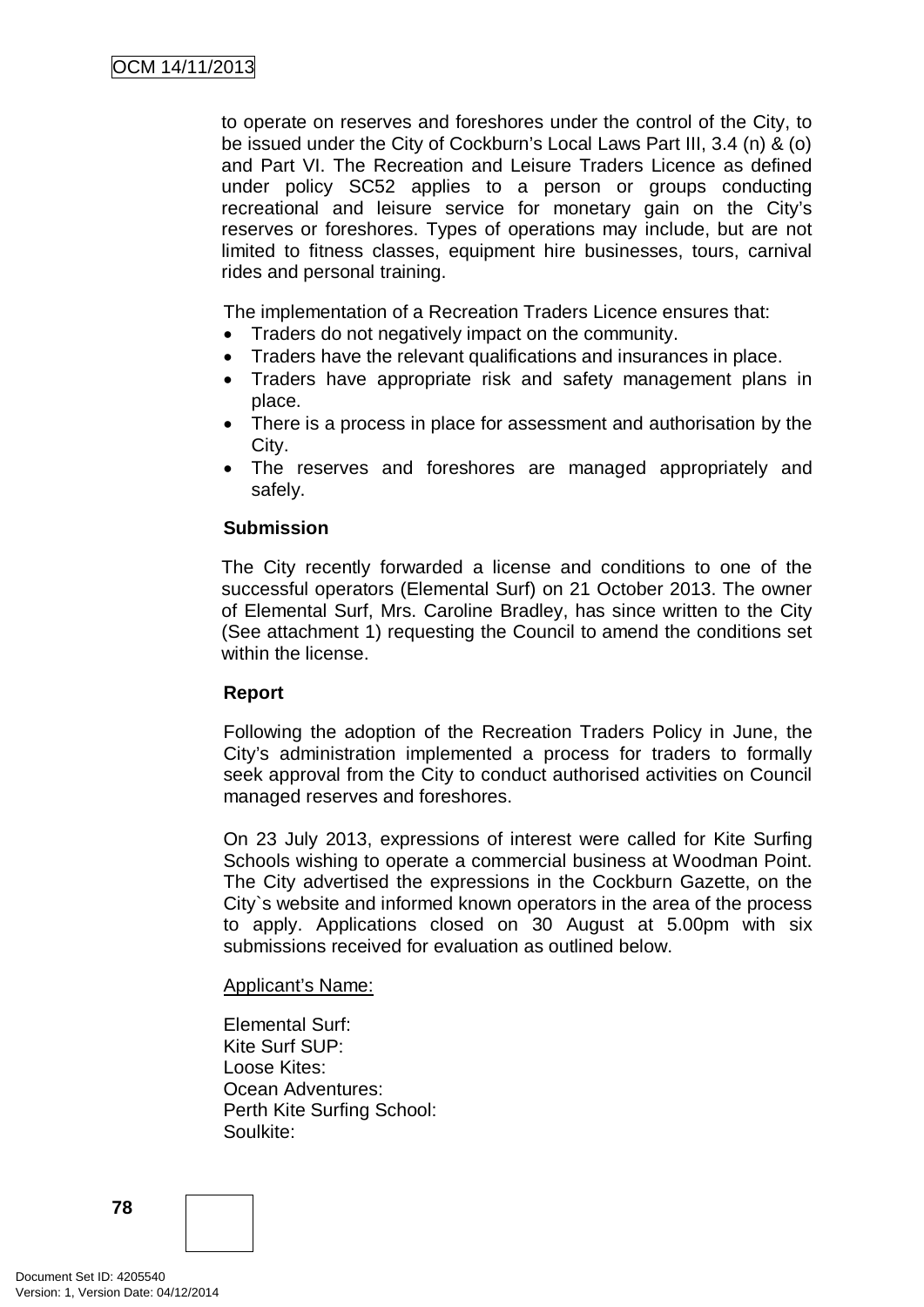to operate on reserves and foreshores under the control of the City, to be issued under the City of Cockburn's Local Laws Part III, 3.4 (n) & (o) and Part VI. The Recreation and Leisure Traders Licence as defined under policy SC52 applies to a person or groups conducting recreational and leisure service for monetary gain on the City's reserves or foreshores. Types of operations may include, but are not limited to fitness classes, equipment hire businesses, tours, carnival rides and personal training.

The implementation of a Recreation Traders Licence ensures that:

- Traders do not negatively impact on the community.
- Traders have the relevant qualifications and insurances in place.
- Traders have appropriate risk and safety management plans in place.
- There is a process in place for assessment and authorisation by the City.
- The reserves and foreshores are managed appropriately and safely.

**Submission**

The City recently forwarded a license and conditions to one of the successful operators (Elemental Surf) on 21 October 2013. The owner of Elemental Surf, Mrs. Caroline Bradley, has since written to the City (See attachment 1) requesting the Council to amend the conditions set within the license.

**Report**

Following the adoption of the Recreation Traders Policy in June, the City's administration implemented a process for traders to formally seek approval from the City to conduct authorised activities on Council managed reserves and foreshores.

On 23 July 2013, expressions of interest were called for Kite Surfing Schools wishing to operate a commercial business at Woodman Point. The City advertised the expressions in the Cockburn Gazette, on the City`s website and informed known operators in the area of the process to apply. Applications closed on 30 August at 5.00pm with six submissions received for evaluation as outlined below.

Applicant's Name:

Elemental Surf:
Kite Surf SUP:
Loose Kites:
Ocean Adventures:
Perth Kite Surfing School:
Soulkite: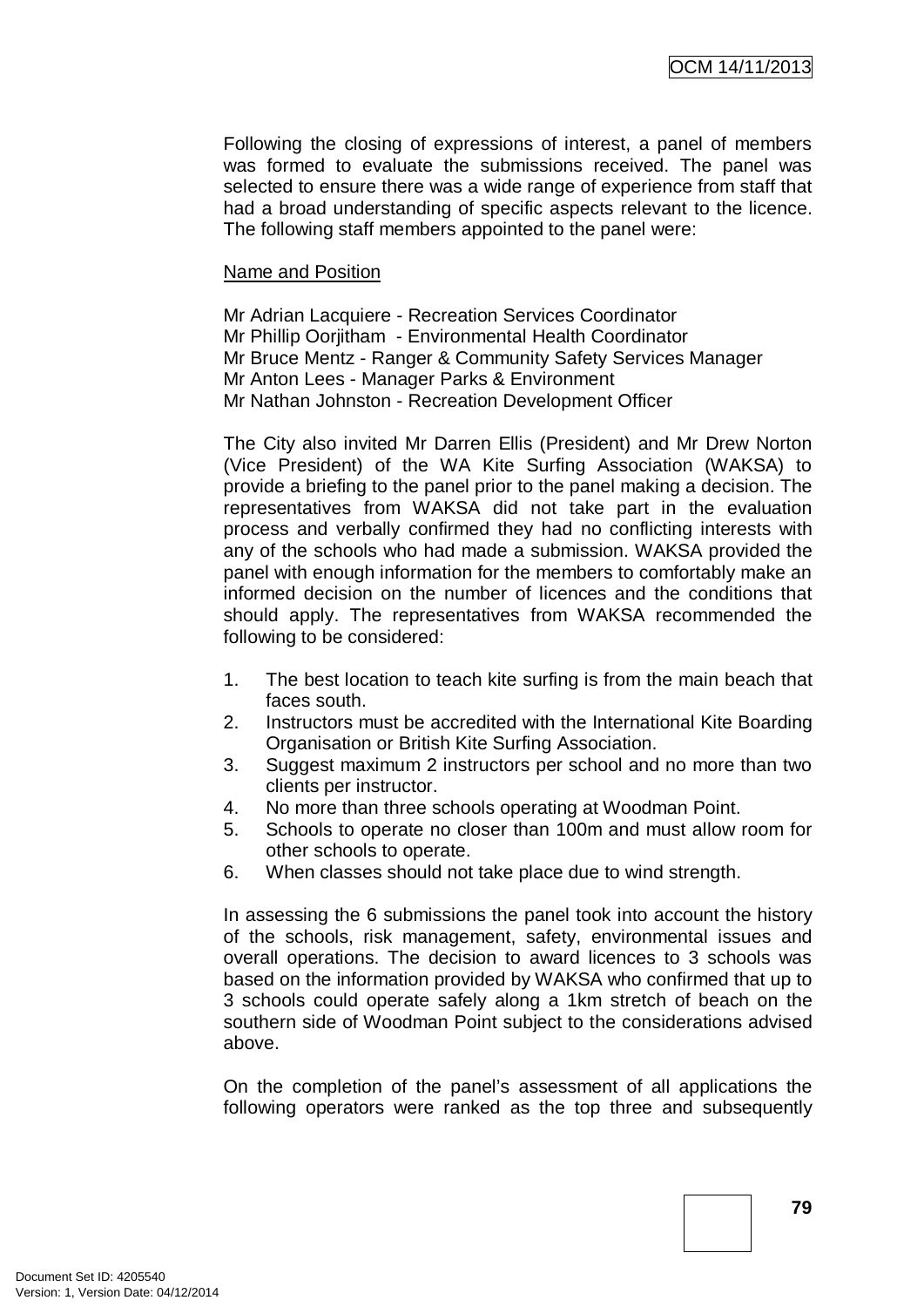Following the closing of expressions of interest, a panel of members was formed to evaluate the submissions received. The panel was selected to ensure there was a wide range of experience from staff that had a broad understanding of specific aspects relevant to the licence. The following staff members appointed to the panel were:

<u>Name and Position</u>

Mr Adrian Lacquiere - Recreation Services Coordinator
Mr Phillip Oorjitham - Environmental Health Coordinator
Mr Bruce Mentz - Ranger & Community Safety Services Manager
Mr Anton Lees - Manager Parks & Environment
Mr Nathan Johnston - Recreation Development Officer

The City also invited Mr Darren Ellis (President) and Mr Drew Norton (Vice President) of the WA Kite Surfing Association (WAKSA) to provide a briefing to the panel prior to the panel making a decision. The representatives from WAKSA did not take part in the evaluation process and verbally confirmed they had no conflicting interests with any of the schools who had made a submission. WAKSA provided the panel with enough information for the members to comfortably make an informed decision on the number of licences and the conditions that should apply. The representatives from WAKSA recommended the following to be considered:

1. The best location to teach kite surfing is from the main beach that faces south.
2. Instructors must be accredited with the International Kite Boarding Organisation or British Kite Surfing Association.
3. Suggest maximum 2 instructors per school and no more than two clients per instructor.
4. No more than three schools operating at Woodman Point.
5. Schools to operate no closer than 100m and must allow room for other schools to operate.
6. When classes should not take place due to wind strength.

In assessing the 6 submissions the panel took into account the history of the schools, risk management, safety, environmental issues and overall operations. The decision to award licences to 3 schools was based on the information provided by WAKSA who confirmed that up to 3 schools could operate safely along a 1km stretch of beach on the southern side of Woodman Point subject to the considerations advised above.

On the completion of the panel's assessment of all applications the following operators were ranked as the top three and subsequently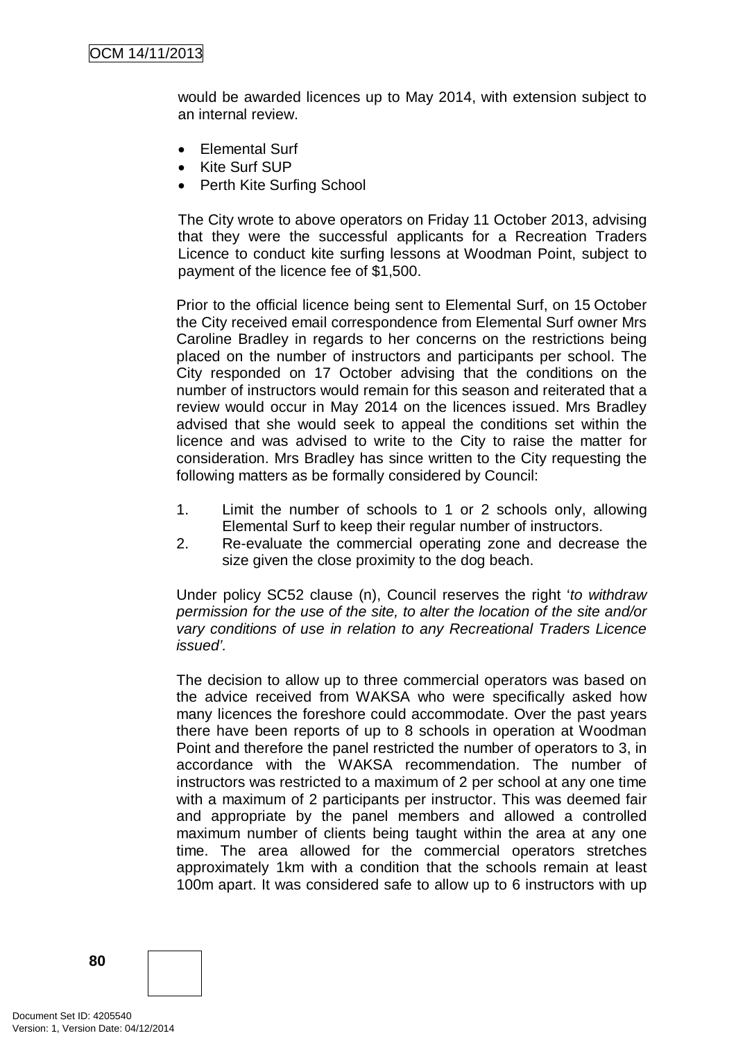would be awarded licences up to May 2014, with extension subject to an internal review.

- Elemental Surf
- Kite Surf SUP
- Perth Kite Surfing School

The City wrote to above operators on Friday 11 October 2013, advising that they were the successful applicants for a Recreation Traders Licence to conduct kite surfing lessons at Woodman Point, subject to payment of the licence fee of $1,500.

Prior to the official licence being sent to Elemental Surf, on 15 October the City received email correspondence from Elemental Surf owner Mrs Caroline Bradley in regards to her concerns on the restrictions being placed on the number of instructors and participants per school. The City responded on 17 October advising that the conditions on the number of instructors would remain for this season and reiterated that a review would occur in May 2014 on the licences issued. Mrs Bradley advised that she would seek to appeal the conditions set within the licence and was advised to write to the City to raise the matter for consideration. Mrs Bradley has since written to the City requesting the following matters as be formally considered by Council:

1. Limit the number of schools to 1 or 2 schools only, allowing Elemental Surf to keep their regular number of instructors.
2. Re-evaluate the commercial operating zone and decrease the size given the close proximity to the dog beach.

Under policy SC52 clause (n), Council reserves the right '*to withdraw permission for the use of the site, to alter the location of the site and/or vary conditions of use in relation to any Recreational Traders Licence issued'.*

The decision to allow up to three commercial operators was based on the advice received from WAKSA who were specifically asked how many licences the foreshore could accommodate. Over the past years there have been reports of up to 8 schools in operation at Woodman Point and therefore the panel restricted the number of operators to 3, in accordance with the WAKSA recommendation. The number of instructors was restricted to a maximum of 2 per school at any one time with a maximum of 2 participants per instructor. This was deemed fair and appropriate by the panel members and allowed a controlled maximum number of clients being taught within the area at any one time. The area allowed for the commercial operators stretches approximately 1km with a condition that the schools remain at least 100m apart. It was considered safe to allow up to 6 instructors with up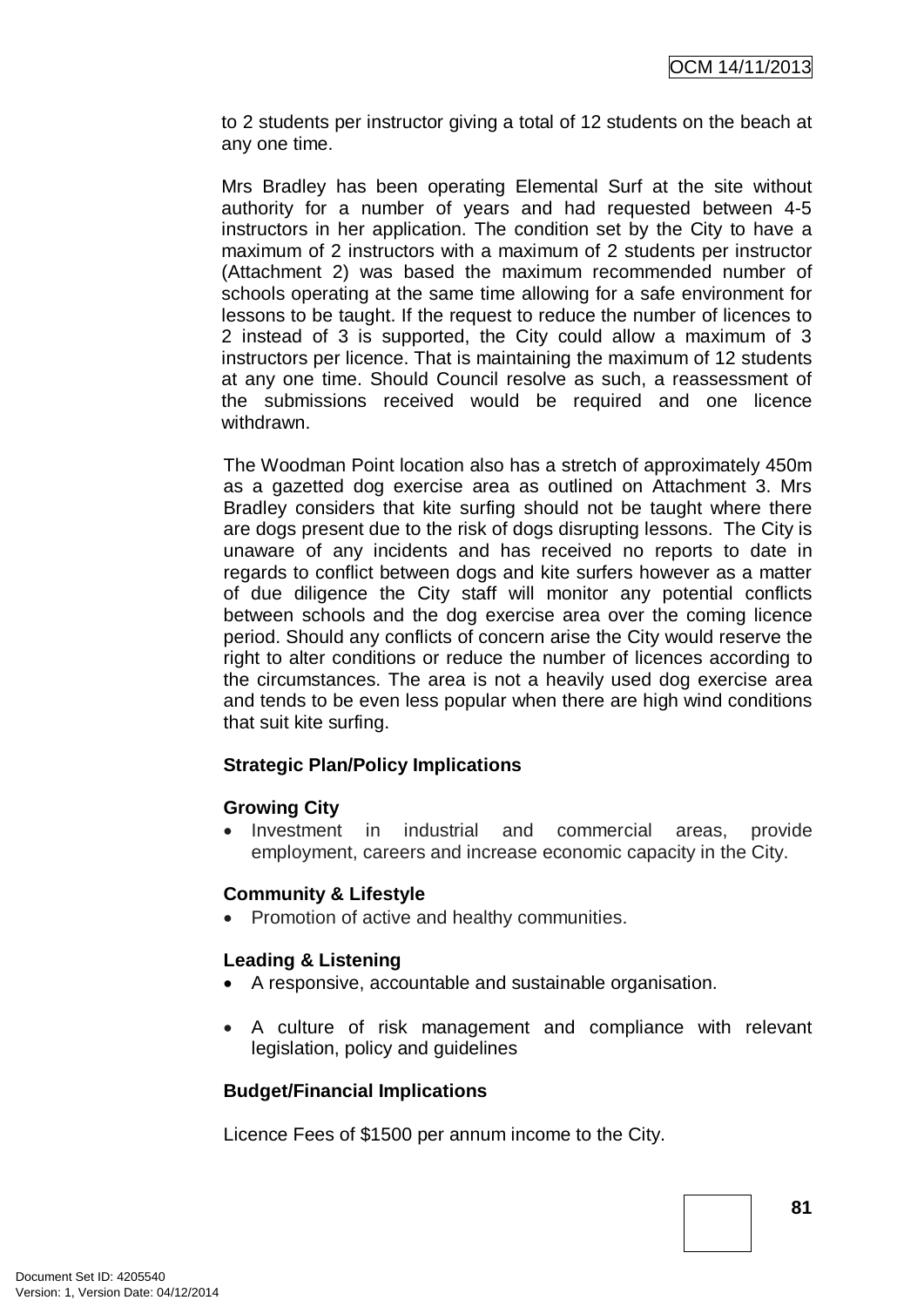to 2 students per instructor giving a total of 12 students on the beach at any one time.

Mrs Bradley has been operating Elemental Surf at the site without authority for a number of years and had requested between 4-5 instructors in her application. The condition set by the City to have a maximum of 2 instructors with a maximum of 2 students per instructor (Attachment 2) was based the maximum recommended number of schools operating at the same time allowing for a safe environment for lessons to be taught. If the request to reduce the number of licences to 2 instead of 3 is supported, the City could allow a maximum of 3 instructors per licence. That is maintaining the maximum of 12 students at any one time. Should Council resolve as such, a reassessment of the submissions received would be required and one licence withdrawn.

The Woodman Point location also has a stretch of approximately 450m as a gazetted dog exercise area as outlined on Attachment 3. Mrs Bradley considers that kite surfing should not be taught where there are dogs present due to the risk of dogs disrupting lessons. The City is unaware of any incidents and has received no reports to date in regards to conflict between dogs and kite surfers however as a matter of due diligence the City staff will monitor any potential conflicts between schools and the dog exercise area over the coming licence period. Should any conflicts of concern arise the City would reserve the right to alter conditions or reduce the number of licences according to the circumstances. The area is not a heavily used dog exercise area and tends to be even less popular when there are high wind conditions that suit kite surfing.

**Strategic Plan/Policy Implications**

**Growing City**

- Investment in industrial and commercial areas, provide employment, careers and increase economic capacity in the City.

**Community & Lifestyle**

- Promotion of active and healthy communities.

**Leading & Listening**

- A responsive, accountable and sustainable organisation.
- A culture of risk management and compliance with relevant legislation, policy and guidelines

**Budget/Financial Implications**

Licence Fees of $1500 per annum income to the City.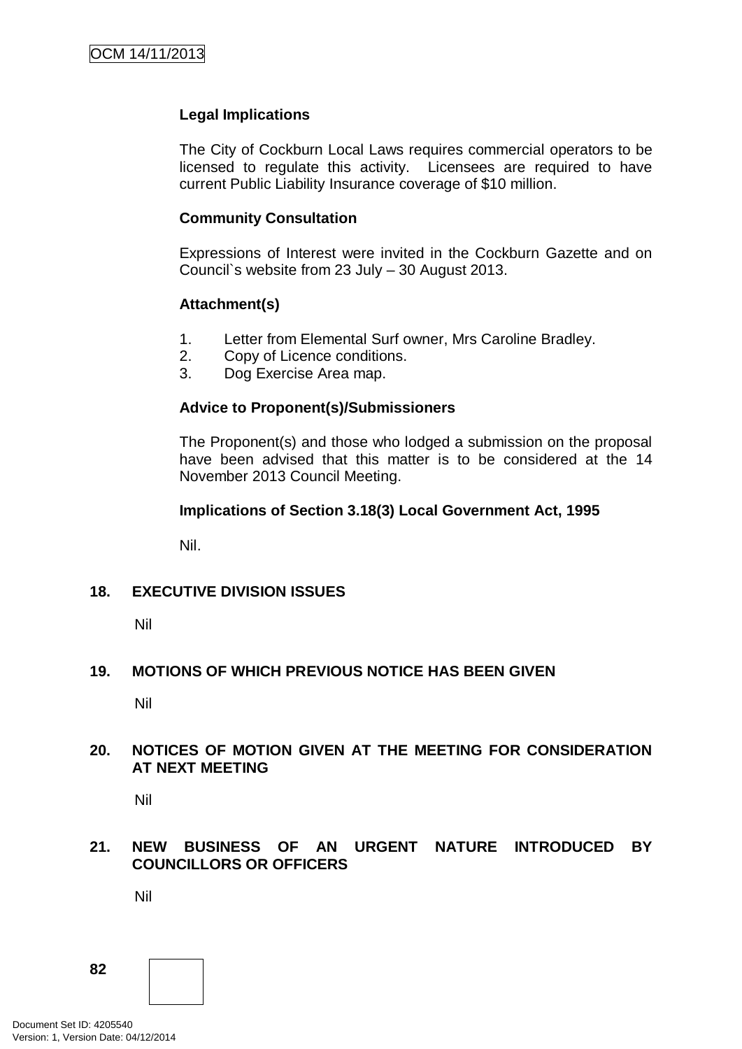**Legal Implications**

The City of Cockburn Local Laws requires commercial operators to be licensed to regulate this activity. Licensees are required to have current Public Liability Insurance coverage of $10 million.

**Community Consultation**

Expressions of Interest were invited in the Cockburn Gazette and on Council`s website from 23 July – 30 August 2013.

**Attachment(s)**

1. Letter from Elemental Surf owner, Mrs Caroline Bradley.
2. Copy of Licence conditions.
3. Dog Exercise Area map.

**Advice to Proponent(s)/Submissioners**

The Proponent(s) and those who lodged a submission on the proposal have been advised that this matter is to be considered at the 14 November 2013 Council Meeting.

**Implications of Section 3.18(3) Local Government Act, 1995**

Nil.

## 18. EXECUTIVE DIVISION ISSUES

Nil

## 19. MOTIONS OF WHICH PREVIOUS NOTICE HAS BEEN GIVEN

Nil

## 20. NOTICES OF MOTION GIVEN AT THE MEETING FOR CONSIDERATION AT NEXT MEETING

Nil

## 21. NEW BUSINESS OF AN URGENT NATURE INTRODUCED BY COUNCILLORS OR OFFICERS

Nil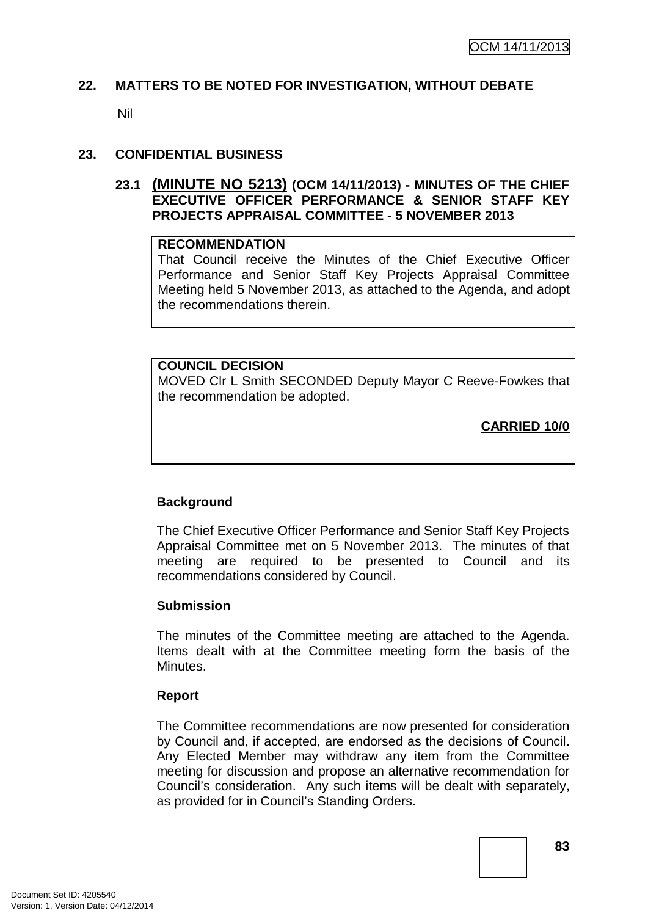## 22. MATTERS TO BE NOTED FOR INVESTIGATION, WITHOUT DEBATE

Nil

## 23. CONFIDENTIAL BUSINESS

### 23.1 (MINUTE NO 5213) (OCM 14/11/2013) - MINUTES OF THE CHIEF EXECUTIVE OFFICER PERFORMANCE & SENIOR STAFF KEY PROJECTS APPRAISAL COMMITTEE - 5 NOVEMBER 2013

**RECOMMENDATION**

That Council receive the Minutes of the Chief Executive Officer Performance and Senior Staff Key Projects Appraisal Committee Meeting held 5 November 2013, as attached to the Agenda, and adopt the recommendations therein.

**COUNCIL DECISION**

MOVED Clr L Smith SECONDED Deputy Mayor C Reeve-Fowkes that the recommendation be adopted.

**CARRIED 10/0**

**Background**

The Chief Executive Officer Performance and Senior Staff Key Projects Appraisal Committee met on 5 November 2013. The minutes of that meeting are required to be presented to Council and its recommendations considered by Council.

**Submission**

The minutes of the Committee meeting are attached to the Agenda. Items dealt with at the Committee meeting form the basis of the Minutes.

**Report**

The Committee recommendations are now presented for consideration by Council and, if accepted, are endorsed as the decisions of Council. Any Elected Member may withdraw any item from the Committee meeting for discussion and propose an alternative recommendation for Council's consideration. Any such items will be dealt with separately, as provided for in Council's Standing Orders.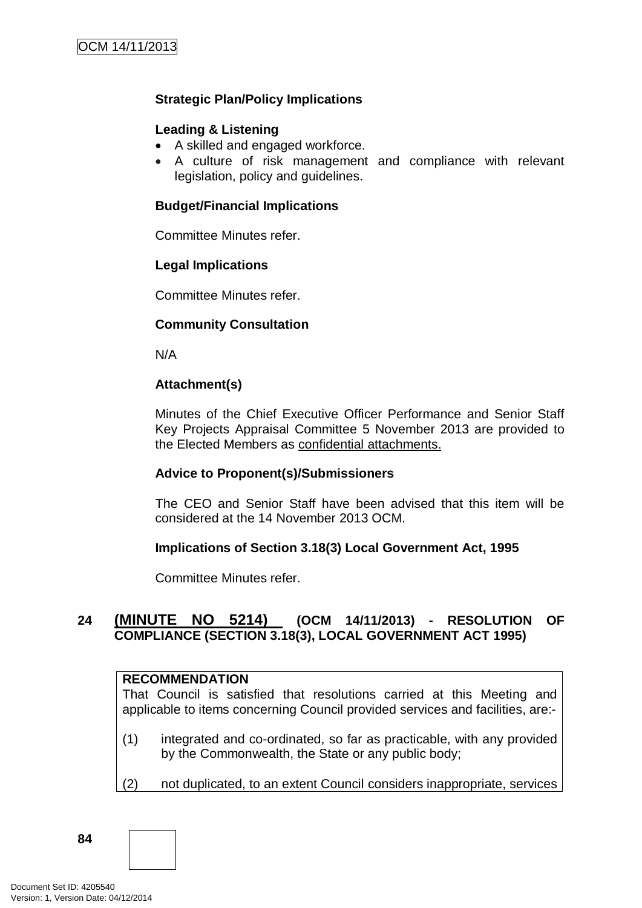**Strategic Plan/Policy Implications**

**Leading & Listening**

- A skilled and engaged workforce.
- A culture of risk management and compliance with relevant legislation, policy and guidelines.

**Budget/Financial Implications**

Committee Minutes refer.

**Legal Implications**

Committee Minutes refer.

**Community Consultation**

N/A

**Attachment(s)**

Minutes of the Chief Executive Officer Performance and Senior Staff Key Projects Appraisal Committee 5 November 2013 are provided to the Elected Members as confidential attachments.

**Advice to Proponent(s)/Submissioners**

The CEO and Senior Staff have been advised that this item will be considered at the 14 November 2013 OCM.

**Implications of Section 3.18(3) Local Government Act, 1995**

Committee Minutes refer.

## 24 (MINUTE NO 5214) (OCM 14/11/2013) - RESOLUTION OF COMPLIANCE (SECTION 3.18(3), LOCAL GOVERNMENT ACT 1995)

**RECOMMENDATION**

That Council is satisfied that resolutions carried at this Meeting and applicable to items concerning Council provided services and facilities, are:-

(1) integrated and co-ordinated, so far as practicable, with any provided by the Commonwealth, the State or any public body;

(2) not duplicated, to an extent Council considers inappropriate, services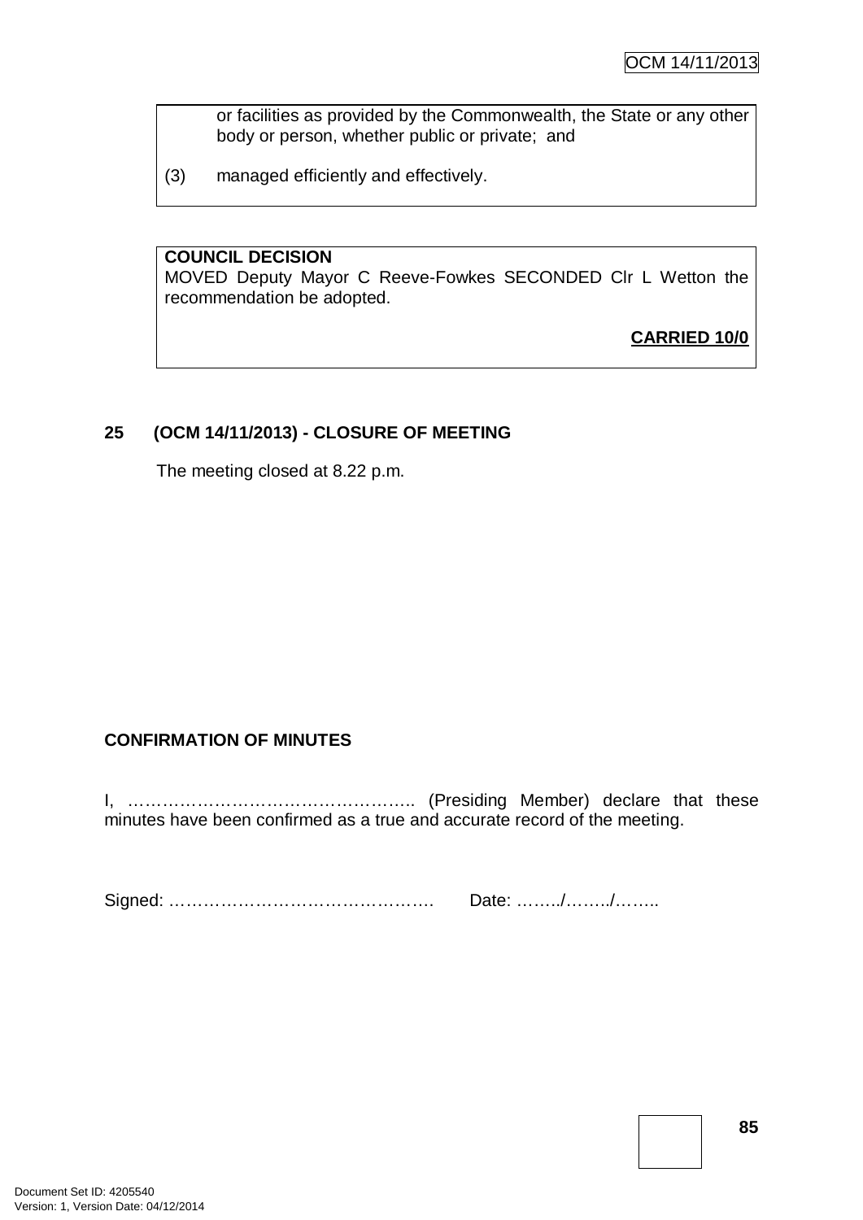or facilities as provided by the Commonwealth, the State or any other body or person, whether public or private; and

(3) managed efficiently and effectively.

**COUNCIL DECISION**
MOVED Deputy Mayor C Reeve-Fowkes SECONDED Clr L Wetton the recommendation be adopted.

**CARRIED 10/0**

## 25 (OCM 14/11/2013) - CLOSURE OF MEETING

The meeting closed at 8.22 p.m.

**CONFIRMATION OF MINUTES**

I, ………………………………………….. (Presiding Member) declare that these minutes have been confirmed as a true and accurate record of the meeting.

Signed: ……………………………………… Date: ……../……../……..

Document Set ID: 4205540
Version: 1, Version Date: 04/12/2014